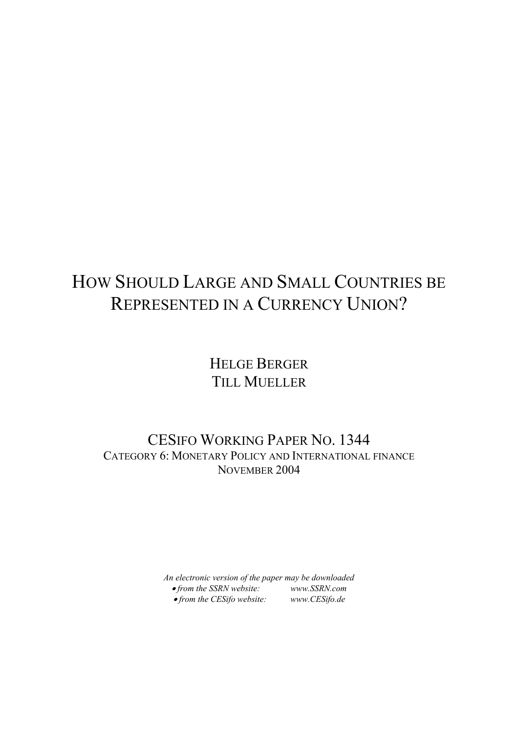# How Should Large and Small Countries be Represented in a Currency Union?

Helge Berger
Till Mueller

CESifo Working Paper No. 1344
Category 6: Monetary Policy and International finance
November 2004

*An electronic version of the paper may be downloaded*
- *from the SSRN website:* *www.SSRN.com*
- *from the CESifo website:* *www.CESifo.de*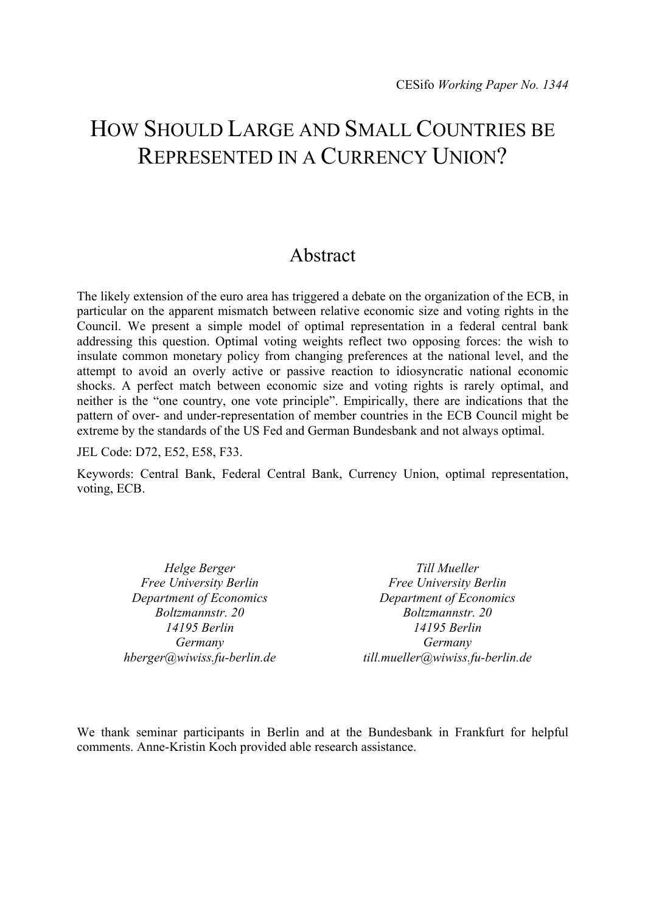CESifo *Working Paper No. 1344*

# How Should Large and Small Countries be Represented in a Currency Union?

## Abstract

The likely extension of the euro area has triggered a debate on the organization of the ECB, in particular on the apparent mismatch between relative economic size and voting rights in the Council. We present a simple model of optimal representation in a federal central bank addressing this question. Optimal voting weights reflect two opposing forces: the wish to insulate common monetary policy from changing preferences at the national level, and the attempt to avoid an overly active or passive reaction to idiosyncratic national economic shocks. A perfect match between economic size and voting rights is rarely optimal, and neither is the "one country, one vote principle". Empirically, there are indications that the pattern of over- and under-representation of member countries in the ECB Council might be extreme by the standards of the US Fed and German Bundesbank and not always optimal.

JEL Code: D72, E52, E58, F33.

Keywords: Central Bank, Federal Central Bank, Currency Union, optimal representation, voting, ECB.

*Helge Berger*
*Free University Berlin*
*Department of Economics*
*Boltzmannstr. 20*
*14195 Berlin*
*Germany*
*hberger@wiwiss.fu-berlin.de*

*Till Mueller*
*Free University Berlin*
*Department of Economics*
*Boltzmannstr. 20*
*14195 Berlin*
*Germany*
*till.mueller@wiwiss.fu-berlin.de*

We thank seminar participants in Berlin and at the Bundesbank in Frankfurt for helpful comments. Anne-Kristin Koch provided able research assistance.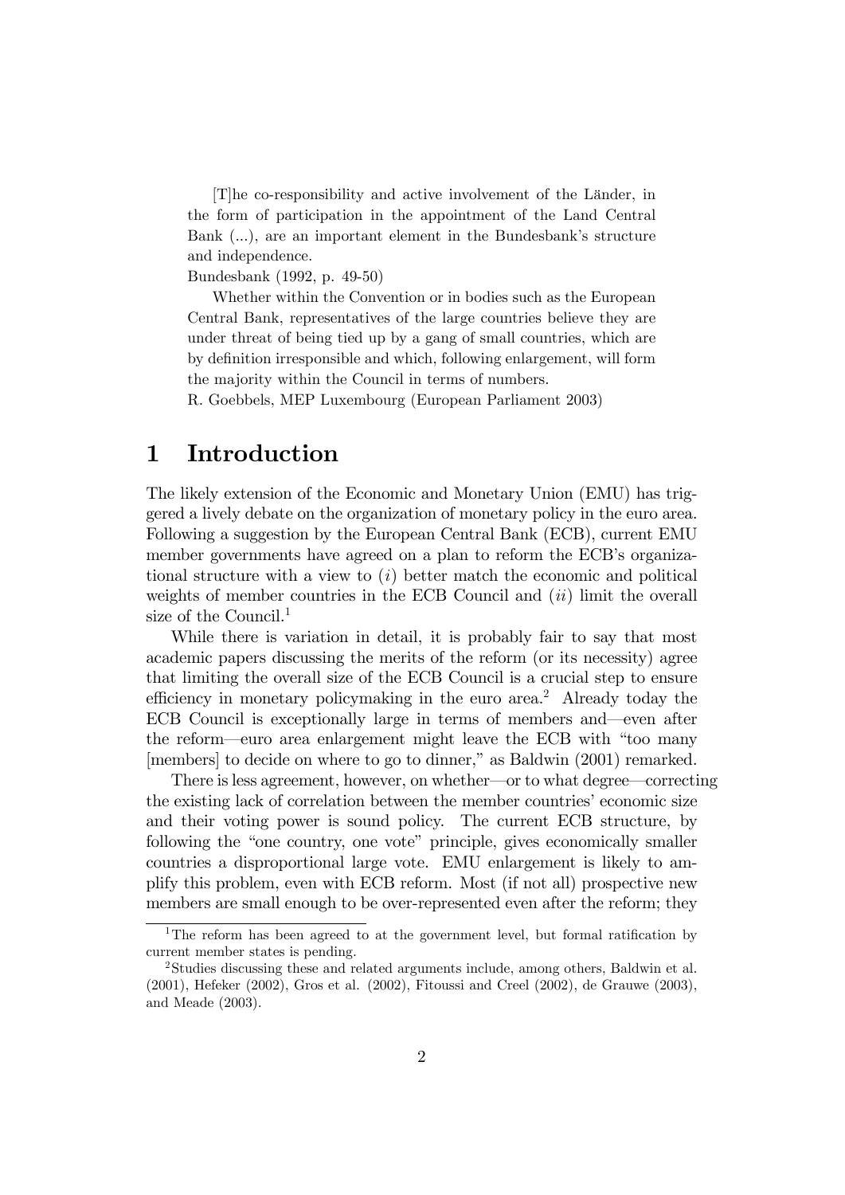> [T]he co-responsibility and active involvement of the Länder, in the form of participation in the appointment of the Land Central Bank (...), are an important element in the Bundesbank's structure and independence.
>
> Bundesbank (1992, p. 49-50)

> Whether within the Convention or in bodies such as the European Central Bank, representatives of the large countries believe they are under threat of being tied up by a gang of small countries, which are by definition irresponsible and which, following enlargement, will form the majority within the Council in terms of numbers.
>
> R. Goebbels, MEP Luxembourg (European Parliament 2003)

# 1 Introduction

The likely extension of the Economic and Monetary Union (EMU) has triggered a lively debate on the organization of monetary policy in the euro area. Following a suggestion by the European Central Bank (ECB), current EMU member governments have agreed on a plan to reform the ECB's organizational structure with a view to (*i*) better match the economic and political weights of member countries in the ECB Council and (*ii*) limit the overall size of the Council.[1]

While there is variation in detail, it is probably fair to say that most academic papers discussing the merits of the reform (or its necessity) agree that limiting the overall size of the ECB Council is a crucial step to ensure efficiency in monetary policymaking in the euro area.[2] Already today the ECB Council is exceptionally large in terms of members and—even after the reform—euro area enlargement might leave the ECB with "too many [members] to decide on where to go to dinner," as Baldwin (2001) remarked.

There is less agreement, however, on whether—or to what degree—correcting the existing lack of correlation between the member countries' economic size and their voting power is sound policy. The current ECB structure, by following the "one country, one vote" principle, gives economically smaller countries a disproportional large vote. EMU enlargement is likely to amplify this problem, even with ECB reform. Most (if not all) prospective new members are small enough to be over-represented even after the reform; they

---

[1] The reform has been agreed to at the government level, but formal ratification by current member states is pending.

[2] Studies discussing these and related arguments include, among others, Baldwin et al. (2001), Hefeker (2002), Gros et al. (2002), Fitoussi and Creel (2002), de Grauwe (2003), and Meade (2003).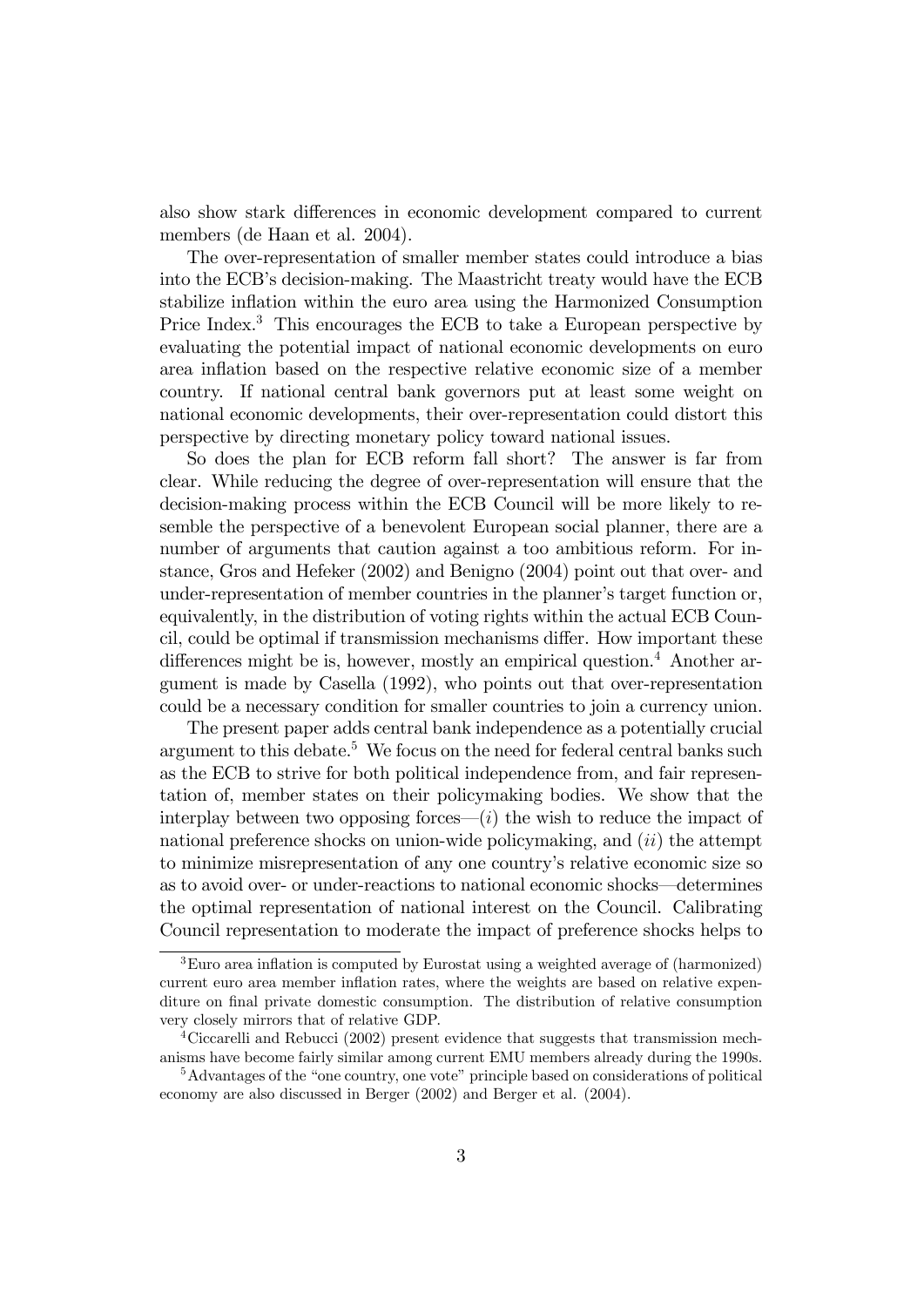also show stark differences in economic development compared to current members (de Haan et al. 2004).

The over-representation of smaller member states could introduce a bias into the ECB's decision-making. The Maastricht treaty would have the ECB stabilize inflation within the euro area using the Harmonized Consumption Price Index.[3] This encourages the ECB to take a European perspective by evaluating the potential impact of national economic developments on euro area inflation based on the respective relative economic size of a member country. If national central bank governors put at least some weight on national economic developments, their over-representation could distort this perspective by directing monetary policy toward national issues.

So does the plan for ECB reform fall short? The answer is far from clear. While reducing the degree of over-representation will ensure that the decision-making process within the ECB Council will be more likely to resemble the perspective of a benevolent European social planner, there are a number of arguments that caution against a too ambitious reform. For instance, Gros and Hefeker (2002) and Benigno (2004) point out that over- and under-representation of member countries in the planner's target function or, equivalently, in the distribution of voting rights within the actual ECB Council, could be optimal if transmission mechanisms differ. How important these differences might be is, however, mostly an empirical question.[4] Another argument is made by Casella (1992), who points out that over-representation could be a necessary condition for smaller countries to join a currency union.

The present paper adds central bank independence as a potentially crucial argument to this debate.[5] We focus on the need for federal central banks such as the ECB to strive for both political independence from, and fair representation of, member states on their policymaking bodies. We show that the interplay between two opposing forces—(*i*) the wish to reduce the impact of national preference shocks on union-wide policymaking, and (*ii*) the attempt to minimize misrepresentation of any one country's relative economic size so as to avoid over- or under-reactions to national economic shocks—determines the optimal representation of national interest on the Council. Calibrating Council representation to moderate the impact of preference shocks helps to

[3] Euro area inflation is computed by Eurostat using a weighted average of (harmonized) current euro area member inflation rates, where the weights are based on relative expenditure on final private domestic consumption. The distribution of relative consumption very closely mirrors that of relative GDP.

[4] Ciccarelli and Rebucci (2002) present evidence that suggests that transmission mechanisms have become fairly similar among current EMU members already during the 1990s.

[5] Advantages of the "one country, one vote" principle based on considerations of political economy are also discussed in Berger (2002) and Berger et al. (2004).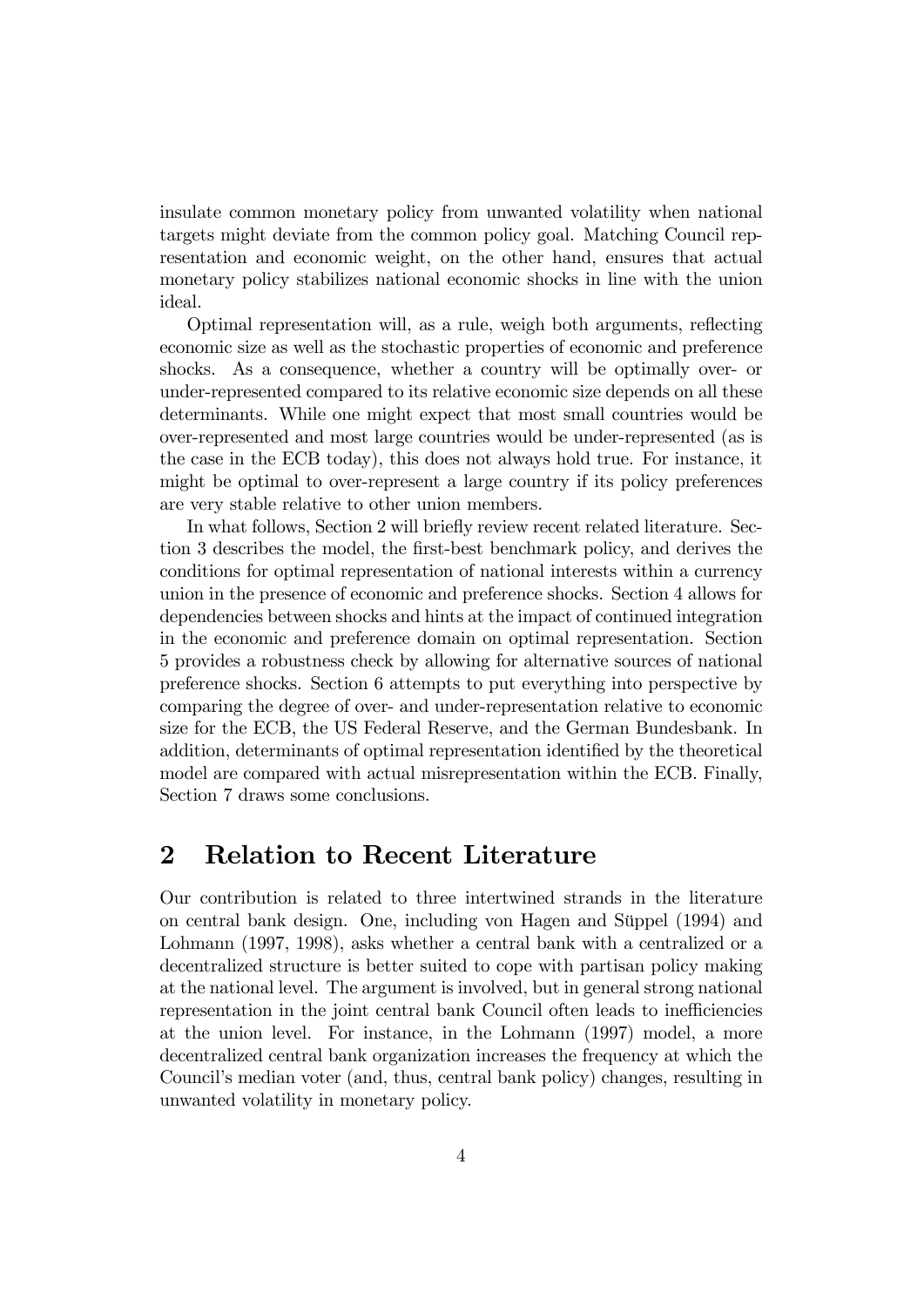insulate common monetary policy from unwanted volatility when national targets might deviate from the common policy goal. Matching Council representation and economic weight, on the other hand, ensures that actual monetary policy stabilizes national economic shocks in line with the union ideal.

Optimal representation will, as a rule, weigh both arguments, reflecting economic size as well as the stochastic properties of economic and preference shocks. As a consequence, whether a country will be optimally over- or under-represented compared to its relative economic size depends on all these determinants. While one might expect that most small countries would be over-represented and most large countries would be under-represented (as is the case in the ECB today), this does not always hold true. For instance, it might be optimal to over-represent a large country if its policy preferences are very stable relative to other union members.

In what follows, Section 2 will briefly review recent related literature. Section 3 describes the model, the first-best benchmark policy, and derives the conditions for optimal representation of national interests within a currency union in the presence of economic and preference shocks. Section 4 allows for dependencies between shocks and hints at the impact of continued integration in the economic and preference domain on optimal representation. Section 5 provides a robustness check by allowing for alternative sources of national preference shocks. Section 6 attempts to put everything into perspective by comparing the degree of over- and under-representation relative to economic size for the ECB, the US Federal Reserve, and the German Bundesbank. In addition, determinants of optimal representation identified by the theoretical model are compared with actual misrepresentation within the ECB. Finally, Section 7 draws some conclusions.

## 2 Relation to Recent Literature

Our contribution is related to three intertwined strands in the literature on central bank design. One, including von Hagen and Süppel (1994) and Lohmann (1997, 1998), asks whether a central bank with a centralized or a decentralized structure is better suited to cope with partisan policy making at the national level. The argument is involved, but in general strong national representation in the joint central bank Council often leads to inefficiencies at the union level. For instance, in the Lohmann (1997) model, a more decentralized central bank organization increases the frequency at which the Council's median voter (and, thus, central bank policy) changes, resulting in unwanted volatility in monetary policy.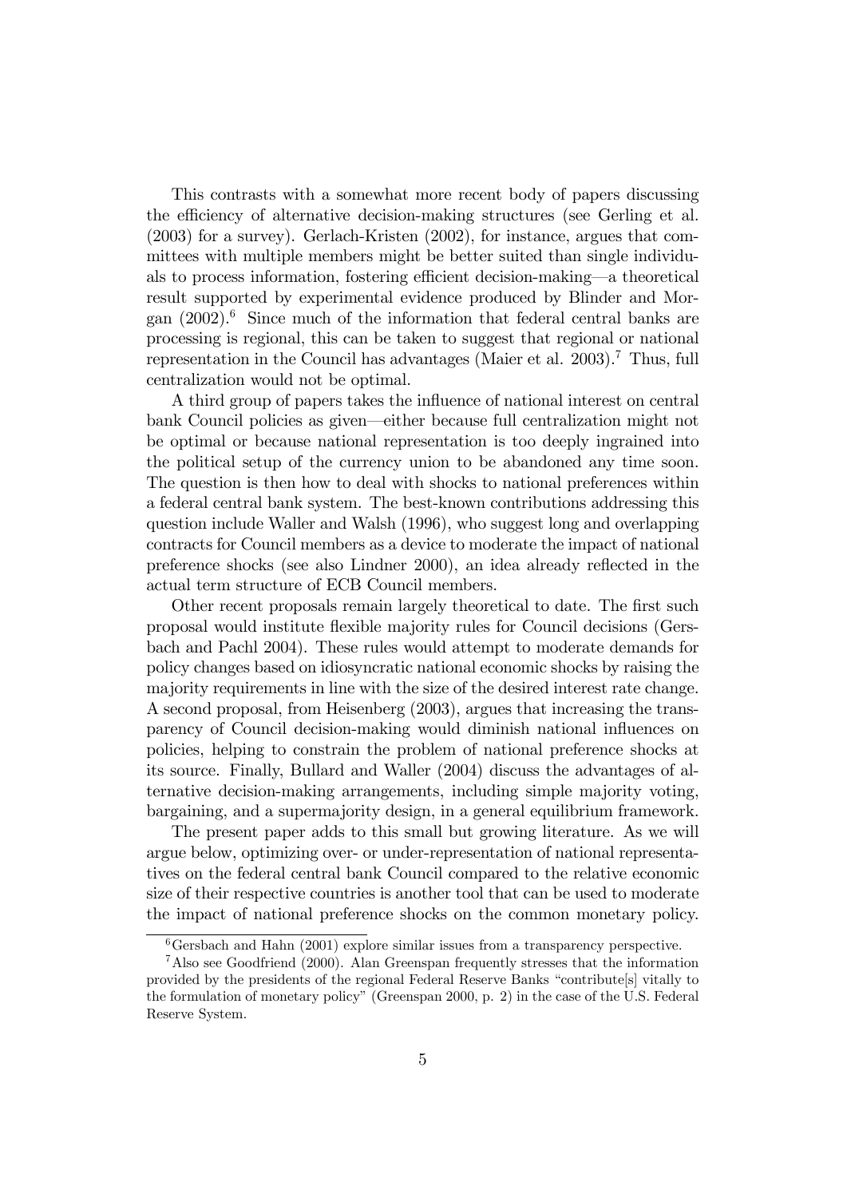This contrasts with a somewhat more recent body of papers discussing the efficiency of alternative decision-making structures (see Gerling et al. (2003) for a survey). Gerlach-Kristen (2002), for instance, argues that committees with multiple members might be better suited than single individuals to process information, fostering efficient decision-making—a theoretical result supported by experimental evidence produced by Blinder and Morgan (2002).[6] Since much of the information that federal central banks are processing is regional, this can be taken to suggest that regional or national representation in the Council has advantages (Maier et al. 2003).[7] Thus, full centralization would not be optimal.

A third group of papers takes the influence of national interest on central bank Council policies as given—either because full centralization might not be optimal or because national representation is too deeply ingrained into the political setup of the currency union to be abandoned any time soon. The question is then how to deal with shocks to national preferences within a federal central bank system. The best-known contributions addressing this question include Waller and Walsh (1996), who suggest long and overlapping contracts for Council members as a device to moderate the impact of national preference shocks (see also Lindner 2000), an idea already reflected in the actual term structure of ECB Council members.

Other recent proposals remain largely theoretical to date. The first such proposal would institute flexible majority rules for Council decisions (Gersbach and Pachl 2004). These rules would attempt to moderate demands for policy changes based on idiosyncratic national economic shocks by raising the majority requirements in line with the size of the desired interest rate change. A second proposal, from Heisenberg (2003), argues that increasing the transparency of Council decision-making would diminish national influences on policies, helping to constrain the problem of national preference shocks at its source. Finally, Bullard and Waller (2004) discuss the advantages of alternative decision-making arrangements, including simple majority voting, bargaining, and a supermajority design, in a general equilibrium framework.

The present paper adds to this small but growing literature. As we will argue below, optimizing over- or under-representation of national representatives on the federal central bank Council compared to the relative economic size of their respective countries is another tool that can be used to moderate the impact of national preference shocks on the common monetary policy.

[6] Gersbach and Hahn (2001) explore similar issues from a transparency perspective.

[7] Also see Goodfriend (2000). Alan Greenspan frequently stresses that the information provided by the presidents of the regional Federal Reserve Banks "contribute[s] vitally to the formulation of monetary policy" (Greenspan 2000, p. 2) in the case of the U.S. Federal Reserve System.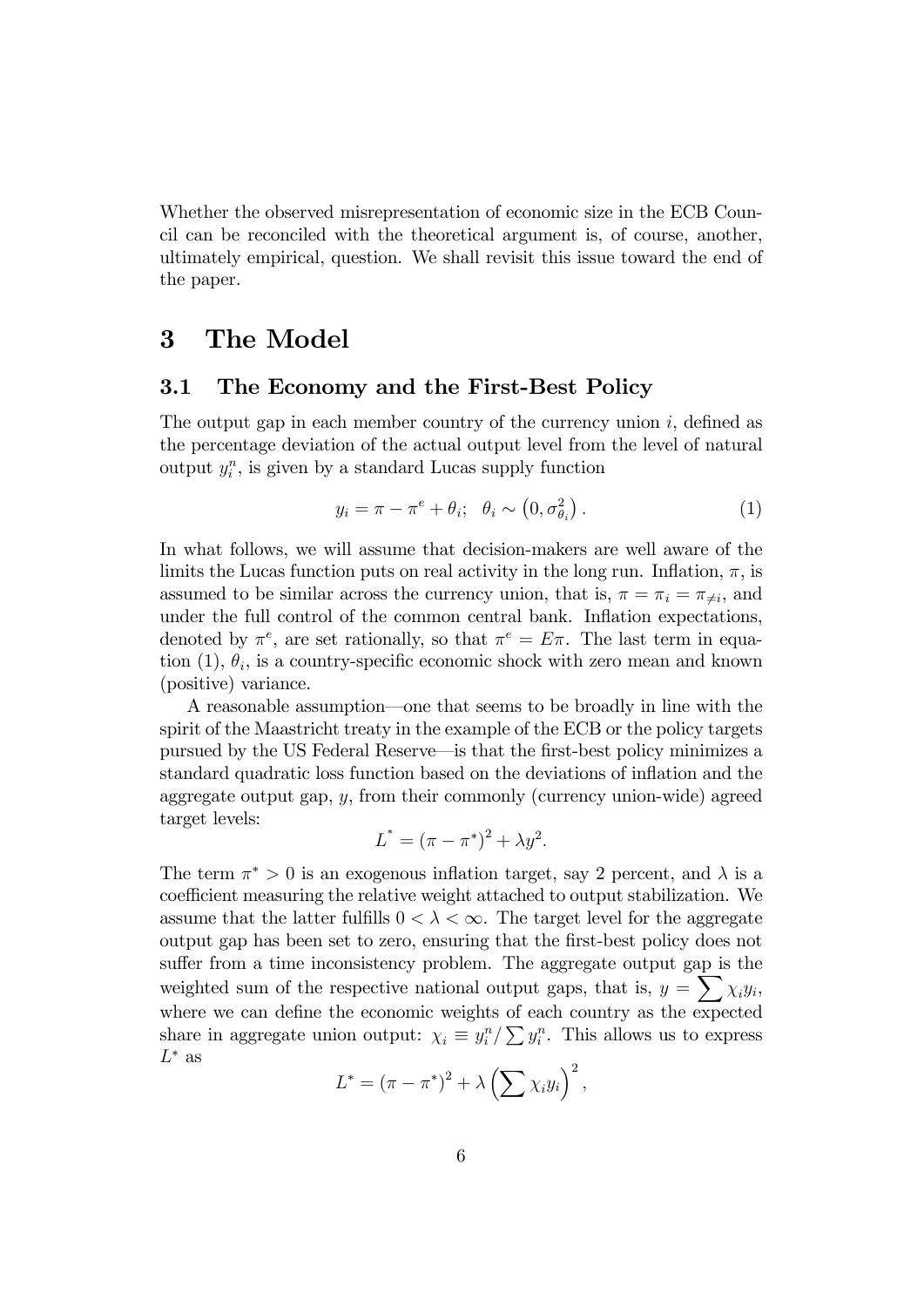Whether the observed misrepresentation of economic size in the ECB Council can be reconciled with the theoretical argument is, of course, another, ultimately empirical, question. We shall revisit this issue toward the end of the paper.

# 3 The Model

## 3.1 The Economy and the First-Best Policy

The output gap in each member country of the currency union $i$, defined as the percentage deviation of the actual output level from the level of natural output $y_i^n$, is given by a standard Lucas supply function

$$y_i = \pi - \pi^e + \theta_i; \quad \theta_i \sim \left(0, \sigma_{\theta_i}^2\right). \tag{1}$$

In what follows, we will assume that decision-makers are well aware of the limits the Lucas function puts on real activity in the long run. Inflation, $\pi$, is assumed to be similar across the currency union, that is, $\pi = \pi_i = \pi_{\neq i}$, and under the full control of the common central bank. Inflation expectations, denoted by $\pi^e$, are set rationally, so that $\pi^e = E\pi$. The last term in equation (1), $\theta_i$, is a country-specific economic shock with zero mean and known (positive) variance.

A reasonable assumption—one that seems to be broadly in line with the spirit of the Maastricht treaty in the example of the ECB or the policy targets pursued by the US Federal Reserve—is that the first-best policy minimizes a standard quadratic loss function based on the deviations of inflation and the aggregate output gap, $y$, from their commonly (currency union-wide) agreed target levels:

$$L^* = (\pi - \pi^*)^2 + \lambda y^2.$$

The term $\pi^* > 0$ is an exogenous inflation target, say 2 percent, and $\lambda$ is a coefficient measuring the relative weight attached to output stabilization. We assume that the latter fulfills $0 < \lambda < \infty$. The target level for the aggregate output gap has been set to zero, ensuring that the first-best policy does not suffer from a time inconsistency problem. The aggregate output gap is the weighted sum of the respective national output gaps, that is, $y = \sum \chi_i y_i$, where we can define the economic weights of each country as the expected share in aggregate union output: $\chi_i \equiv y_i^n / \sum y_i^n$. This allows us to express $L^*$ as

$$L^* = (\pi - \pi^*)^2 + \lambda \left(\sum \chi_i y_i\right)^2,$$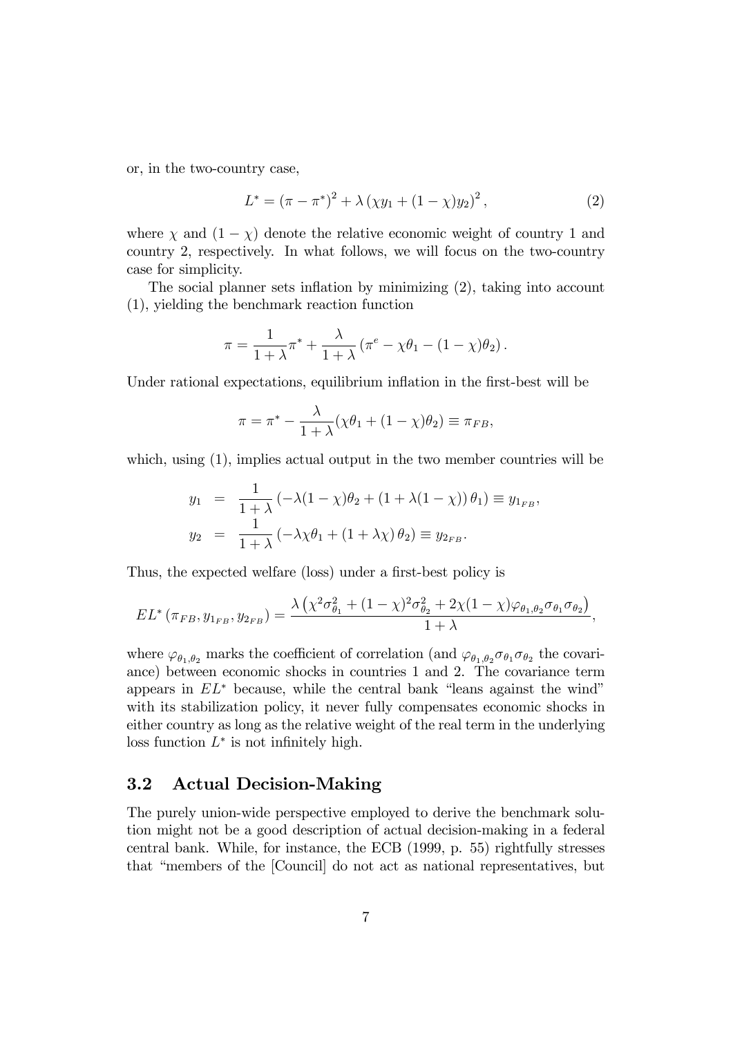or, in the two-country case,

$$L^* = (\pi - \pi^*)^2 + \lambda \left(\chi y_1 + (1-\chi) y_2\right)^2, \tag{2}$$

where $\chi$ and $(1-\chi)$ denote the relative economic weight of country 1 and country 2, respectively. In what follows, we will focus on the two-country case for simplicity.

The social planner sets inflation by minimizing (2), taking into account (1), yielding the benchmark reaction function

$$\pi = \frac{1}{1+\lambda}\pi^* + \frac{\lambda}{1+\lambda}\left(\pi^e - \chi\theta_1 - (1-\chi)\theta_2\right).$$

Under rational expectations, equilibrium inflation in the first-best will be

$$\pi = \pi^* - \frac{\lambda}{1+\lambda}(\chi\theta_1 + (1-\chi)\theta_2) \equiv \pi_{FB},$$

which, using (1), implies actual output in the two member countries will be

$$\begin{aligned} y_1 &= \frac{1}{1+\lambda}\left(-\lambda(1-\chi)\theta_2 + (1+\lambda(1-\chi))\,\theta_1\right) \equiv y_{1_{FB}}, \\ y_2 &= \frac{1}{1+\lambda}\left(-\lambda\chi\theta_1 + (1+\lambda\chi)\,\theta_2\right) \equiv y_{2_{FB}}. \end{aligned}$$

Thus, the expected welfare (loss) under a first-best policy is

$$EL^*\left(\pi_{FB}, y_{1_{FB}}, y_{2_{FB}}\right) = \frac{\lambda\left(\chi^2\sigma_{\theta_1}^2 + (1-\chi)^2\sigma_{\theta_2}^2 + 2\chi(1-\chi)\varphi_{\theta_1,\theta_2}\sigma_{\theta_1}\sigma_{\theta_2}\right)}{1+\lambda},$$

where $\varphi_{\theta_1,\theta_2}$ marks the coefficient of correlation (and $\varphi_{\theta_1,\theta_2}\sigma_{\theta_1}\sigma_{\theta_2}$ the covariance) between economic shocks in countries 1 and 2. The covariance term appears in $EL^*$ because, while the central bank "leans against the wind" with its stabilization policy, it never fully compensates economic shocks in either country as long as the relative weight of the real term in the underlying loss function $L^*$ is not infinitely high.

## 3.2 Actual Decision-Making

The purely union-wide perspective employed to derive the benchmark solution might not be a good description of actual decision-making in a federal central bank. While, for instance, the ECB (1999, p. 55) rightfully stresses that "members of the [Council] do not act as national representatives, but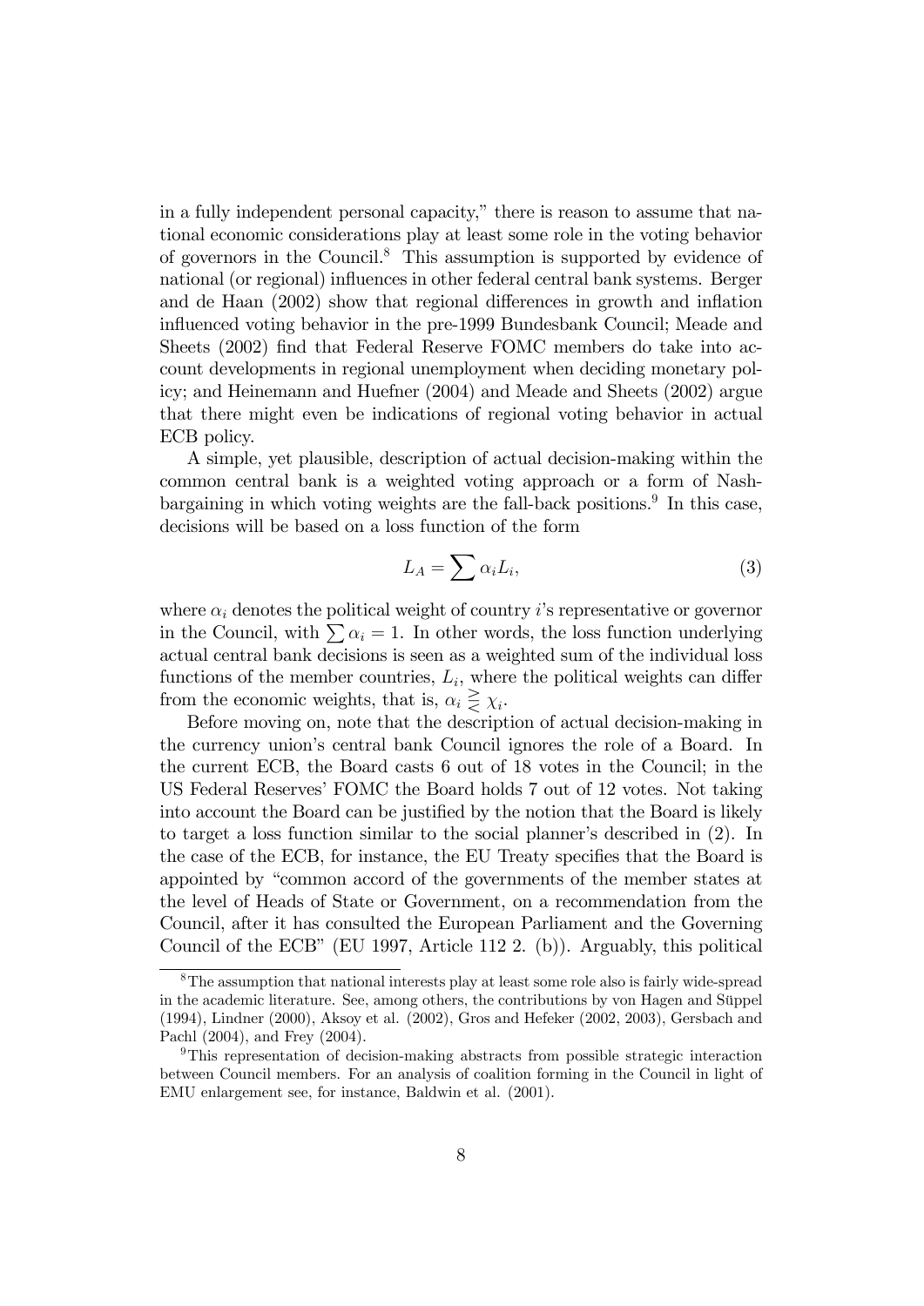in a fully independent personal capacity," there is reason to assume that national economic considerations play at least some role in the voting behavior of governors in the Council.[8] This assumption is supported by evidence of national (or regional) influences in other federal central bank systems. Berger and de Haan (2002) show that regional differences in growth and inflation influenced voting behavior in the pre-1999 Bundesbank Council; Meade and Sheets (2002) find that Federal Reserve FOMC members do take into account developments in regional unemployment when deciding monetary policy; and Heinemann and Huefner (2004) and Meade and Sheets (2002) argue that there might even be indications of regional voting behavior in actual ECB policy.

A simple, yet plausible, description of actual decision-making within the common central bank is a weighted voting approach or a form of Nash-bargaining in which voting weights are the fall-back positions.[9] In this case, decisions will be based on a loss function of the form

$$L_A = \sum \alpha_i L_i, \tag{3}$$

where $\alpha_i$ denotes the political weight of country $i$'s representative or governor in the Council, with $\sum \alpha_i = 1$. In other words, the loss function underlying actual central bank decisions is seen as a weighted sum of the individual loss functions of the member countries, $L_i$, where the political weights can differ from the economic weights, that is, $\alpha_i \gtreqless \chi_i$.

Before moving on, note that the description of actual decision-making in the currency union's central bank Council ignores the role of a Board. In the current ECB, the Board casts 6 out of 18 votes in the Council; in the US Federal Reserves' FOMC the Board holds 7 out of 12 votes. Not taking into account the Board can be justified by the notion that the Board is likely to target a loss function similar to the social planner's described in (2). In the case of the ECB, for instance, the EU Treaty specifies that the Board is appointed by "common accord of the governments of the member states at the level of Heads of State or Government, on a recommendation from the Council, after it has consulted the European Parliament and the Governing Council of the ECB" (EU 1997, Article 112 2. (b)). Arguably, this political

[8] The assumption that national interests play at least some role also is fairly wide-spread in the academic literature. See, among others, the contributions by von Hagen and Süppel (1994), Lindner (2000), Aksoy et al. (2002), Gros and Hefeker (2002, 2003), Gersbach and Pachl (2004), and Frey (2004).

[9] This representation of decision-making abstracts from possible strategic interaction between Council members. For an analysis of coalition forming in the Council in light of EMU enlargement see, for instance, Baldwin et al. (2001).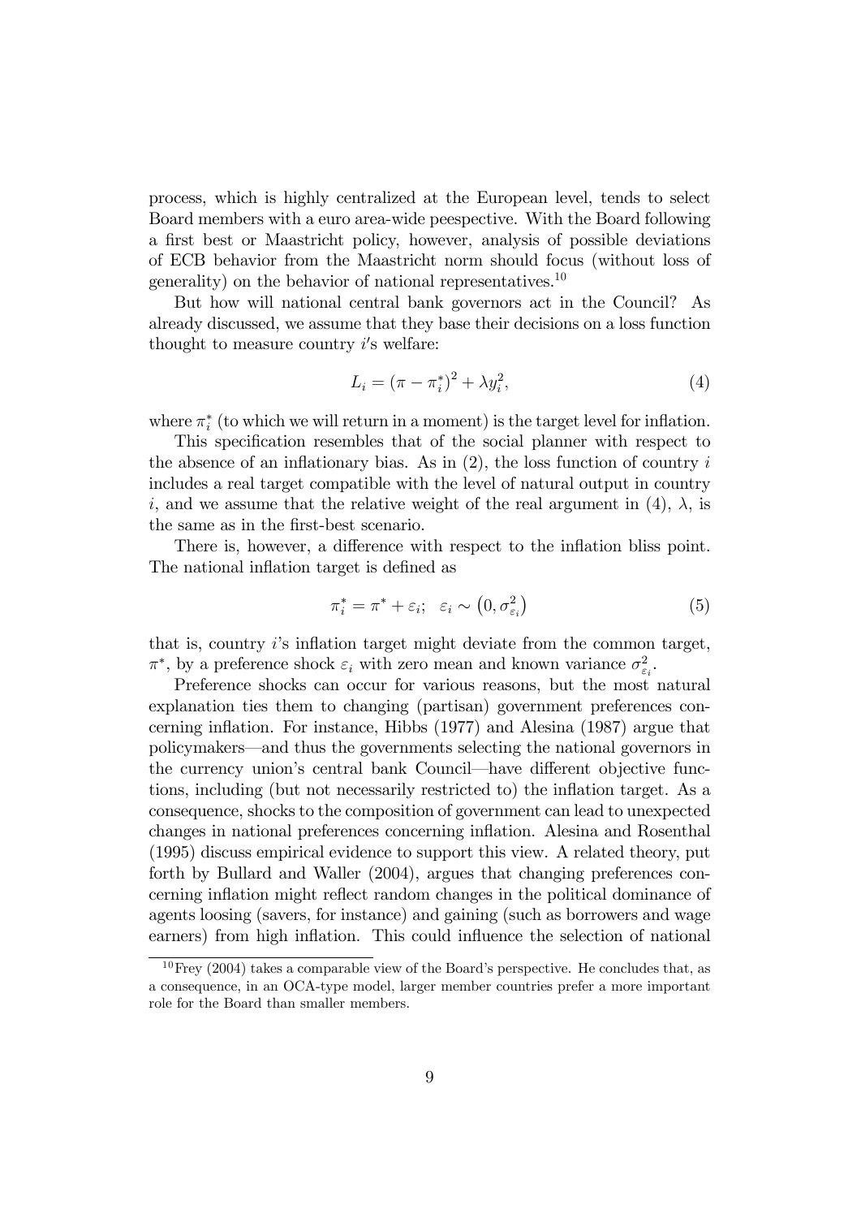process, which is highly centralized at the European level, tends to select Board members with a euro area-wide peespective. With the Board following a first best or Maastricht policy, however, analysis of possible deviations of ECB behavior from the Maastricht norm should focus (without loss of generality) on the behavior of national representatives.[10]

But how will national central bank governors act in the Council? As already discussed, we assume that they base their decisions on a loss function thought to measure country $i'$s welfare:

$$L_i = (\pi - \pi_i^*)^2 + \lambda y_i^2, \tag{4}$$

where $\pi_i^*$ (to which we will return in a moment) is the target level for inflation.

This specification resembles that of the social planner with respect to the absence of an inflationary bias. As in (2), the loss function of country $i$ includes a real target compatible with the level of natural output in country $i$, and we assume that the relative weight of the real argument in (4), $\lambda$, is the same as in the first-best scenario.

There is, however, a difference with respect to the inflation bliss point. The national inflation target is defined as

$$\pi_i^* = \pi^* + \varepsilon_i; \quad \varepsilon_i \sim \left(0, \sigma_{\varepsilon_i}^2\right) \tag{5}$$

that is, country $i$'s inflation target might deviate from the common target, $\pi^*$, by a preference shock $\varepsilon_i$ with zero mean and known variance $\sigma_{\varepsilon_i}^2$.

Preference shocks can occur for various reasons, but the most natural explanation ties them to changing (partisan) government preferences concerning inflation. For instance, Hibbs (1977) and Alesina (1987) argue that policymakers—and thus the governments selecting the national governors in the currency union's central bank Council—have different objective functions, including (but not necessarily restricted to) the inflation target. As a consequence, shocks to the composition of government can lead to unexpected changes in national preferences concerning inflation. Alesina and Rosenthal (1995) discuss empirical evidence to support this view. A related theory, put forth by Bullard and Waller (2004), argues that changing preferences concerning inflation might reflect random changes in the political dominance of agents loosing (savers, for instance) and gaining (such as borrowers and wage earners) from high inflation. This could influence the selection of national

[10] Frey (2004) takes a comparable view of the Board's perspective. He concludes that, as a consequence, in an OCA-type model, larger member countries prefer a more important role for the Board than smaller members.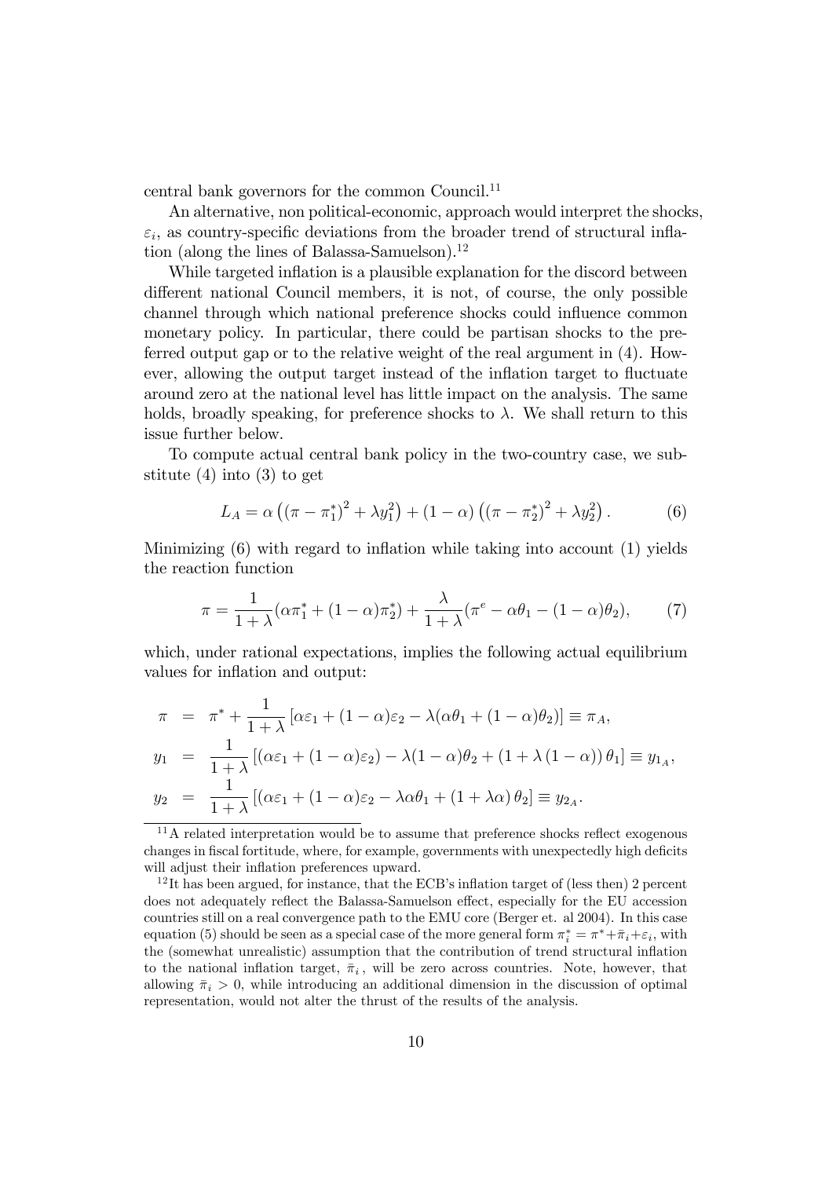central bank governors for the common Council.[11]

An alternative, non political-economic, approach would interpret the shocks, $\varepsilon_i$, as country-specific deviations from the broader trend of structural inflation (along the lines of Balassa-Samuelson).[12]

While targeted inflation is a plausible explanation for the discord between different national Council members, it is not, of course, the only possible channel through which national preference shocks could influence common monetary policy. In particular, there could be partisan shocks to the preferred output gap or to the relative weight of the real argument in (4). However, allowing the output target instead of the inflation target to fluctuate around zero at the national level has little impact on the analysis. The same holds, broadly speaking, for preference shocks to $\lambda$. We shall return to this issue further below.

To compute actual central bank policy in the two-country case, we substitute (4) into (3) to get

$$L_A = \alpha \left( (\pi - \pi_1^*)^2 + \lambda y_1^2 \right) + (1 - \alpha) \left( (\pi - \pi_2^*)^2 + \lambda y_2^2 \right). \tag{6}$$

Minimizing (6) with regard to inflation while taking into account (1) yields the reaction function

$$\pi = \frac{1}{1+\lambda}(\alpha \pi_1^* + (1-\alpha)\pi_2^*) + \frac{\lambda}{1+\lambda}(\pi^e - \alpha\theta_1 - (1-\alpha)\theta_2), \tag{7}$$

which, under rational expectations, implies the following actual equilibrium values for inflation and output:

$$\begin{aligned}
\pi &= \pi^* + \frac{1}{1+\lambda}\left[\alpha\varepsilon_1 + (1-\alpha)\varepsilon_2 - \lambda(\alpha\theta_1 + (1-\alpha)\theta_2)\right] \equiv \pi_A, \\
y_1 &= \frac{1}{1+\lambda}\left[(\alpha\varepsilon_1 + (1-\alpha)\varepsilon_2) - \lambda(1-\alpha)\theta_2 + (1+\lambda(1-\alpha))\theta_1\right] \equiv y_{1_A}, \\
y_2 &= \frac{1}{1+\lambda}\left[(\alpha\varepsilon_1 + (1-\alpha)\varepsilon_2 - \lambda\alpha\theta_1 + (1+\lambda\alpha)\theta_2\right] \equiv y_{2_A}.
\end{aligned}$$

[11] A related interpretation would be to assume that preference shocks reflect exogenous changes in fiscal fortitude, where, for example, governments with unexpectedly high deficits will adjust their inflation preferences upward.

[12] It has been argued, for instance, that the ECB's inflation target of (less then) 2 percent does not adequately reflect the Balassa-Samuelson effect, especially for the EU accession countries still on a real convergence path to the EMU core (Berger et. al 2004). In this case equation (5) should be seen as a special case of the more general form $\pi_i^* = \pi^* + \bar{\pi}_i + \varepsilon_i$, with the (somewhat unrealistic) assumption that the contribution of trend structural inflation to the national inflation target, $\bar{\pi}_i$, will be zero across countries. Note, however, that allowing $\bar{\pi}_i > 0$, while introducing an additional dimension in the discussion of optimal representation, would not alter the thrust of the results of the analysis.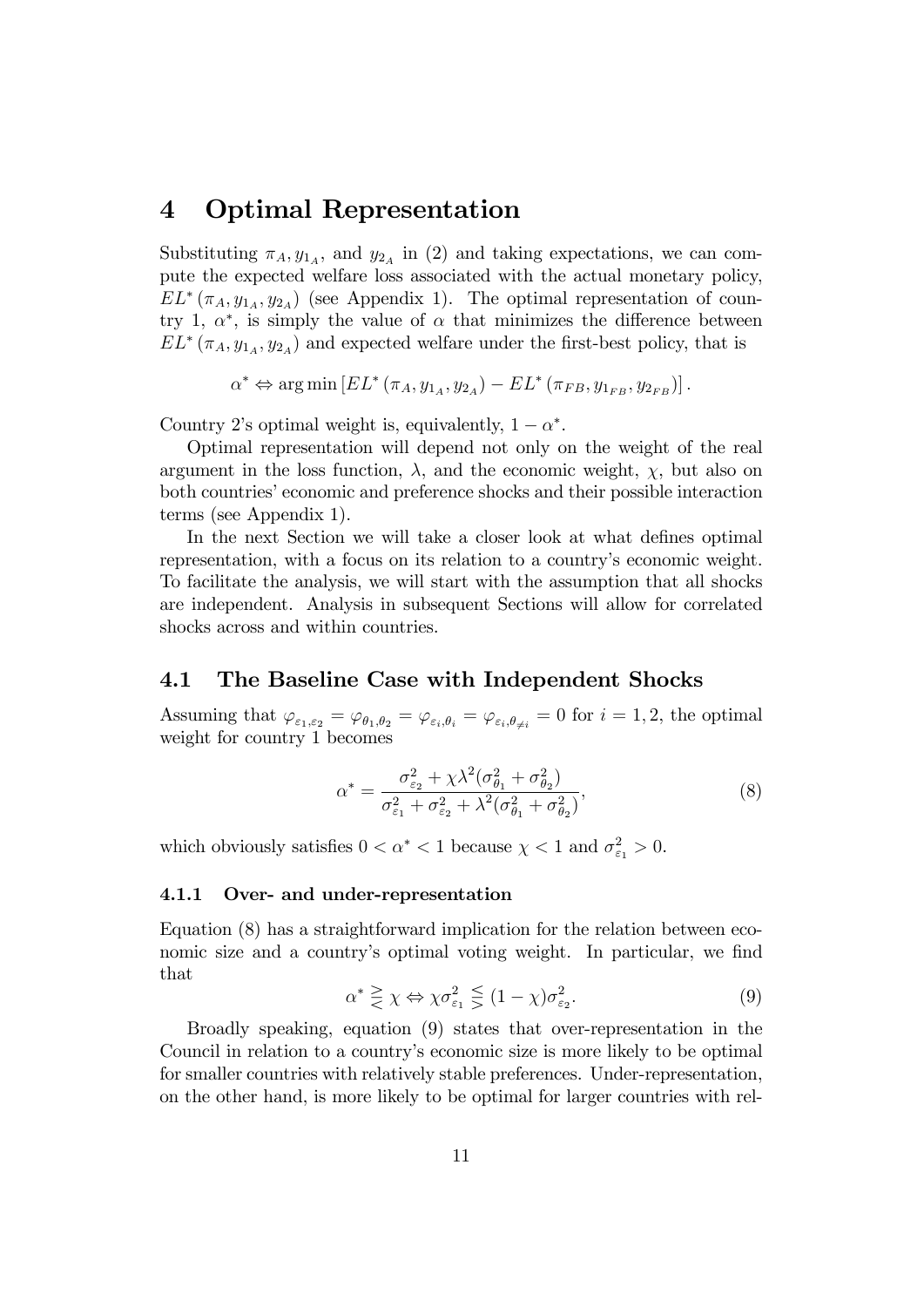# 4 Optimal Representation

Substituting $\pi_A, y_{1_A}$, and $y_{2_A}$ in (2) and taking expectations, we can compute the expected welfare loss associated with the actual monetary policy, $EL^*(\pi_A, y_{1_A}, y_{2_A})$ (see Appendix 1). The optimal representation of country 1, $\alpha^*$, is simply the value of $\alpha$ that minimizes the difference between $EL^*(\pi_A, y_{1_A}, y_{2_A})$ and expected welfare under the first-best policy, that is

$$\alpha^* \Leftrightarrow \arg\min\left[EL^*(\pi_A, y_{1_A}, y_{2_A}) - EL^*(\pi_{FB}, y_{1_{FB}}, y_{2_{FB}})\right].$$

Country 2's optimal weight is, equivalently, $1 - \alpha^*$.

Optimal representation will depend not only on the weight of the real argument in the loss function, $\lambda$, and the economic weight, $\chi$, but also on both countries' economic and preference shocks and their possible interaction terms (see Appendix 1).

In the next Section we will take a closer look at what defines optimal representation, with a focus on its relation to a country's economic weight. To facilitate the analysis, we will start with the assumption that all shocks are independent. Analysis in subsequent Sections will allow for correlated shocks across and within countries.

## 4.1 The Baseline Case with Independent Shocks

Assuming that $\varphi_{\varepsilon_1,\varepsilon_2} = \varphi_{\theta_1,\theta_2} = \varphi_{\varepsilon_i,\theta_i} = \varphi_{\varepsilon_i,\theta_{\neq i}} = 0$ for $i = 1, 2$, the optimal weight for country 1 becomes

$$\alpha^* = \frac{\sigma^2_{\varepsilon_2} + \chi\lambda^2(\sigma^2_{\theta_1} + \sigma^2_{\theta_2})}{\sigma^2_{\varepsilon_1} + \sigma^2_{\varepsilon_2} + \lambda^2(\sigma^2_{\theta_1} + \sigma^2_{\theta_2})}, \tag{8}$$

which obviously satisfies $0 < \alpha^* < 1$ because $\chi < 1$ and $\sigma^2_{\varepsilon_1} > 0$.

### 4.1.1 Over- and under-representation

Equation (8) has a straightforward implication for the relation between economic size and a country's optimal voting weight. In particular, we find that

$$\alpha^* \gtreqless \chi \Leftrightarrow \chi\sigma^2_{\varepsilon_1} \lesseqgtr (1-\chi)\sigma^2_{\varepsilon_2}. \tag{9}$$

Broadly speaking, equation (9) states that over-representation in the Council in relation to a country's economic size is more likely to be optimal for smaller countries with relatively stable preferences. Under-representation, on the other hand, is more likely to be optimal for larger countries with rel-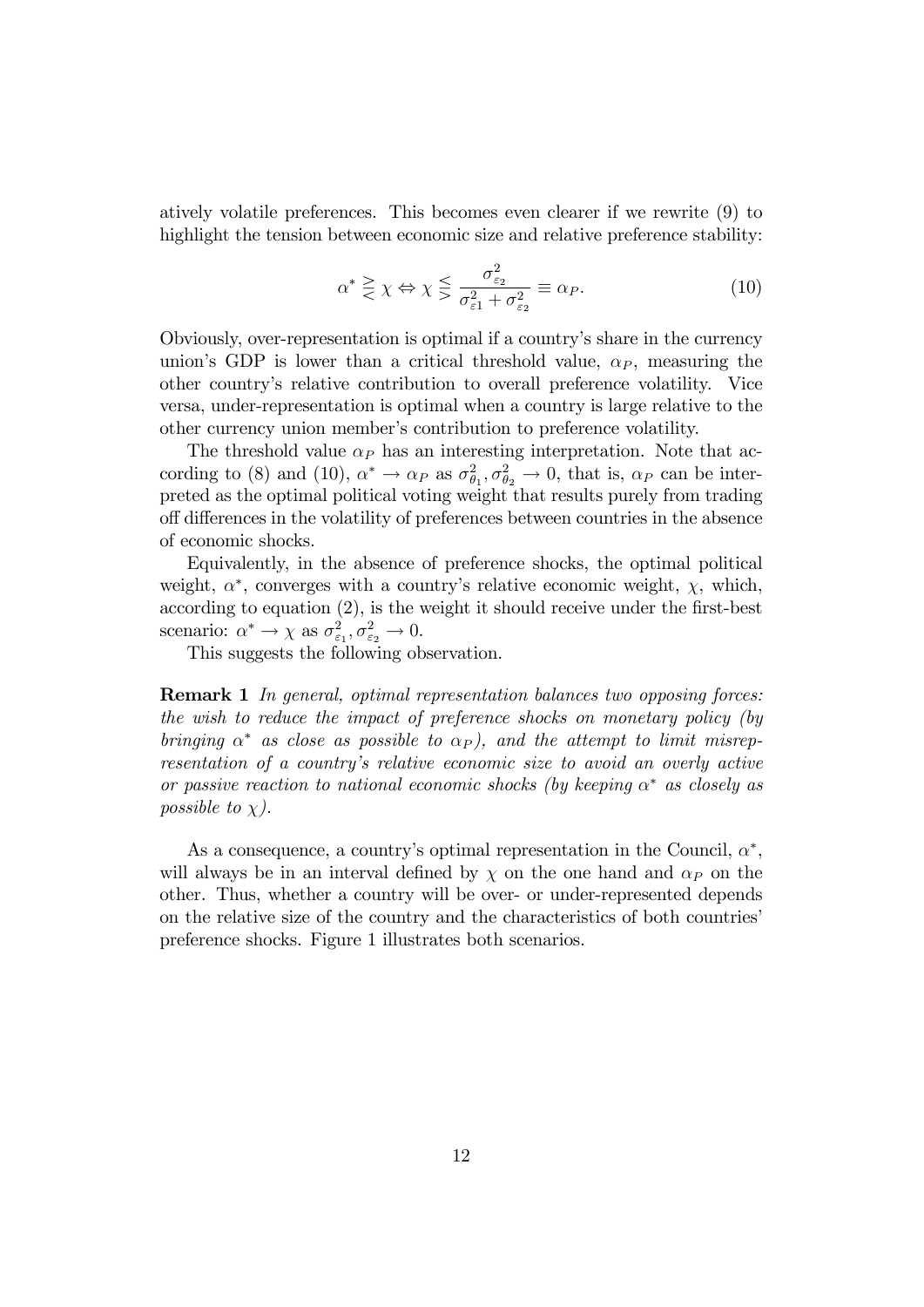atively volatile preferences. This becomes even clearer if we rewrite (9) to highlight the tension between economic size and relative preference stability:

$$\alpha^* \gtreqless \chi \Leftrightarrow \chi \lesseqgtr \frac{\sigma_{\varepsilon_2}^2}{\sigma_{\varepsilon 1}^2 + \sigma_{\varepsilon_2}^2} \equiv \alpha_P. \tag{10}$$

Obviously, over-representation is optimal if a country's share in the currency union's GDP is lower than a critical threshold value, $\alpha_P$, measuring the other country's relative contribution to overall preference volatility. Vice versa, under-representation is optimal when a country is large relative to the other currency union member's contribution to preference volatility.

The threshold value $\alpha_P$ has an interesting interpretation. Note that according to (8) and (10), $\alpha^* \to \alpha_P$ as $\sigma_{\theta_1}^2, \sigma_{\theta_2}^2 \to 0$, that is, $\alpha_P$ can be interpreted as the optimal political voting weight that results purely from trading off differences in the volatility of preferences between countries in the absence of economic shocks.

Equivalently, in the absence of preference shocks, the optimal political weight, $\alpha^*$, converges with a country's relative economic weight, $\chi$, which, according to equation (2), is the weight it should receive under the first-best scenario: $\alpha^* \to \chi$ as $\sigma_{\varepsilon_1}^2, \sigma_{\varepsilon_2}^2 \to 0$.

This suggests the following observation.

**Remark 1** *In general, optimal representation balances two opposing forces: the wish to reduce the impact of preference shocks on monetary policy (by bringing $\alpha^*$ as close as possible to $\alpha_P$), and the attempt to limit misrepresentation of a country's relative economic size to avoid an overly active or passive reaction to national economic shocks (by keeping $\alpha^*$ as closely as possible to $\chi$).*

As a consequence, a country's optimal representation in the Council, $\alpha^*$, will always be in an interval defined by $\chi$ on the one hand and $\alpha_P$ on the other. Thus, whether a country will be over- or under-represented depends on the relative size of the country and the characteristics of both countries' preference shocks. Figure 1 illustrates both scenarios.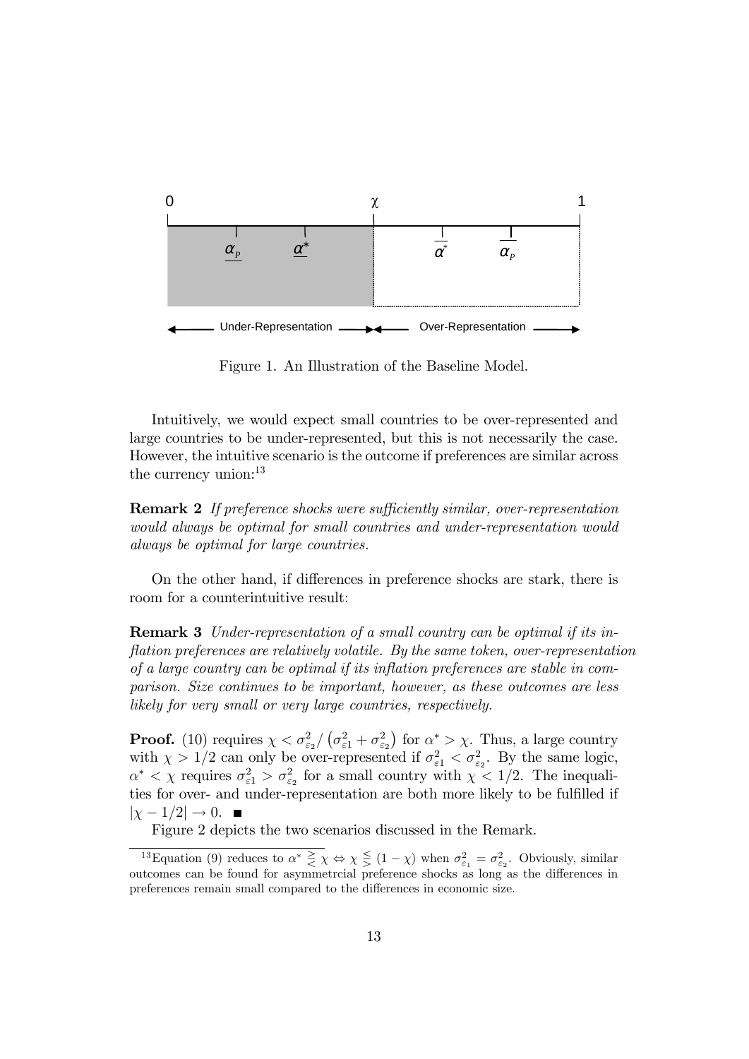Figure 1. An Illustration of the Baseline Model.

Intuitively, we would expect small countries to be over-represented and large countries to be under-represented, but this is not necessarily the case. However, the intuitive scenario is the outcome if preferences are similar across the currency union:[13]

**Remark 2** *If preference shocks were sufficiently similar, over-representation would always be optimal for small countries and under-representation would always be optimal for large countries.*

On the other hand, if differences in preference shocks are stark, there is room for a counterintuitive result:

**Remark 3** *Under-representation of a small country can be optimal if its inflation preferences are relatively volatile. By the same token, over-representation of a large country can be optimal if its inflation preferences are stable in comparison. Size continues to be important, however, as these outcomes are less likely for very small or very large countries, respectively.*

**Proof.** (10) requires $\chi < \sigma_{\varepsilon_2}^2 / \left(\sigma_{\varepsilon 1}^2 + \sigma_{\varepsilon_2}^2\right)$ for $\alpha^* > \chi$. Thus, a large country with $\chi > 1/2$ can only be over-represented if $\sigma_{\varepsilon 1}^2 < \sigma_{\varepsilon_2}^2$. By the same logic, $\alpha^* < \chi$ requires $\sigma_{\varepsilon 1}^2 > \sigma_{\varepsilon_2}^2$ for a small country with $\chi < 1/2$. The inequalities for over- and under-representation are both more likely to be fulfilled if $|\chi - 1/2| \rightarrow 0$. ■

Figure 2 depicts the two scenarios discussed in the Remark.

[13] Equation (9) reduces to $\alpha^* \gtreqless \chi \Leftrightarrow \chi \lesseqgtr (1-\chi)$ when $\sigma_{\varepsilon_1}^2 = \sigma_{\varepsilon_2}^2$. Obviously, similar outcomes can be found for asymmetrcial preference shocks as long as the differences in preferences remain small compared to the differences in economic size.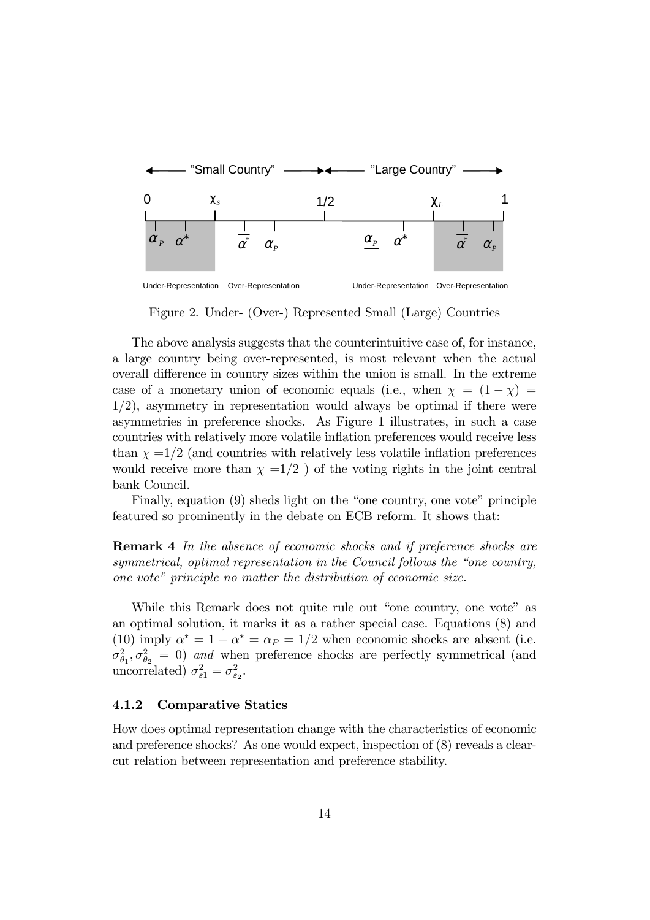Figure 2. Under- (Over-) Represented Small (Large) Countries

The above analysis suggests that the counterintuitive case of, for instance, a large country being over-represented, is most relevant when the actual overall difference in country sizes within the union is small. In the extreme case of a monetary union of economic equals (i.e., when $\chi = (1-\chi) = 1/2$), asymmetry in representation would always be optimal if there were asymmetries in preference shocks. As Figure 1 illustrates, in such a case countries with relatively more volatile inflation preferences would receive less than $\chi = 1/2$ (and countries with relatively less volatile inflation preferences would receive more than $\chi = 1/2$ ) of the voting rights in the joint central bank Council.

Finally, equation (9) sheds light on the "one country, one vote" principle featured so prominently in the debate on ECB reform. It shows that:

**Remark 4** *In the absence of economic shocks and if preference shocks are symmetrical, optimal representation in the Council follows the "one country, one vote" principle no matter the distribution of economic size.*

While this Remark does not quite rule out "one country, one vote" as an optimal solution, it marks it as a rather special case. Equations (8) and (10) imply $\alpha^* = 1 - \alpha^* = \alpha_P = 1/2$ when economic shocks are absent (i.e. $\sigma^2_{\theta_1}, \sigma^2_{\theta_2} = 0$) *and* when preference shocks are perfectly symmetrical (and uncorrelated) $\sigma^2_{\varepsilon 1} = \sigma^2_{\varepsilon_2}$.

#### 4.1.2 Comparative Statics

How does optimal representation change with the characteristics of economic and preference shocks? As one would expect, inspection of (8) reveals a clear-cut relation between representation and preference stability.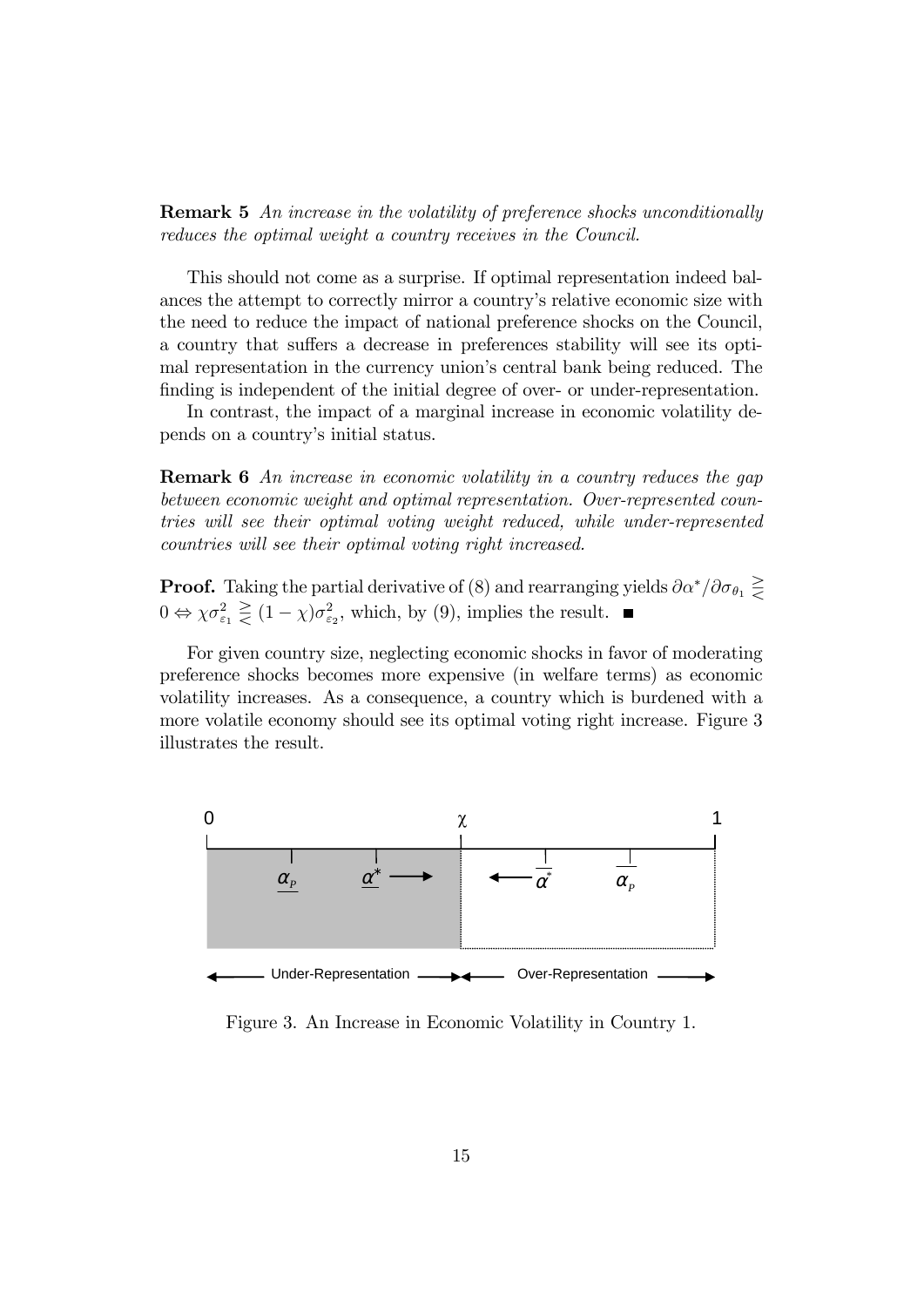**Remark 5** *An increase in the volatility of preference shocks unconditionally reduces the optimal weight a country receives in the Council.*

This should not come as a surprise. If optimal representation indeed balances the attempt to correctly mirror a country's relative economic size with the need to reduce the impact of national preference shocks on the Council, a country that suffers a decrease in preferences stability will see its optimal representation in the currency union's central bank being reduced. The finding is independent of the initial degree of over- or under-representation.

In contrast, the impact of a marginal increase in economic volatility depends on a country's initial status.

**Remark 6** *An increase in economic volatility in a country reduces the gap between economic weight and optimal representation. Over-represented countries will see their optimal voting weight reduced, while under-represented countries will see their optimal voting right increased.*

**Proof.** Taking the partial derivative of (8) and rearranging yields $\partial\alpha^*/\partial\sigma_{\theta_1} \gtreqless 0 \Leftrightarrow \chi\sigma^2_{\varepsilon_1} \gtreqless (1-\chi)\sigma^2_{\varepsilon_2}$, which, by (9), implies the result. ■

For given country size, neglecting economic shocks in favor of moderating preference shocks becomes more expensive (in welfare terms) as economic volatility increases. As a consequence, a country which is burdened with a more volatile economy should see its optimal voting right increase. Figure 3 illustrates the result.

Figure 3. An Increase in Economic Volatility in Country 1.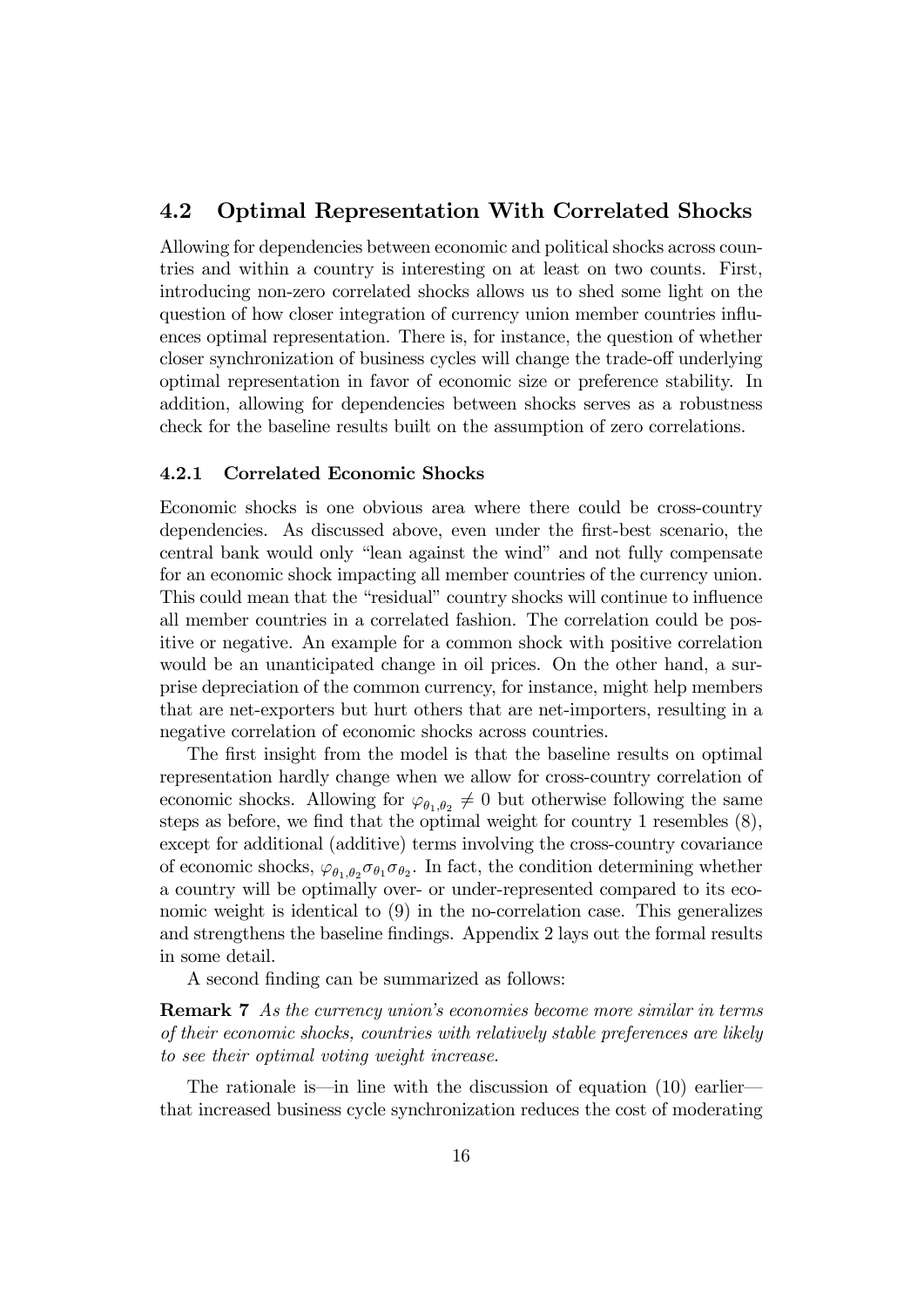## 4.2 Optimal Representation With Correlated Shocks

Allowing for dependencies between economic and political shocks across countries and within a country is interesting on at least on two counts. First, introducing non-zero correlated shocks allows us to shed some light on the question of how closer integration of currency union member countries influences optimal representation. There is, for instance, the question of whether closer synchronization of business cycles will change the trade-off underlying optimal representation in favor of economic size or preference stability. In addition, allowing for dependencies between shocks serves as a robustness check for the baseline results built on the assumption of zero correlations.

### 4.2.1 Correlated Economic Shocks

Economic shocks is one obvious area where there could be cross-country dependencies. As discussed above, even under the first-best scenario, the central bank would only "lean against the wind" and not fully compensate for an economic shock impacting all member countries of the currency union. This could mean that the "residual" country shocks will continue to influence all member countries in a correlated fashion. The correlation could be positive or negative. An example for a common shock with positive correlation would be an unanticipated change in oil prices. On the other hand, a surprise depreciation of the common currency, for instance, might help members that are net-exporters but hurt others that are net-importers, resulting in a negative correlation of economic shocks across countries.

The first insight from the model is that the baseline results on optimal representation hardly change when we allow for cross-country correlation of economic shocks. Allowing for $\varphi_{\theta_1,\theta_2} \neq 0$ but otherwise following the same steps as before, we find that the optimal weight for country 1 resembles (8), except for additional (additive) terms involving the cross-country covariance of economic shocks, $\varphi_{\theta_1,\theta_2}\sigma_{\theta_1}\sigma_{\theta_2}$. In fact, the condition determining whether a country will be optimally over- or under-represented compared to its economic weight is identical to (9) in the no-correlation case. This generalizes and strengthens the baseline findings. Appendix 2 lays out the formal results in some detail.

A second finding can be summarized as follows:

**Remark 7** *As the currency union's economies become more similar in terms of their economic shocks, countries with relatively stable preferences are likely to see their optimal voting weight increase.*

The rationale is—in line with the discussion of equation (10) earlier—that increased business cycle synchronization reduces the cost of moderating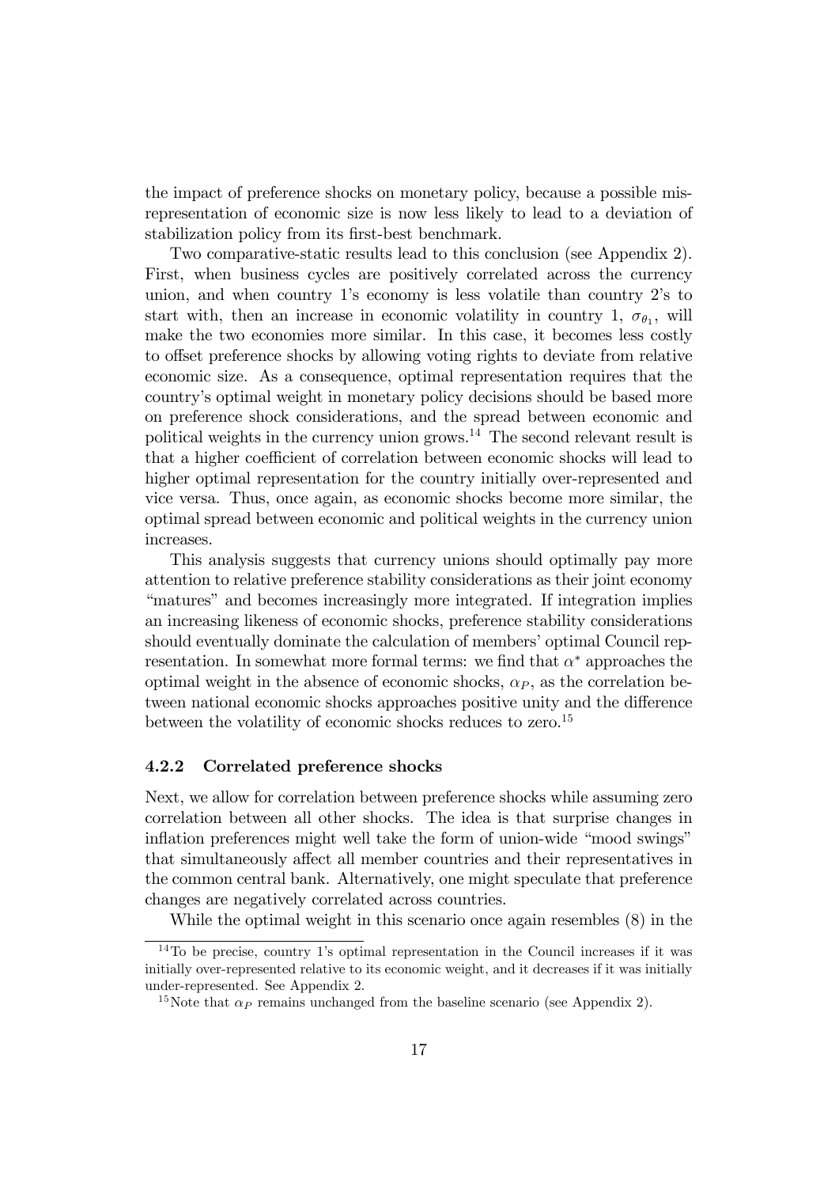the impact of preference shocks on monetary policy, because a possible misrepresentation of economic size is now less likely to lead to a deviation of stabilization policy from its first-best benchmark.

Two comparative-static results lead to this conclusion (see Appendix 2). First, when business cycles are positively correlated across the currency union, and when country 1's economy is less volatile than country 2's to start with, then an increase in economic volatility in country 1, $\sigma_{\theta_1}$, will make the two economies more similar. In this case, it becomes less costly to offset preference shocks by allowing voting rights to deviate from relative economic size. As a consequence, optimal representation requires that the country's optimal weight in monetary policy decisions should be based more on preference shock considerations, and the spread between economic and political weights in the currency union grows.[14] The second relevant result is that a higher coefficient of correlation between economic shocks will lead to higher optimal representation for the country initially over-represented and vice versa. Thus, once again, as economic shocks become more similar, the optimal spread between economic and political weights in the currency union increases.

This analysis suggests that currency unions should optimally pay more attention to relative preference stability considerations as their joint economy "matures" and becomes increasingly more integrated. If integration implies an increasing likeness of economic shocks, preference stability considerations should eventually dominate the calculation of members' optimal Council representation. In somewhat more formal terms: we find that $\alpha^*$ approaches the optimal weight in the absence of economic shocks, $\alpha_P$, as the correlation between national economic shocks approaches positive unity and the difference between the volatility of economic shocks reduces to zero.[15]

### 4.2.2 Correlated preference shocks

Next, we allow for correlation between preference shocks while assuming zero correlation between all other shocks. The idea is that surprise changes in inflation preferences might well take the form of union-wide "mood swings" that simultaneously affect all member countries and their representatives in the common central bank. Alternatively, one might speculate that preference changes are negatively correlated across countries.

While the optimal weight in this scenario once again resembles (8) in the

[14] To be precise, country 1's optimal representation in the Council increases if it was initially over-represented relative to its economic weight, and it decreases if it was initially under-represented. See Appendix 2.

[15] Note that $\alpha_P$ remains unchanged from the baseline scenario (see Appendix 2).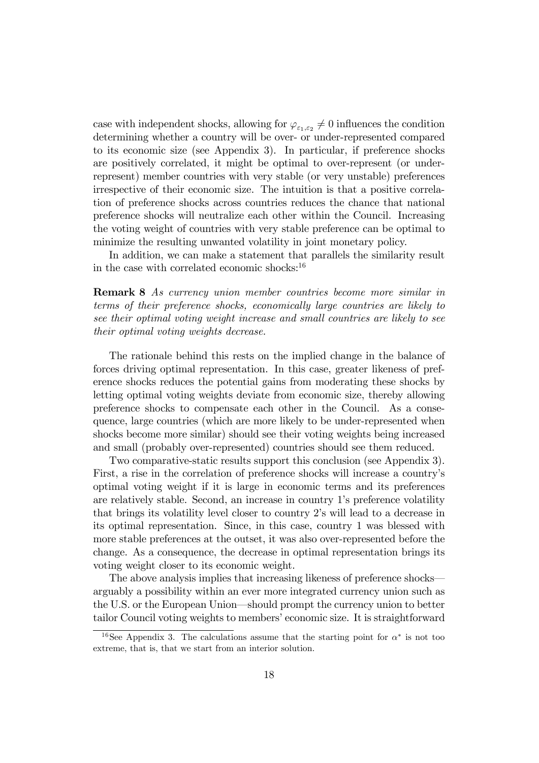case with independent shocks, allowing for $\varphi_{\varepsilon_1,\varepsilon_2} \neq 0$ influences the condition determining whether a country will be over- or under-represented compared to its economic size (see Appendix 3). In particular, if preference shocks are positively correlated, it might be optimal to over-represent (or under-represent) member countries with very stable (or very unstable) preferences irrespective of their economic size. The intuition is that a positive correlation of preference shocks across countries reduces the chance that national preference shocks will neutralize each other within the Council. Increasing the voting weight of countries with very stable preference can be optimal to minimize the resulting unwanted volatility in joint monetary policy.

In addition, we can make a statement that parallels the similarity result in the case with correlated economic shocks:[16]

**Remark 8** *As currency union member countries become more similar in terms of their preference shocks, economically large countries are likely to see their optimal voting weight increase and small countries are likely to see their optimal voting weights decrease.*

The rationale behind this rests on the implied change in the balance of forces driving optimal representation. In this case, greater likeness of preference shocks reduces the potential gains from moderating these shocks by letting optimal voting weights deviate from economic size, thereby allowing preference shocks to compensate each other in the Council. As a consequence, large countries (which are more likely to be under-represented when shocks become more similar) should see their voting weights being increased and small (probably over-represented) countries should see them reduced.

Two comparative-static results support this conclusion (see Appendix 3). First, a rise in the correlation of preference shocks will increase a country's optimal voting weight if it is large in economic terms and its preferences are relatively stable. Second, an increase in country 1's preference volatility that brings its volatility level closer to country 2's will lead to a decrease in its optimal representation. Since, in this case, country 1 was blessed with more stable preferences at the outset, it was also over-represented before the change. As a consequence, the decrease in optimal representation brings its voting weight closer to its economic weight.

The above analysis implies that increasing likeness of preference shocks—arguably a possibility within an ever more integrated currency union such as the U.S. or the European Union—should prompt the currency union to better tailor Council voting weights to members' economic size. It is straightforward

[16] See Appendix 3. The calculations assume that the starting point for $\alpha^*$ is not too extreme, that is, that we start from an interior solution.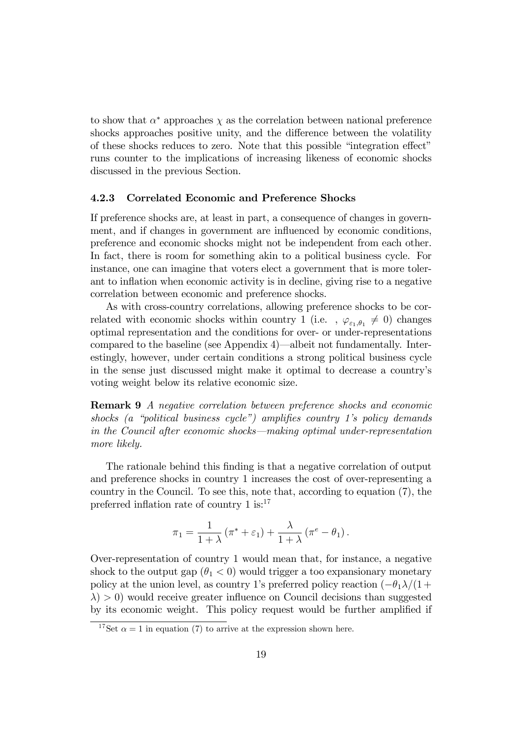to show that $\alpha^*$ approaches $\chi$ as the correlation between national preference shocks approaches positive unity, and the difference between the volatility of these shocks reduces to zero. Note that this possible "integration effect" runs counter to the implications of increasing likeness of economic shocks discussed in the previous Section.

### 4.2.3 Correlated Economic and Preference Shocks

If preference shocks are, at least in part, a consequence of changes in government, and if changes in government are influenced by economic conditions, preference and economic shocks might not be independent from each other. In fact, there is room for something akin to a political business cycle. For instance, one can imagine that voters elect a government that is more tolerant to inflation when economic activity is in decline, giving rise to a negative correlation between economic and preference shocks.

As with cross-country correlations, allowing preference shocks to be correlated with economic shocks within country 1 (i.e. , $\varphi_{\varepsilon_1,\theta_1} \neq 0$) changes optimal representation and the conditions for over- or under-representations compared to the baseline (see Appendix 4)—albeit not fundamentally. Interestingly, however, under certain conditions a strong political business cycle in the sense just discussed might make it optimal to decrease a country's voting weight below its relative economic size.

**Remark 9** *A negative correlation between preference shocks and economic shocks (a "political business cycle") amplifies country 1's policy demands in the Council after economic shocks—making optimal under-representation more likely.*

The rationale behind this finding is that a negative correlation of output and preference shocks in country 1 increases the cost of over-representing a country in the Council. To see this, note that, according to equation (7), the preferred inflation rate of country 1 is:[17]

$$\pi_1 = \frac{1}{1+\lambda}\left(\pi^* + \varepsilon_1\right) + \frac{\lambda}{1+\lambda}\left(\pi^e - \theta_1\right).$$

Over-representation of country 1 would mean that, for instance, a negative shock to the output gap ($\theta_1 < 0$) would trigger a too expansionary monetary policy at the union level, as country 1's preferred policy reaction ($-\theta_1\lambda/(1+\lambda) > 0$) would receive greater influence on Council decisions than suggested by its economic weight. This policy request would be further amplified if

[17] Set $\alpha = 1$ in equation (7) to arrive at the expression shown here.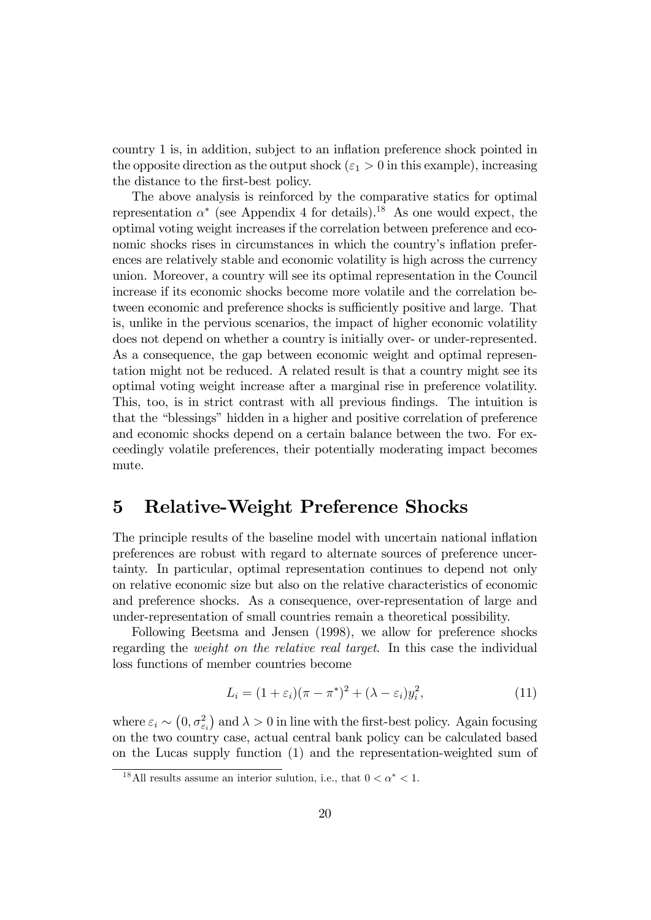country 1 is, in addition, subject to an inflation preference shock pointed in the opposite direction as the output shock ($\varepsilon_1 > 0$ in this example), increasing the distance to the first-best policy.

The above analysis is reinforced by the comparative statics for optimal representation $\alpha^*$ (see Appendix 4 for details).[18] As one would expect, the optimal voting weight increases if the correlation between preference and economic shocks rises in circumstances in which the country's inflation preferences are relatively stable and economic volatility is high across the currency union. Moreover, a country will see its optimal representation in the Council increase if its economic shocks become more volatile and the correlation between economic and preference shocks is sufficiently positive and large. That is, unlike in the pervious scenarios, the impact of higher economic volatility does not depend on whether a country is initially over- or under-represented. As a consequence, the gap between economic weight and optimal representation might not be reduced. A related result is that a country might see its optimal voting weight increase after a marginal rise in preference volatility. This, too, is in strict contrast with all previous findings. The intuition is that the "blessings" hidden in a higher and positive correlation of preference and economic shocks depend on a certain balance between the two. For exceedingly volatile preferences, their potentially moderating impact becomes mute.

# 5 Relative-Weight Preference Shocks

The principle results of the baseline model with uncertain national inflation preferences are robust with regard to alternate sources of preference uncertainty. In particular, optimal representation continues to depend not only on relative economic size but also on the relative characteristics of economic and preference shocks. As a consequence, over-representation of large and under-representation of small countries remain a theoretical possibility.

Following Beetsma and Jensen (1998), we allow for preference shocks regarding the *weight on the relative real target*. In this case the individual loss functions of member countries become

$$L_i = (1 + \varepsilon_i)(\pi - \pi^*)^2 + (\lambda - \varepsilon_i)y_i^2, \tag{11}$$

where $\varepsilon_i \sim \left(0, \sigma_{\varepsilon_i}^2\right)$ and $\lambda > 0$ in line with the first-best policy. Again focusing on the two country case, actual central bank policy can be calculated based on the Lucas supply function (1) and the representation-weighted sum of

[18] All results assume an interior sulution, i.e., that $0 < \alpha^* < 1$.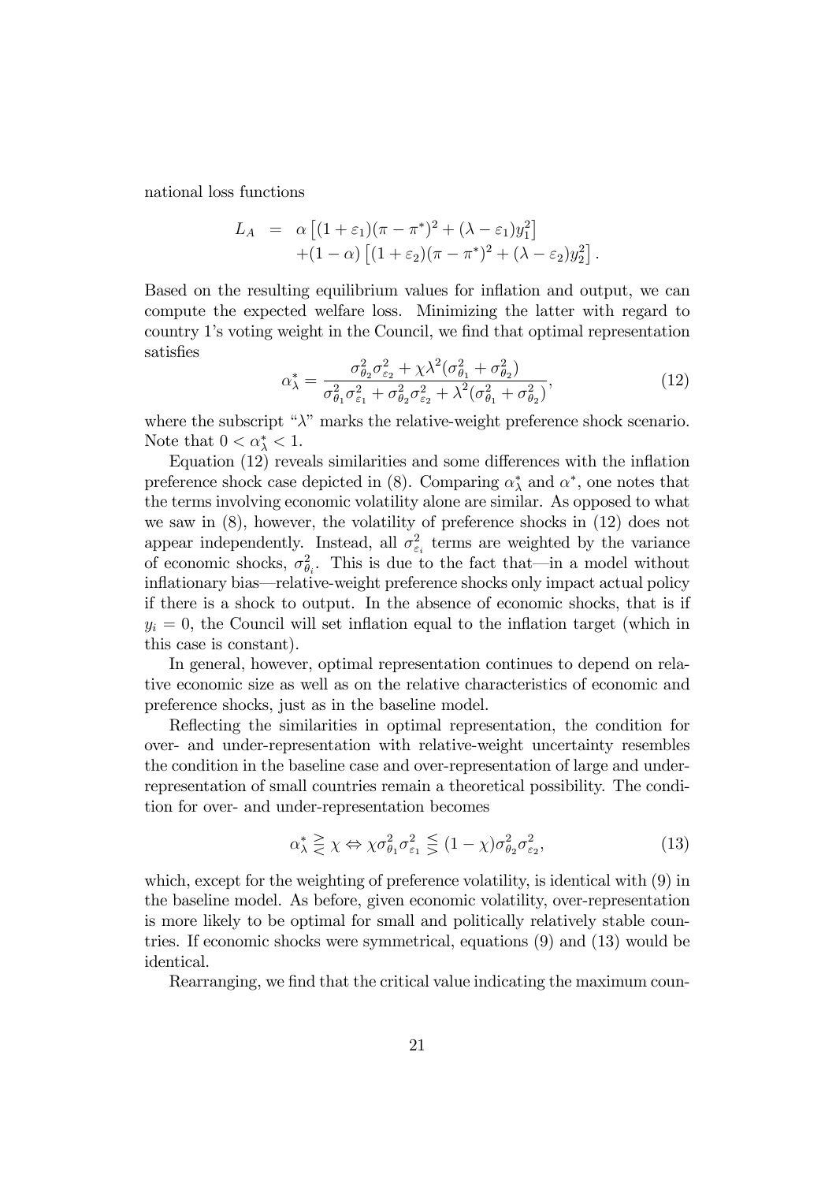national loss functions

$$
\begin{aligned}
L_A &= \alpha\left[(1+\varepsilon_1)(\pi-\pi^*)^2+(\lambda-\varepsilon_1)y_1^2\right] \\
&\quad +(1-\alpha)\left[(1+\varepsilon_2)(\pi-\pi^*)^2+(\lambda-\varepsilon_2)y_2^2\right].
\end{aligned}
$$

Based on the resulting equilibrium values for inflation and output, we can compute the expected welfare loss. Minimizing the latter with regard to country 1's voting weight in the Council, we find that optimal representation satisfies

$$
\alpha_\lambda^* = \frac{\sigma_{\theta_2}^2\sigma_{\varepsilon_2}^2+\chi\lambda^2(\sigma_{\theta_1}^2+\sigma_{\theta_2}^2)}{\sigma_{\theta_1}^2\sigma_{\varepsilon_1}^2+\sigma_{\theta_2}^2\sigma_{\varepsilon_2}^2+\lambda^2(\sigma_{\theta_1}^2+\sigma_{\theta_2}^2)}, \tag{12}
$$

where the subscript "$\lambda$" marks the relative-weight preference shock scenario. Note that $0<\alpha_\lambda^*<1$.

Equation (12) reveals similarities and some differences with the inflation preference shock case depicted in (8). Comparing $\alpha_\lambda^*$ and $\alpha^*$, one notes that the terms involving economic volatility alone are similar. As opposed to what we saw in (8), however, the volatility of preference shocks in (12) does not appear independently. Instead, all $\sigma_{\varepsilon_i}^2$ terms are weighted by the variance of economic shocks, $\sigma_{\theta_i}^2$. This is due to the fact that—in a model without inflationary bias—relative-weight preference shocks only impact actual policy if there is a shock to output. In the absence of economic shocks, that is if $y_i=0$, the Council will set inflation equal to the inflation target (which in this case is constant).

In general, however, optimal representation continues to depend on relative economic size as well as on the relative characteristics of economic and preference shocks, just as in the baseline model.

Reflecting the similarities in optimal representation, the condition for over- and under-representation with relative-weight uncertainty resembles the condition in the baseline case and over-representation of large and under-representation of small countries remain a theoretical possibility. The condition for over- and under-representation becomes

$$
\alpha_\lambda^* \gtreqless \chi \Leftrightarrow \chi\sigma_{\theta_1}^2\sigma_{\varepsilon_1}^2 \lesseqgtr (1-\chi)\sigma_{\theta_2}^2\sigma_{\varepsilon_2}^2, \tag{13}
$$

which, except for the weighting of preference volatility, is identical with (9) in the baseline model. As before, given economic volatility, over-representation is more likely to be optimal for small and politically relatively stable countries. If economic shocks were symmetrical, equations (9) and (13) would be identical.

Rearranging, we find that the critical value indicating the maximum coun-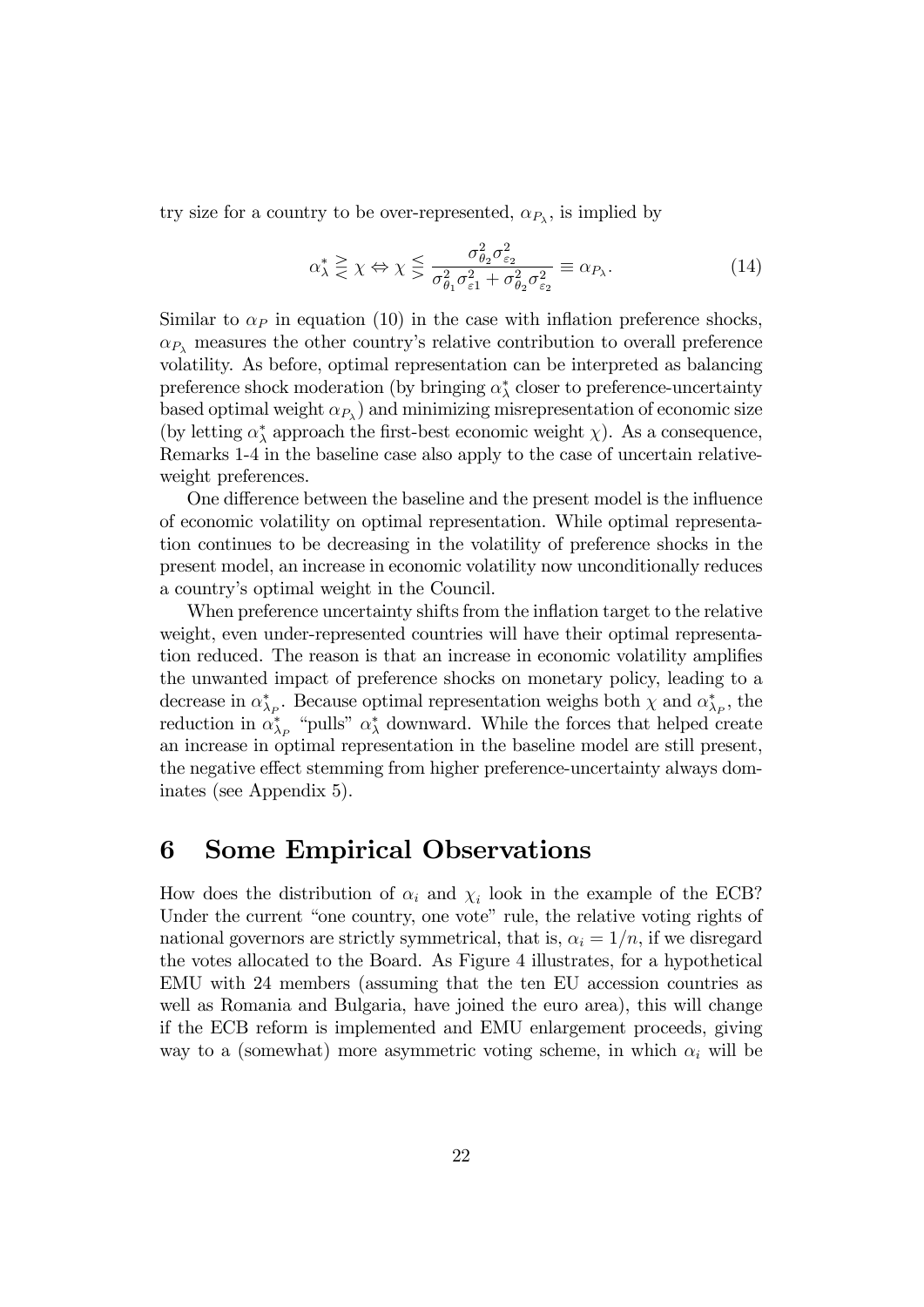try size for a country to be over-represented, $\alpha_{P_\lambda}$, is implied by

$$\alpha^*_\lambda \gtreqless \chi \Leftrightarrow \chi \lesseqgtr \frac{\sigma^2_{\theta_2}\sigma^2_{\varepsilon_2}}{\sigma^2_{\theta_1}\sigma^2_{\varepsilon 1} + \sigma^2_{\theta_2}\sigma^2_{\varepsilon_2}} \equiv \alpha_{P_\lambda}. \tag{14}$$

Similar to $\alpha_P$ in equation (10) in the case with inflation preference shocks, $\alpha_{P_\lambda}$ measures the other country's relative contribution to overall preference volatility. As before, optimal representation can be interpreted as balancing preference shock moderation (by bringing $\alpha^*_\lambda$ closer to preference-uncertainty based optimal weight $\alpha_{P_\lambda}$) and minimizing misrepresentation of economic size (by letting $\alpha^*_\lambda$ approach the first-best economic weight $\chi$). As a consequence, Remarks 1-4 in the baseline case also apply to the case of uncertain relative-weight preferences.

One difference between the baseline and the present model is the influence of economic volatility on optimal representation. While optimal representation continues to be decreasing in the volatility of preference shocks in the present model, an increase in economic volatility now unconditionally reduces a country's optimal weight in the Council.

When preference uncertainty shifts from the inflation target to the relative weight, even under-represented countries will have their optimal representation reduced. The reason is that an increase in economic volatility amplifies the unwanted impact of preference shocks on monetary policy, leading to a decrease in $\alpha^*_{\lambda_P}$. Because optimal representation weighs both $\chi$ and $\alpha^*_{\lambda_P}$, the reduction in $\alpha^*_{\lambda_P}$ "pulls" $\alpha^*_\lambda$ downward. While the forces that helped create an increase in optimal representation in the baseline model are still present, the negative effect stemming from higher preference-uncertainty always dominates (see Appendix 5).

# 6 Some Empirical Observations

How does the distribution of $\alpha_i$ and $\chi_i$ look in the example of the ECB? Under the current "one country, one vote" rule, the relative voting rights of national governors are strictly symmetrical, that is, $\alpha_i = 1/n$, if we disregard the votes allocated to the Board. As Figure 4 illustrates, for a hypothetical EMU with 24 members (assuming that the ten EU accession countries as well as Romania and Bulgaria, have joined the euro area), this will change if the ECB reform is implemented and EMU enlargement proceeds, giving way to a (somewhat) more asymmetric voting scheme, in which $\alpha_i$ will be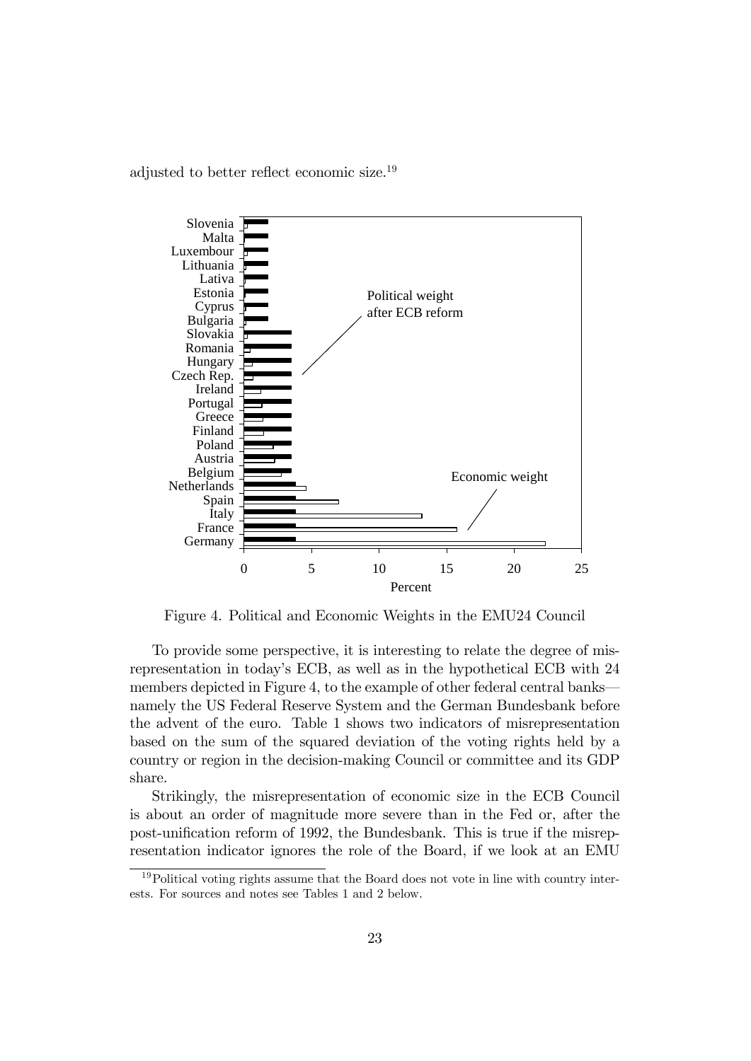adjusted to better reflect economic size.[19]

Figure 4. Political and Economic Weights in the EMU24 Council

To provide some perspective, it is interesting to relate the degree of misrepresentation in today's ECB, as well as in the hypothetical ECB with 24 members depicted in Figure 4, to the example of other federal central banks—namely the US Federal Reserve System and the German Bundesbank before the advent of the euro. Table 1 shows two indicators of misrepresentation based on the sum of the squared deviation of the voting rights held by a country or region in the decision-making Council or committee and its GDP share.

Strikingly, the misrepresentation of economic size in the ECB Council is about an order of magnitude more severe than in the Fed or, after the post-unification reform of 1992, the Bundesbank. This is true if the misrepresentation indicator ignores the role of the Board, if we look at an EMU

[19] Political voting rights assume that the Board does not vote in line with country interests. For sources and notes see Tables 1 and 2 below.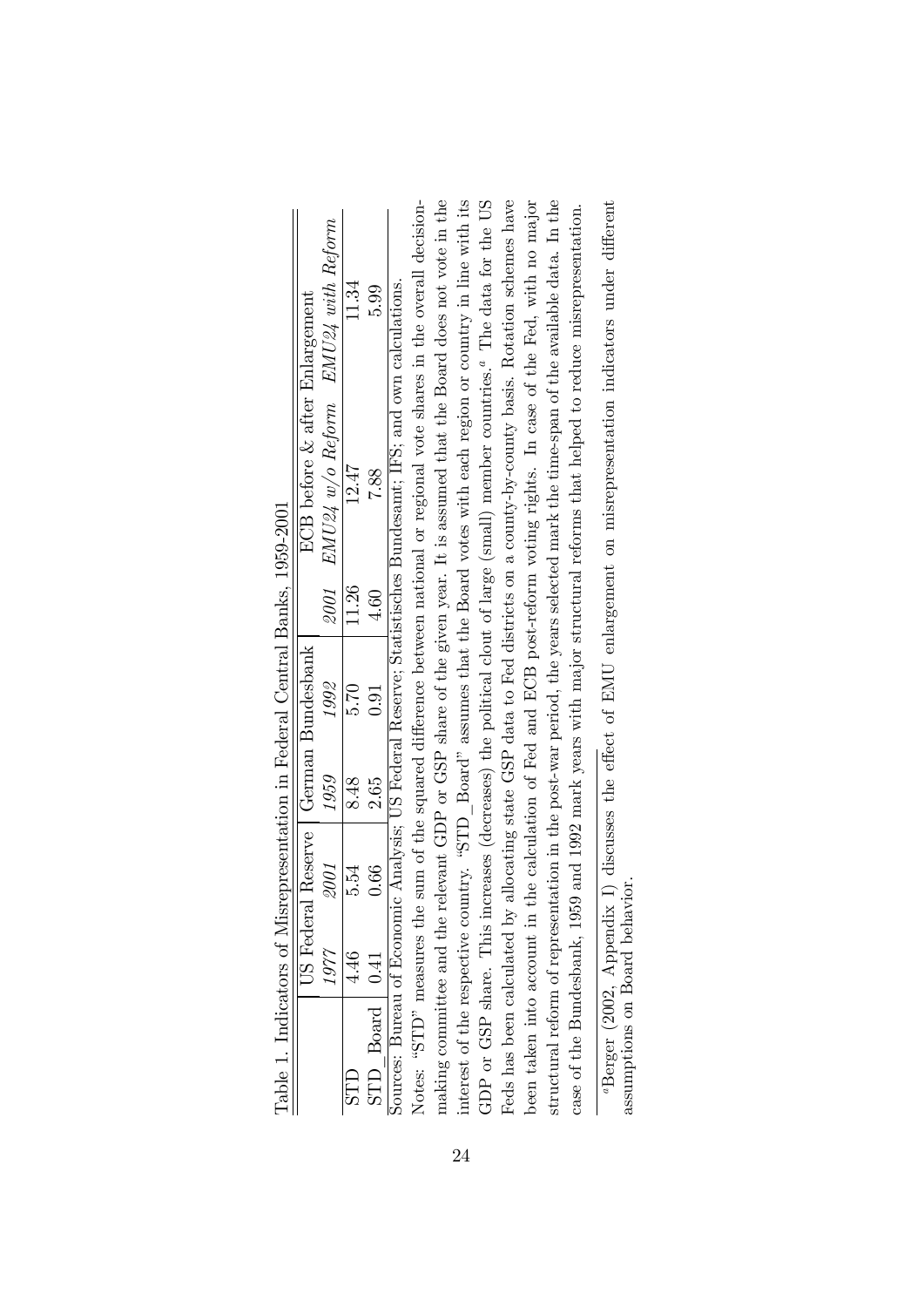Table 1. Indicators of Misrepresentation in Federal Central Banks, 1959-2001

| | US Federal Reserve | | German Bundesbank | | ECB before & after Enlargement | | |
|---|---|---|---|---|---|---|---|
| | *1977* | *2001* | *1959* | *1992* | *2001* | *EMU24 w/o Reform* | *EMU24 with Reform* |
| STD | 4.46 | 5.54 | 8.48 | 5.70 | 11.26 | 12.47 | 11.34 |
| STD_Board | 0.41 | 0.66 | 2.65 | 0.91 | 4.60 | 7.88 | 5.99 |

Sources: Bureau of Economic Analysis; US Federal Reserve; Statistisches Bundesamt; IFS; and own calculations.

Notes: "STD" measures the sum of the squared difference between national or regional vote shares in the overall decision-making committee and the relevant GDP or GSP share of the given year. It is assumed that the Board does not vote in the interest of the respective country. "STD_Board" assumes that the Board votes with each region or country in line with its GDP or GSP share. This increases (decreases) the political clout of large (small) member countries.[a] The data for the US Feds has been calculated by allocating state GSP data to Fed districts on a county-by-county basis. Rotation schemes have been taken into account in the calculation of Fed and ECB post-reform voting rights. In case of the Fed, with no major structural reform of representation in the post-war period, the years selected mark the time-span of the available data. In the case of the Bundesbank, 1959 and 1992 mark years with major structural reforms that helped to reduce misrepresentation.

[a] Berger (2002, Appendix I) discusses the effect of EMU enlargement on misrepresentation indicators under different assumptions on Board behavior.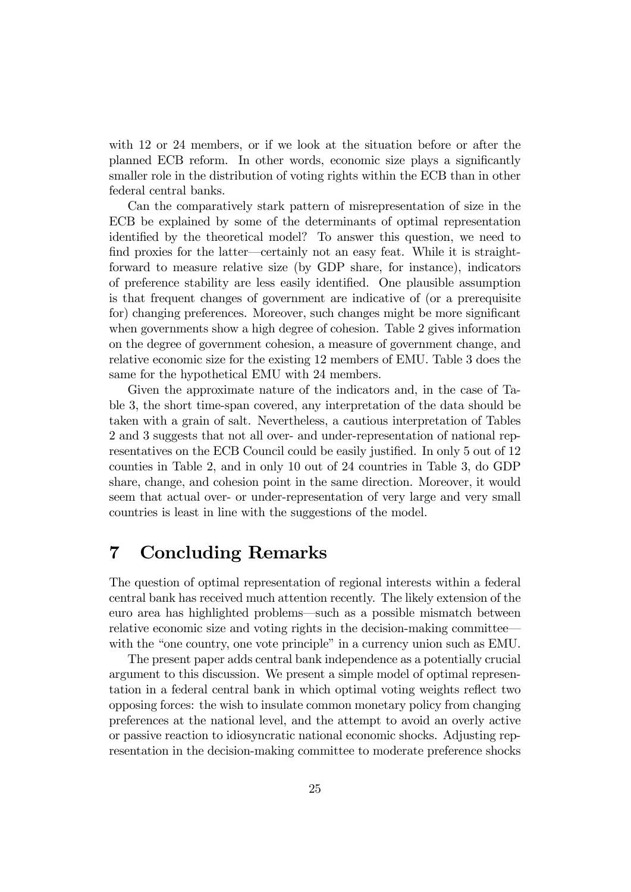with 12 or 24 members, or if we look at the situation before or after the planned ECB reform. In other words, economic size plays a significantly smaller role in the distribution of voting rights within the ECB than in other federal central banks.

Can the comparatively stark pattern of misrepresentation of size in the ECB be explained by some of the determinants of optimal representation identified by the theoretical model? To answer this question, we need to find proxies for the latter—certainly not an easy feat. While it is straightforward to measure relative size (by GDP share, for instance), indicators of preference stability are less easily identified. One plausible assumption is that frequent changes of government are indicative of (or a prerequisite for) changing preferences. Moreover, such changes might be more significant when governments show a high degree of cohesion. Table 2 gives information on the degree of government cohesion, a measure of government change, and relative economic size for the existing 12 members of EMU. Table 3 does the same for the hypothetical EMU with 24 members.

Given the approximate nature of the indicators and, in the case of Table 3, the short time-span covered, any interpretation of the data should be taken with a grain of salt. Nevertheless, a cautious interpretation of Tables 2 and 3 suggests that not all over- and under-representation of national representatives on the ECB Council could be easily justified. In only 5 out of 12 counties in Table 2, and in only 10 out of 24 countries in Table 3, do GDP share, change, and cohesion point in the same direction. Moreover, it would seem that actual over- or under-representation of very large and very small countries is least in line with the suggestions of the model.

# 7 Concluding Remarks

The question of optimal representation of regional interests within a federal central bank has received much attention recently. The likely extension of the euro area has highlighted problems—such as a possible mismatch between relative economic size and voting rights in the decision-making committee—with the "one country, one vote principle" in a currency union such as EMU.

The present paper adds central bank independence as a potentially crucial argument to this discussion. We present a simple model of optimal representation in a federal central bank in which optimal voting weights reflect two opposing forces: the wish to insulate common monetary policy from changing preferences at the national level, and the attempt to avoid an overly active or passive reaction to idiosyncratic national economic shocks. Adjusting representation in the decision-making committee to moderate preference shocks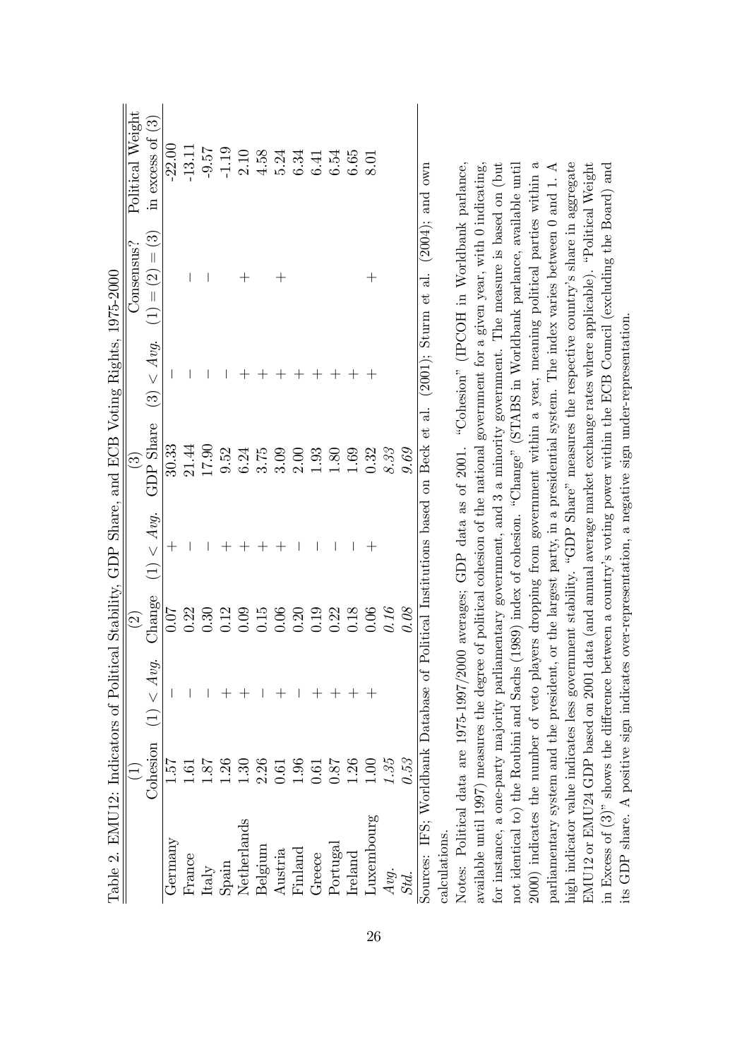Table 2. EMU12: Indicators of Political Stability, GDP Share, and ECB Voting Rights, 1975-2000

| | (1) | | (2) | | (3) | | Consensus? | Political Weight |
|---|---|---|---|---|---|---|---|---|
| | Cohesion | (1) < *Avg.* | Change | (1) < *Avg.* | GDP Share | (3) < *Avg.* | (1) = (2) = (3) | in excess of (3) |
| Germany | 1.57 | − | 0.07 | + | 30.33 | − | | -22.00 |
| France | 1.61 | − | 0.22 | − | 21.44 | − | − | -13.11 |
| Italy | 1.87 | − | 0.30 | − | 17.90 | − | − | -9.57 |
| Spain | 1.26 | + | 0.12 | + | 9.52 | − | | -1.19 |
| Netherlands | 1.30 | + | 0.09 | + | 6.24 | + | + | 2.10 |
| Belgium | 2.26 | − | 0.15 | + | 3.75 | + | | 4.58 |
| Austria | 0.61 | + | 0.06 | + | 3.09 | + | + | 5.24 |
| Finland | 1.96 | − | 0.20 | − | 2.00 | + | | 6.34 |
| Greece | 0.61 | + | 0.19 | − | 1.93 | + | | 6.41 |
| Portugal | 0.87 | + | 0.22 | − | 1.80 | + | | 6.54 |
| Ireland | 1.26 | + | 0.18 | − | 1.69 | + | | 6.65 |
| Luxembourg | 1.00 | + | 0.06 | + | 0.32 | + | + | 8.01 |
| *Avg.* | *1.35* | | *0.16* | | *8.33* | | | |
| *Std.* | *0.53* | | *0.08* | | *9.69* | | | |

Sources: IFS; Worldbank Database of Political Institutions based on Beck et al. (2001); Sturm et al. (2004); and own calculations.

Notes: Political data are 1975-1997/2000 averages; GDP data as of 2001. "Cohesion" (IPCOH in Worldbank parlance, available until 1997) measures the degree of political cohesion of the national government for a given year, with 0 indicating, for instance, a one-party majority parliamentary government, and 3 a minority government. The measure is based on (but not identical to) the Roubini and Sachs (1989) index of cohesion. "Change" (STABS in Worldbank parlance, available until 2000) indicates the number of veto players dropping from government within a year, meaning political parties within a parliamentary system and the president, or the largest party, in a presidential system. The index varies between 0 and 1. A high indicator value indicates less government stability. "GDP Share" measures the respective country's share in aggregate EMU12 or EMU24 GDP based on 2001 data (and annual average market exchange rates where applicable). "Political Weight in Excess of (3)" shows the difference between a country's voting power within the ECB Council (excluding the Board) and its GDP share. A positive sign indicates over-representation, a negative sign under-representation.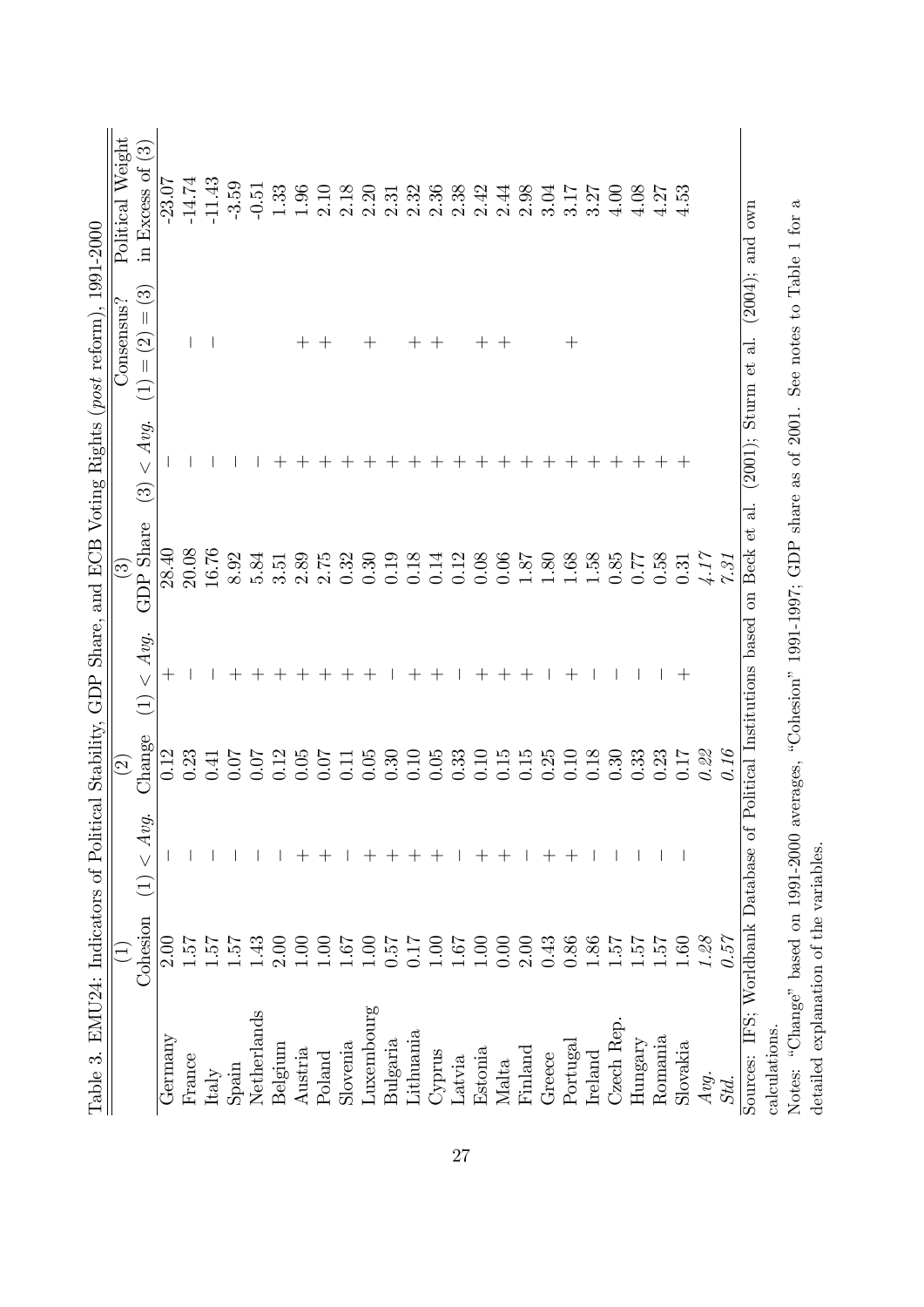Table 3. EMU24: Indicators of Political Stability, GDP Share, and ECB Voting Rights (*post* reform), 1991-2000

| | (1) Cohesion | (1) < *Avg.* | (2) Change | (1) < *Avg.* | (3) GDP Share | (3) < *Avg.* | Consensus? (1) = (2) = (3) | Political Weight in Excess of (3) |
|---|---|---|---|---|---|---|---|---|
| Germany | 2.00 | – | 0.12 | + | 28.40 | – | | -23.07 |
| France | 1.57 | – | 0.23 | – | 20.08 | – | – | -14.74 |
| Italy | 1.57 | – | 0.41 | – | 16.76 | – | – | -11.43 |
| Spain | 1.57 | – | 0.07 | + | 8.92 | – | | -3.59 |
| Netherlands | 1.43 | – | 0.07 | + | 5.84 | – | | -0.51 |
| Belgium | 2.00 | – | 0.12 | + | 3.51 | + | | 1.33 |
| Austria | 1.00 | + | 0.05 | + | 2.89 | + | + | 1.96 |
| Poland | 1.00 | + | 0.07 | + | 2.75 | + | + | 2.10 |
| Slovenia | 1.67 | – | 0.11 | + | 0.32 | + | | 2.18 |
| Luxembourg | 1.00 | + | 0.05 | + | 0.30 | + | + | 2.20 |
| Bulgaria | 0.57 | + | 0.30 | – | 0.19 | + | | 2.31 |
| Lithuania | 0.17 | + | 0.10 | + | 0.18 | + | + | 2.32 |
| Cyprus | 1.00 | + | 0.05 | + | 0.14 | + | + | 2.36 |
| Latvia | 1.67 | – | 0.33 | – | 0.12 | + | | 2.38 |
| Estonia | 1.00 | + | 0.10 | + | 0.08 | + | + | 2.42 |
| Malta | 0.00 | + | 0.15 | + | 0.06 | + | + | 2.44 |
| Finland | 2.00 | – | 0.15 | + | 1.87 | + | | 2.98 |
| Greece | 0.43 | + | 0.25 | – | 1.80 | + | | 3.04 |
| Portugal | 0.86 | + | 0.10 | + | 1.68 | + | + | 3.17 |
| Ireland | 1.86 | – | 0.18 | – | 1.58 | + | | 3.27 |
| Czech Rep. | 1.57 | – | 0.30 | – | 0.85 | + | | 4.00 |
| Hungary | 1.57 | – | 0.33 | – | 0.77 | + | | 4.08 |
| Romania | 1.57 | – | 0.23 | – | 0.58 | + | | 4.27 |
| Slovakia | 1.60 | – | 0.17 | + | 0.31 | + | | 4.53 |
| *Avg.* | *1.28* | | *0.22* | | *4.17* | | | |
| *Std.* | *0.57* | | *0.16* | | *7.31* | | | |

Sources: IFS; Worldbank Database of Political Institutions based on Beck et al. (2001); Sturm et al. (2004); and own calculations.

Notes: "Change" based on 1991-2000 averages, "Cohesion" 1991-1997; GDP share as of 2001. See notes to Table 1 for a detailed explanation of the variables.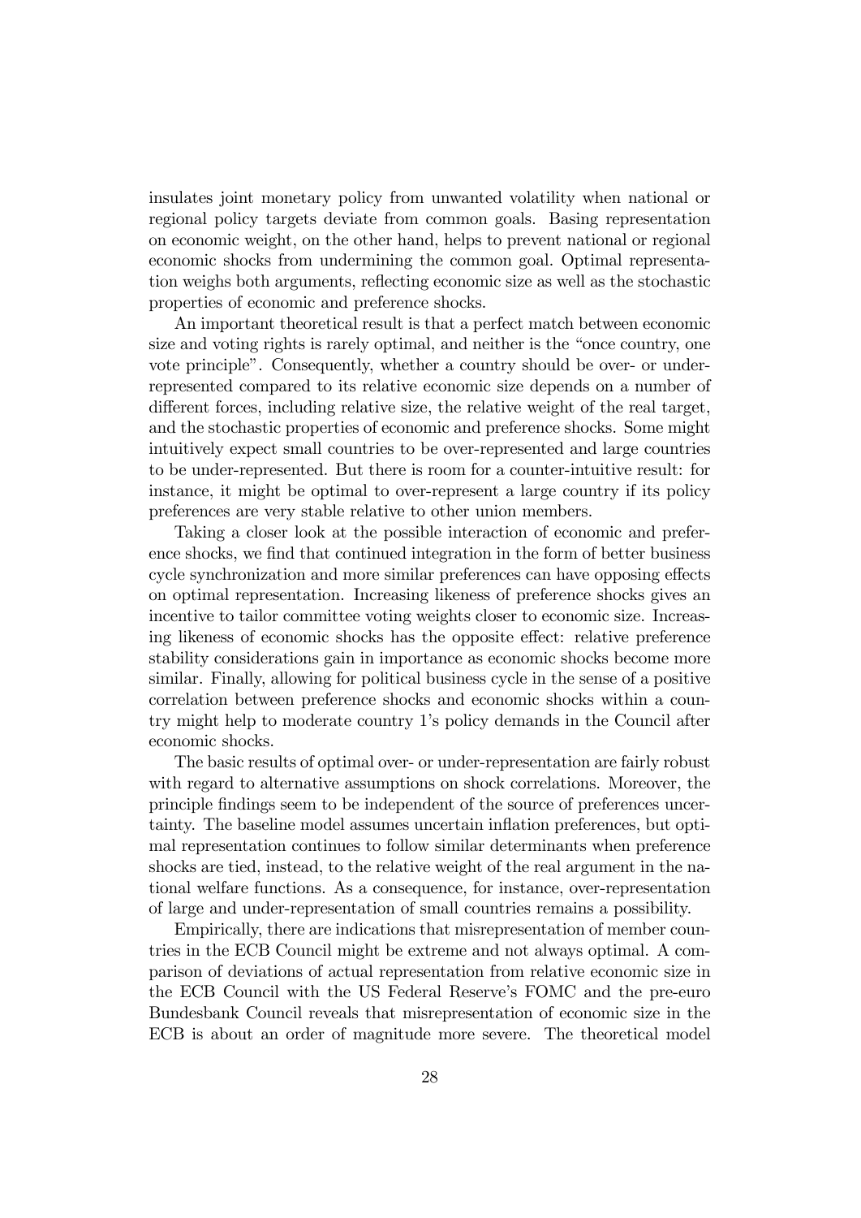insulates joint monetary policy from unwanted volatility when national or regional policy targets deviate from common goals. Basing representation on economic weight, on the other hand, helps to prevent national or regional economic shocks from undermining the common goal. Optimal representation weighs both arguments, reflecting economic size as well as the stochastic properties of economic and preference shocks.

An important theoretical result is that a perfect match between economic size and voting rights is rarely optimal, and neither is the "once country, one vote principle". Consequently, whether a country should be over- or under-represented compared to its relative economic size depends on a number of different forces, including relative size, the relative weight of the real target, and the stochastic properties of economic and preference shocks. Some might intuitively expect small countries to be over-represented and large countries to be under-represented. But there is room for a counter-intuitive result: for instance, it might be optimal to over-represent a large country if its policy preferences are very stable relative to other union members.

Taking a closer look at the possible interaction of economic and preference shocks, we find that continued integration in the form of better business cycle synchronization and more similar preferences can have opposing effects on optimal representation. Increasing likeness of preference shocks gives an incentive to tailor committee voting weights closer to economic size. Increasing likeness of economic shocks has the opposite effect: relative preference stability considerations gain in importance as economic shocks become more similar. Finally, allowing for political business cycle in the sense of a positive correlation between preference shocks and economic shocks within a country might help to moderate country 1's policy demands in the Council after economic shocks.

The basic results of optimal over- or under-representation are fairly robust with regard to alternative assumptions on shock correlations. Moreover, the principle findings seem to be independent of the source of preferences uncertainty. The baseline model assumes uncertain inflation preferences, but optimal representation continues to follow similar determinants when preference shocks are tied, instead, to the relative weight of the real argument in the national welfare functions. As a consequence, for instance, over-representation of large and under-representation of small countries remains a possibility.

Empirically, there are indications that misrepresentation of member countries in the ECB Council might be extreme and not always optimal. A comparison of deviations of actual representation from relative economic size in the ECB Council with the US Federal Reserve's FOMC and the pre-euro Bundesbank Council reveals that misrepresentation of economic size in the ECB is about an order of magnitude more severe. The theoretical model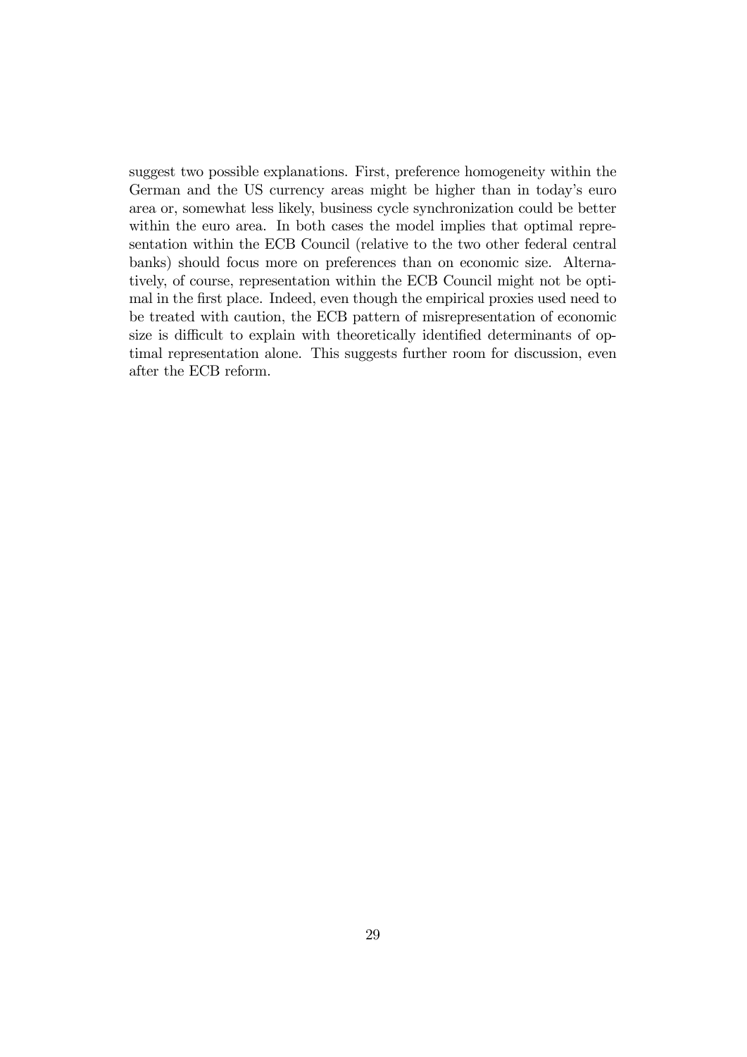suggest two possible explanations. First, preference homogeneity within the German and the US currency areas might be higher than in today's euro area or, somewhat less likely, business cycle synchronization could be better within the euro area. In both cases the model implies that optimal representation within the ECB Council (relative to the two other federal central banks) should focus more on preferences than on economic size. Alternatively, of course, representation within the ECB Council might not be optimal in the first place. Indeed, even though the empirical proxies used need to be treated with caution, the ECB pattern of misrepresentation of economic size is difficult to explain with theoretically identified determinants of optimal representation alone. This suggests further room for discussion, even after the ECB reform.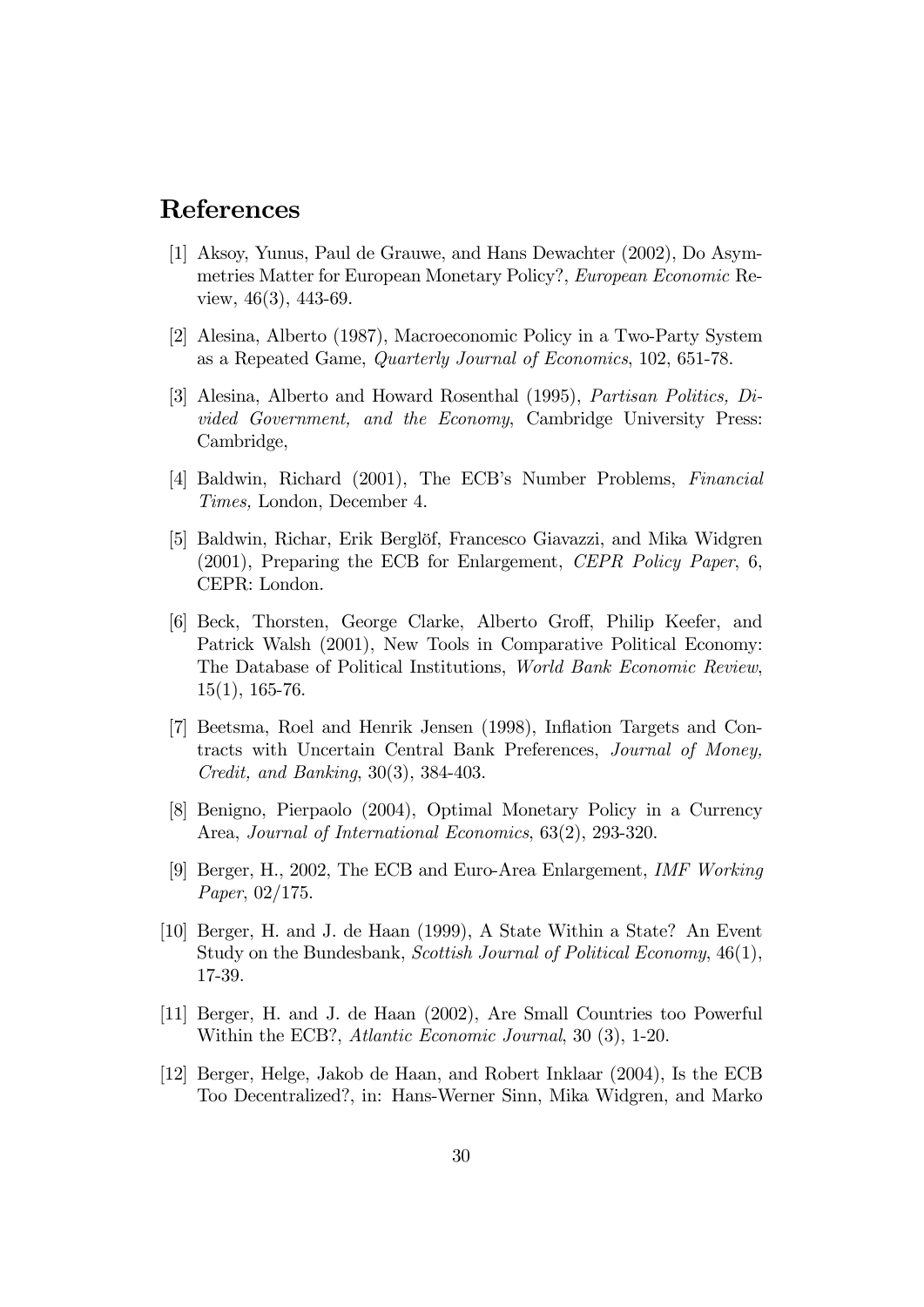# References

[1] Aksoy, Yunus, Paul de Grauwe, and Hans Dewachter (2002), Do Asymmetries Matter for European Monetary Policy?, *European Economic* Review, 46(3), 443-69.

[2] Alesina, Alberto (1987), Macroeconomic Policy in a Two-Party System as a Repeated Game, *Quarterly Journal of Economics*, 102, 651-78.

[3] Alesina, Alberto and Howard Rosenthal (1995), *Partisan Politics, Divided Government, and the Economy*, Cambridge University Press: Cambridge,

[4] Baldwin, Richard (2001), The ECB's Number Problems, *Financial Times,* London, December 4.

[5] Baldwin, Richar, Erik Berglöf, Francesco Giavazzi, and Mika Widgren (2001), Preparing the ECB for Enlargement, *CEPR Policy Paper*, 6, CEPR: London.

[6] Beck, Thorsten, George Clarke, Alberto Groff, Philip Keefer, and Patrick Walsh (2001), New Tools in Comparative Political Economy: The Database of Political Institutions, *World Bank Economic Review*, 15(1), 165-76.

[7] Beetsma, Roel and Henrik Jensen (1998), Inflation Targets and Contracts with Uncertain Central Bank Preferences, *Journal of Money, Credit, and Banking*, 30(3), 384-403.

[8] Benigno, Pierpaolo (2004), Optimal Monetary Policy in a Currency Area, *Journal of International Economics*, 63(2), 293-320.

[9] Berger, H., 2002, The ECB and Euro-Area Enlargement, *IMF Working Paper*, 02/175.

[10] Berger, H. and J. de Haan (1999), A State Within a State? An Event Study on the Bundesbank, *Scottish Journal of Political Economy*, 46(1), 17-39.

[11] Berger, H. and J. de Haan (2002), Are Small Countries too Powerful Within the ECB?, *Atlantic Economic Journal*, 30 (3), 1-20.

[12] Berger, Helge, Jakob de Haan, and Robert Inklaar (2004), Is the ECB Too Decentralized?, in: Hans-Werner Sinn, Mika Widgren, and Marko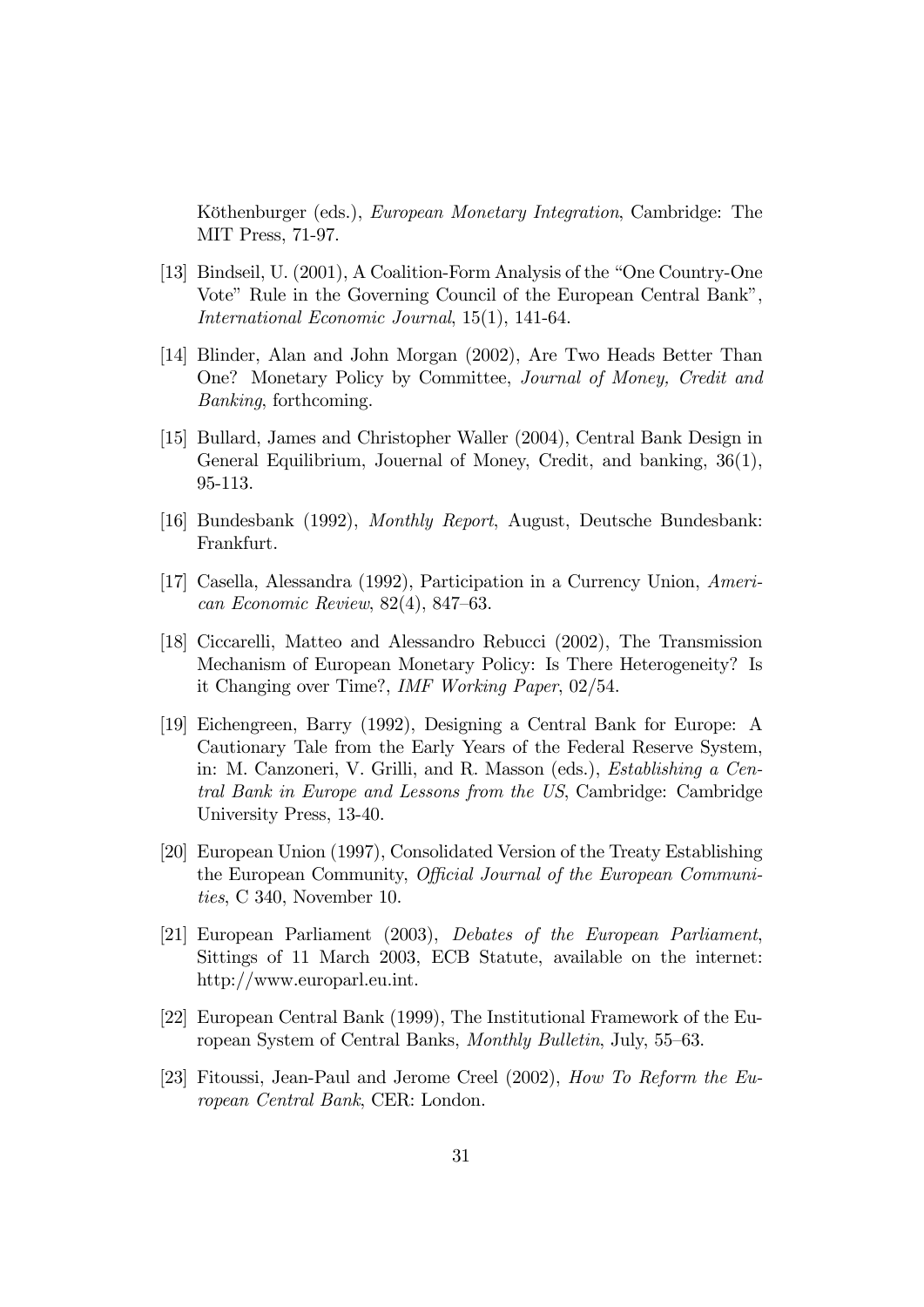Köthenburger (eds.), *European Monetary Integration*, Cambridge: The MIT Press, 71-97.

[13] Bindseil, U. (2001), A Coalition-Form Analysis of the "One Country-One Vote" Rule in the Governing Council of the European Central Bank", *International Economic Journal*, 15(1), 141-64.

[14] Blinder, Alan and John Morgan (2002), Are Two Heads Better Than One? Monetary Policy by Committee, *Journal of Money, Credit and Banking*, forthcoming.

[15] Bullard, James and Christopher Waller (2004), Central Bank Design in General Equilibrium, Jouernal of Money, Credit, and banking, 36(1), 95-113.

[16] Bundesbank (1992), *Monthly Report*, August, Deutsche Bundesbank: Frankfurt.

[17] Casella, Alessandra (1992), Participation in a Currency Union, *American Economic Review*, 82(4), 847–63.

[18] Ciccarelli, Matteo and Alessandro Rebucci (2002), The Transmission Mechanism of European Monetary Policy: Is There Heterogeneity? Is it Changing over Time?, *IMF Working Paper*, 02/54.

[19] Eichengreen, Barry (1992), Designing a Central Bank for Europe: A Cautionary Tale from the Early Years of the Federal Reserve System, in: M. Canzoneri, V. Grilli, and R. Masson (eds.), *Establishing a Central Bank in Europe and Lessons from the US*, Cambridge: Cambridge University Press, 13-40.

[20] European Union (1997), Consolidated Version of the Treaty Establishing the European Community, *Official Journal of the European Communities*, C 340, November 10.

[21] European Parliament (2003), *Debates of the European Parliament*, Sittings of 11 March 2003, ECB Statute, available on the internet: http://www.europarl.eu.int.

[22] European Central Bank (1999), The Institutional Framework of the European System of Central Banks, *Monthly Bulletin*, July, 55–63.

[23] Fitoussi, Jean-Paul and Jerome Creel (2002), *How To Reform the European Central Bank*, CER: London.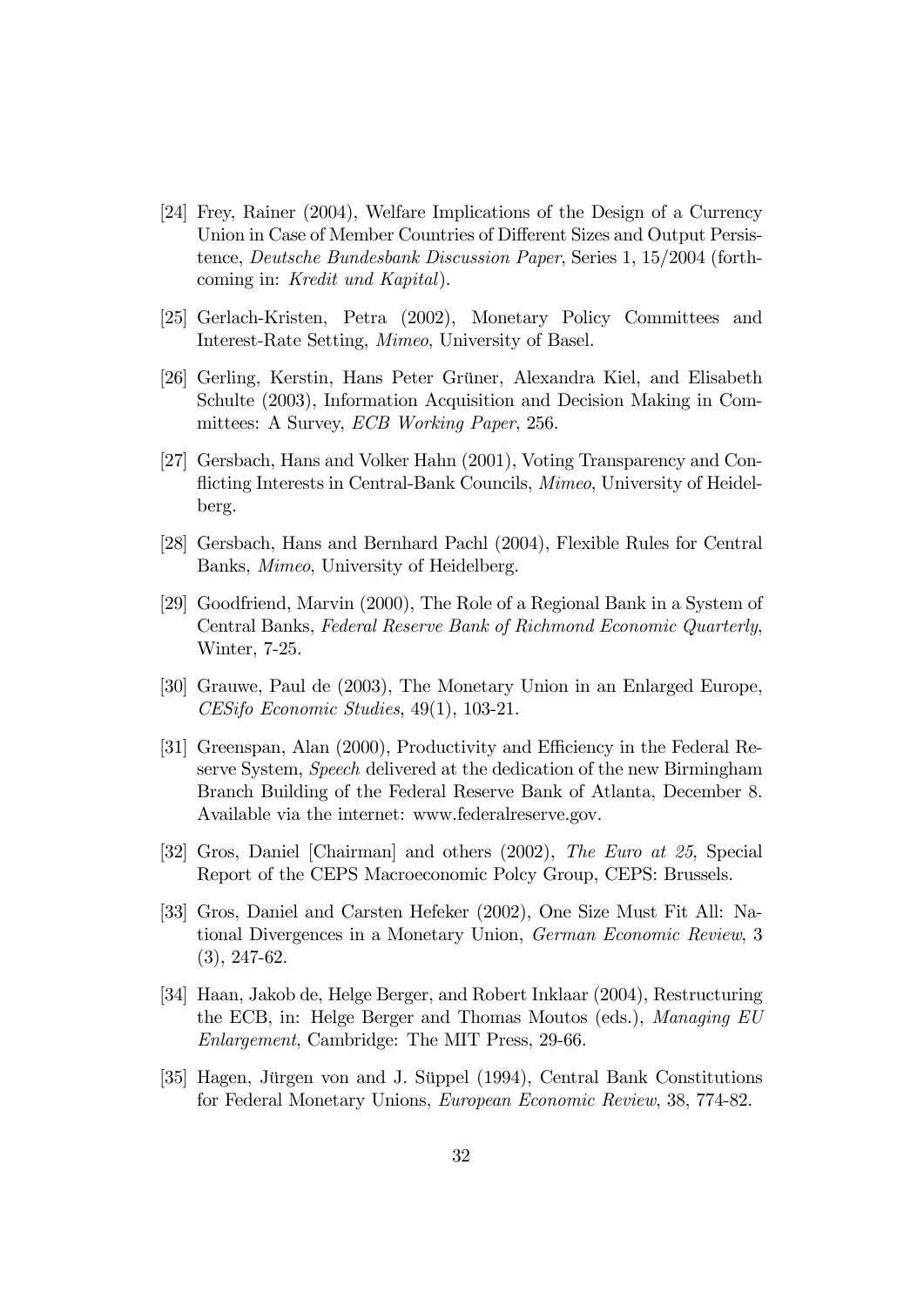[24] Frey, Rainer (2004), Welfare Implications of the Design of a Currency Union in Case of Member Countries of Different Sizes and Output Persistence, *Deutsche Bundesbank Discussion Paper*, Series 1, 15/2004 (forthcoming in: *Kredit und Kapital*).

[25] Gerlach-Kristen, Petra (2002), Monetary Policy Committees and Interest-Rate Setting, *Mimeo*, University of Basel.

[26] Gerling, Kerstin, Hans Peter Grüner, Alexandra Kiel, and Elisabeth Schulte (2003), Information Acquisition and Decision Making in Committees: A Survey, *ECB Working Paper*, 256.

[27] Gersbach, Hans and Volker Hahn (2001), Voting Transparency and Conflicting Interests in Central-Bank Councils, *Mimeo*, University of Heidelberg.

[28] Gersbach, Hans and Bernhard Pachl (2004), Flexible Rules for Central Banks, *Mimeo*, University of Heidelberg.

[29] Goodfriend, Marvin (2000), The Role of a Regional Bank in a System of Central Banks, *Federal Reserve Bank of Richmond Economic Quarterly*, Winter, 7-25.

[30] Grauwe, Paul de (2003), The Monetary Union in an Enlarged Europe, *CESifo Economic Studies*, 49(1), 103-21.

[31] Greenspan, Alan (2000), Productivity and Efficiency in the Federal Reserve System, *Speech* delivered at the dedication of the new Birmingham Branch Building of the Federal Reserve Bank of Atlanta, December 8. Available via the internet: www.federalreserve.gov.

[32] Gros, Daniel [Chairman] and others (2002), *The Euro at 25*, Special Report of the CEPS Macroeconomic Polcy Group, CEPS: Brussels.

[33] Gros, Daniel and Carsten Hefeker (2002), One Size Must Fit All: National Divergences in a Monetary Union, *German Economic Review*, 3 (3), 247-62.

[34] Haan, Jakob de, Helge Berger, and Robert Inklaar (2004), Restructuring the ECB, in: Helge Berger and Thomas Moutos (eds.), *Managing EU Enlargement*, Cambridge: The MIT Press, 29-66.

[35] Hagen, Jürgen von and J. Süppel (1994), Central Bank Constitutions for Federal Monetary Unions, *European Economic Review*, 38, 774-82.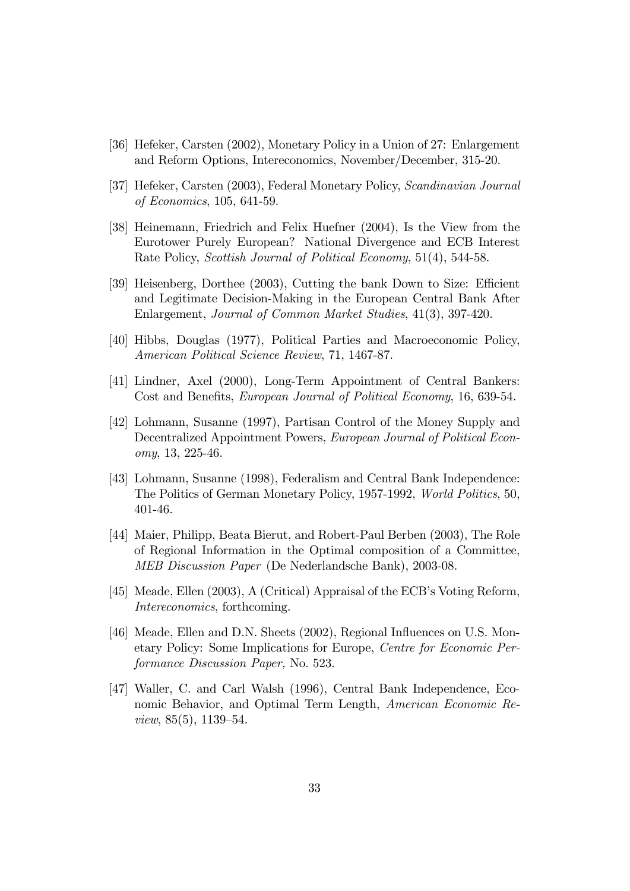[36] Hefeker, Carsten (2002), Monetary Policy in a Union of 27: Enlargement and Reform Options, Intereconomics, November/December, 315-20.

[37] Hefeker, Carsten (2003), Federal Monetary Policy, *Scandinavian Journal of Economics*, 105, 641-59.

[38] Heinemann, Friedrich and Felix Huefner (2004), Is the View from the Eurotower Purely European? National Divergence and ECB Interest Rate Policy, *Scottish Journal of Political Economy*, 51(4), 544-58.

[39] Heisenberg, Dorthee (2003), Cutting the bank Down to Size: Efficient and Legitimate Decision-Making in the European Central Bank After Enlargement, *Journal of Common Market Studies*, 41(3), 397-420.

[40] Hibbs, Douglas (1977), Political Parties and Macroeconomic Policy, *American Political Science Review*, 71, 1467-87.

[41] Lindner, Axel (2000), Long-Term Appointment of Central Bankers: Cost and Benefits, *European Journal of Political Economy*, 16, 639-54.

[42] Lohmann, Susanne (1997), Partisan Control of the Money Supply and Decentralized Appointment Powers, *European Journal of Political Economy*, 13, 225-46.

[43] Lohmann, Susanne (1998), Federalism and Central Bank Independence: The Politics of German Monetary Policy, 1957-1992, *World Politics*, 50, 401-46.

[44] Maier, Philipp, Beata Bierut, and Robert-Paul Berben (2003), The Role of Regional Information in the Optimal composition of a Committee, *MEB Discussion Paper* (De Nederlandsche Bank), 2003-08.

[45] Meade, Ellen (2003), A (Critical) Appraisal of the ECB's Voting Reform, *Intereconomics*, forthcoming.

[46] Meade, Ellen and D.N. Sheets (2002), Regional Influences on U.S. Monetary Policy: Some Implications for Europe, *Centre for Economic Performance Discussion Paper,* No. 523.

[47] Waller, C. and Carl Walsh (1996), Central Bank Independence, Economic Behavior, and Optimal Term Length, *American Economic Review*, 85(5), 1139–54.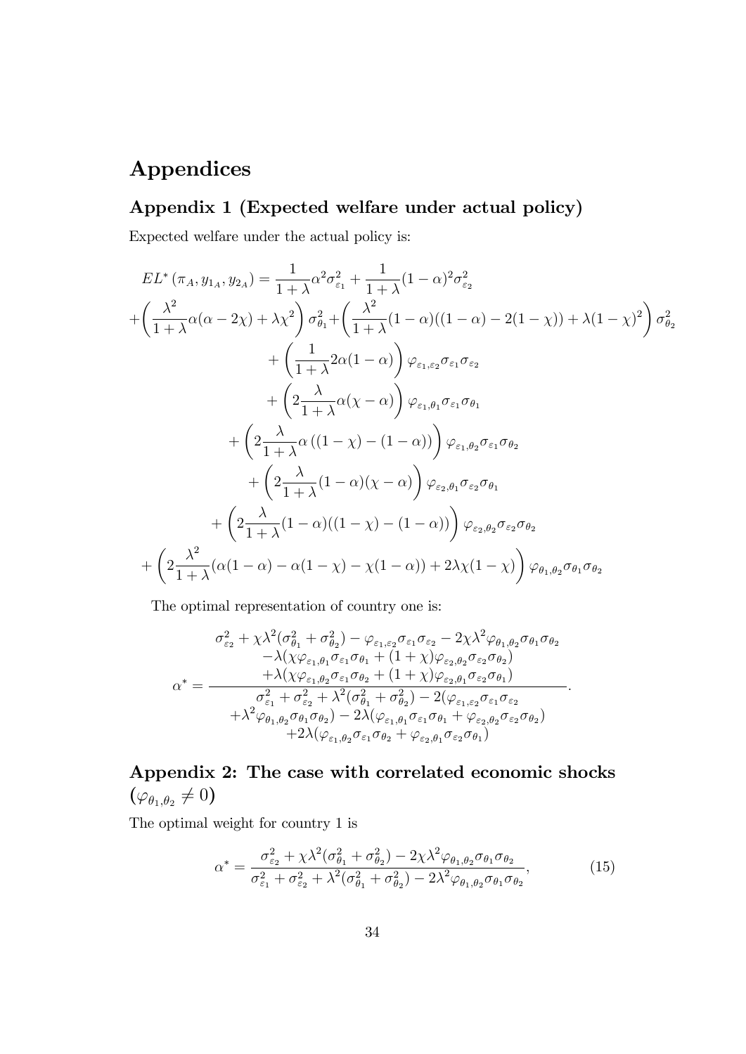# Appendices

## Appendix 1 (Expected welfare under actual policy)

Expected welfare under the actual policy is:

$$
\begin{aligned}
EL^*\left(\pi_A, y_{1_A}, y_{2_A}\right) &= \frac{1}{1+\lambda}\alpha^2\sigma_{\varepsilon_1}^2 + \frac{1}{1+\lambda}(1-\alpha)^2\sigma_{\varepsilon_2}^2 \\
&+\left(\frac{\lambda^2}{1+\lambda}\alpha(\alpha-2\chi)+\lambda\chi^2\right)\sigma_{\theta_1}^2+\left(\frac{\lambda^2}{1+\lambda}(1-\alpha)((1-\alpha)-2(1-\chi))+\lambda(1-\chi)^2\right)\sigma_{\theta_2}^2 \\
&+\left(\frac{1}{1+\lambda}2\alpha(1-\alpha)\right)\varphi_{\varepsilon_1,\varepsilon_2}\sigma_{\varepsilon_1}\sigma_{\varepsilon_2} \\
&+\left(2\frac{\lambda}{1+\lambda}\alpha(\chi-\alpha)\right)\varphi_{\varepsilon_1,\theta_1}\sigma_{\varepsilon_1}\sigma_{\theta_1} \\
&+\left(2\frac{\lambda}{1+\lambda}\alpha\left((1-\chi)-(1-\alpha)\right)\right)\varphi_{\varepsilon_1,\theta_2}\sigma_{\varepsilon_1}\sigma_{\theta_2} \\
&+\left(2\frac{\lambda}{1+\lambda}(1-\alpha)(\chi-\alpha)\right)\varphi_{\varepsilon_2,\theta_1}\sigma_{\varepsilon_2}\sigma_{\theta_1} \\
&+\left(2\frac{\lambda}{1+\lambda}(1-\alpha)((1-\chi)-(1-\alpha))\right)\varphi_{\varepsilon_2,\theta_2}\sigma_{\varepsilon_2}\sigma_{\theta_2} \\
&+\left(2\frac{\lambda^2}{1+\lambda}(\alpha(1-\alpha)-\alpha(1-\chi)-\chi(1-\alpha))+2\lambda\chi(1-\chi)\right)\varphi_{\theta_1,\theta_2}\sigma_{\theta_1}\sigma_{\theta_2}
\end{aligned}
$$

The optimal representation of country one is:

$$
\alpha^* = \frac{\begin{array}{c}\sigma_{\varepsilon_2}^2 + \chi\lambda^2(\sigma_{\theta_1}^2+\sigma_{\theta_2}^2) - \varphi_{\varepsilon_1,\varepsilon_2}\sigma_{\varepsilon_1}\sigma_{\varepsilon_2} - 2\chi\lambda^2\varphi_{\theta_1,\theta_2}\sigma_{\theta_1}\sigma_{\theta_2} \\ -\lambda(\chi\varphi_{\varepsilon_1,\theta_1}\sigma_{\varepsilon_1}\sigma_{\theta_1} + (1+\chi)\varphi_{\varepsilon_2,\theta_2}\sigma_{\varepsilon_2}\sigma_{\theta_2}) \\ +\lambda(\chi\varphi_{\varepsilon_1,\theta_2}\sigma_{\varepsilon_1}\sigma_{\theta_2} + (1+\chi)\varphi_{\varepsilon_2,\theta_1}\sigma_{\varepsilon_2}\sigma_{\theta_1})\end{array}}{\begin{array}{c}\sigma_{\varepsilon_1}^2 + \sigma_{\varepsilon_2}^2 + \lambda^2(\sigma_{\theta_1}^2+\sigma_{\theta_2}^2) - 2(\varphi_{\varepsilon_1,\varepsilon_2}\sigma_{\varepsilon_1}\sigma_{\varepsilon_2} \\ +\lambda^2\varphi_{\theta_1,\theta_2}\sigma_{\theta_1}\sigma_{\theta_2}) - 2\lambda(\varphi_{\varepsilon_1,\theta_1}\sigma_{\varepsilon_1}\sigma_{\theta_1} + \varphi_{\varepsilon_2,\theta_2}\sigma_{\varepsilon_2}\sigma_{\theta_2}) \\ +2\lambda(\varphi_{\varepsilon_1,\theta_2}\sigma_{\varepsilon_1}\sigma_{\theta_2} + \varphi_{\varepsilon_2,\theta_1}\sigma_{\varepsilon_2}\sigma_{\theta_1})\end{array}}.
$$

## Appendix 2: The case with correlated economic shocks ($\varphi_{\theta_1,\theta_2} \neq 0$)

The optimal weight for country 1 is

$$
\alpha^* = \frac{\sigma_{\varepsilon_2}^2 + \chi\lambda^2(\sigma_{\theta_1}^2+\sigma_{\theta_2}^2) - 2\chi\lambda^2\varphi_{\theta_1,\theta_2}\sigma_{\theta_1}\sigma_{\theta_2}}{\sigma_{\varepsilon_1}^2 + \sigma_{\varepsilon_2}^2 + \lambda^2(\sigma_{\theta_1}^2+\sigma_{\theta_2}^2) - 2\lambda^2\varphi_{\theta_1,\theta_2}\sigma_{\theta_1}\sigma_{\theta_2}}, \tag{15}
$$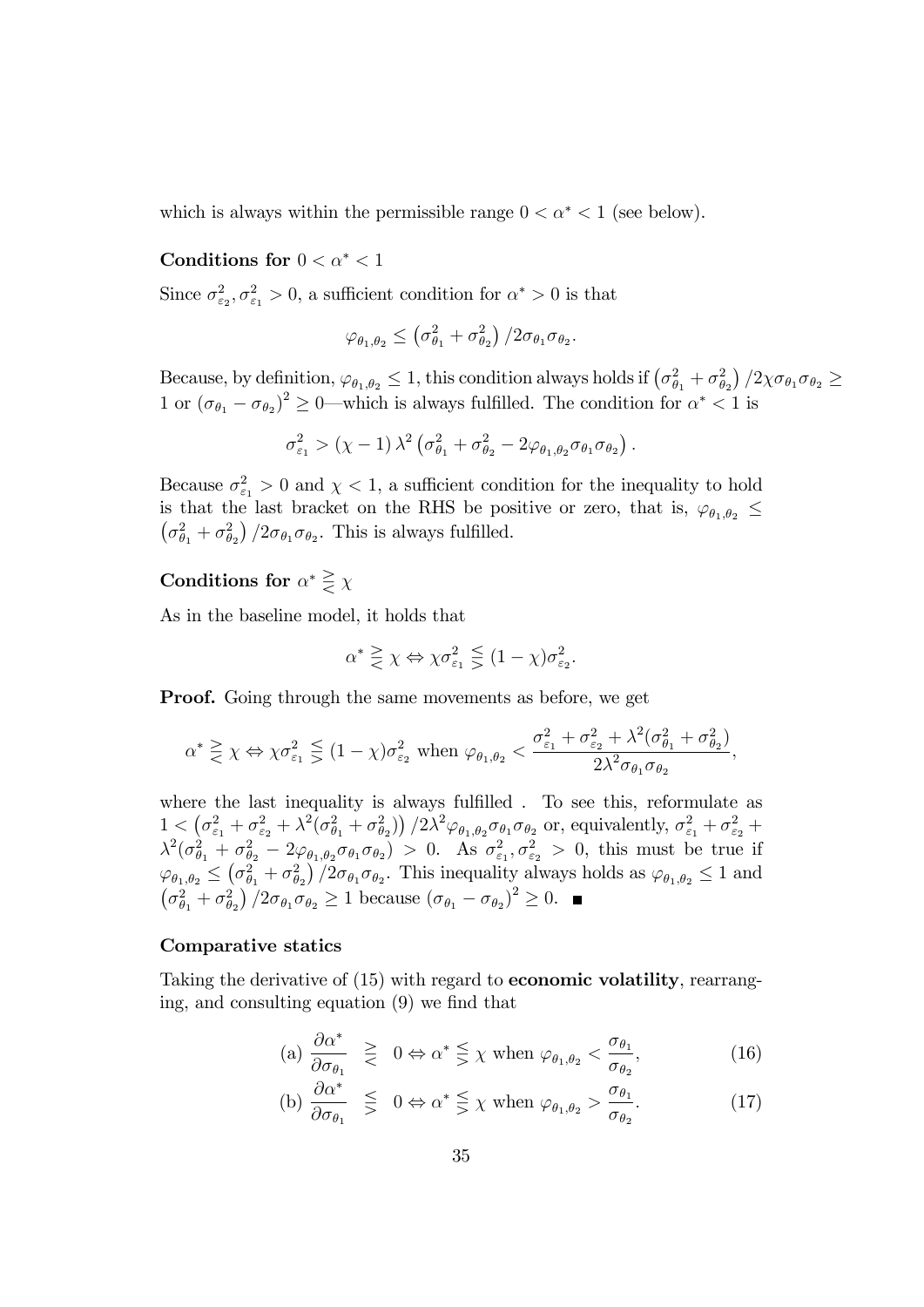which is always within the permissible range $0 < \alpha^* < 1$ (see below).

### Conditions for $0 < \alpha^* < 1$

Since $\sigma^2_{\varepsilon_2}, \sigma^2_{\varepsilon_1} > 0$, a sufficient condition for $\alpha^* > 0$ is that

$$\varphi_{\theta_1,\theta_2} \leq \left(\sigma^2_{\theta_1} + \sigma^2_{\theta_2}\right)/2\sigma_{\theta_1}\sigma_{\theta_2}.$$

Because, by definition, $\varphi_{\theta_1,\theta_2} \leq 1$, this condition always holds if $\left(\sigma^2_{\theta_1} + \sigma^2_{\theta_2}\right)/2\chi\sigma_{\theta_1}\sigma_{\theta_2} \geq 1$ or $\left(\sigma_{\theta_1} - \sigma_{\theta_2}\right)^2 \geq 0$—which is always fulfilled. The condition for $\alpha^* < 1$ is

$$\sigma^2_{\varepsilon_1} > (\chi - 1)\,\lambda^2\left(\sigma^2_{\theta_1} + \sigma^2_{\theta_2} - 2\varphi_{\theta_1,\theta_2}\sigma_{\theta_1}\sigma_{\theta_2}\right).$$

Because $\sigma^2_{\varepsilon_1} > 0$ and $\chi < 1$, a sufficient condition for the inequality to hold is that the last bracket on the RHS be positive or zero, that is, $\varphi_{\theta_1,\theta_2} \leq \left(\sigma^2_{\theta_1} + \sigma^2_{\theta_2}\right)/2\sigma_{\theta_1}\sigma_{\theta_2}$. This is always fulfilled.

### Conditions for $\alpha^* \gtreqless \chi$

As in the baseline model, it holds that

$$\alpha^* \gtreqless \chi \Leftrightarrow \chi\sigma^2_{\varepsilon_1} \lesseqgtr (1-\chi)\sigma^2_{\varepsilon_2}.$$

**Proof.** Going through the same movements as before, we get

$$\alpha^* \gtreqless \chi \Leftrightarrow \chi\sigma^2_{\varepsilon_1} \lesseqgtr (1-\chi)\sigma^2_{\varepsilon_2} \text{ when } \varphi_{\theta_1,\theta_2} < \frac{\sigma^2_{\varepsilon_1} + \sigma^2_{\varepsilon_2} + \lambda^2(\sigma^2_{\theta_1} + \sigma^2_{\theta_2})}{2\lambda^2\sigma_{\theta_1}\sigma_{\theta_2}},$$

where the last inequality is always fulfilled . To see this, reformulate as $1 < \left(\sigma^2_{\varepsilon_1} + \sigma^2_{\varepsilon_2} + \lambda^2(\sigma^2_{\theta_1} + \sigma^2_{\theta_2})\right)/2\lambda^2\varphi_{\theta_1,\theta_2}\sigma_{\theta_1}\sigma_{\theta_2}$ or, equivalently, $\sigma^2_{\varepsilon_1} + \sigma^2_{\varepsilon_2} + \lambda^2(\sigma^2_{\theta_1} + \sigma^2_{\theta_2} - 2\varphi_{\theta_1,\theta_2}\sigma_{\theta_1}\sigma_{\theta_2}) > 0$. As $\sigma^2_{\varepsilon_1}, \sigma^2_{\varepsilon_2} > 0$, this must be true if $\varphi_{\theta_1,\theta_2} \leq \left(\sigma^2_{\theta_1} + \sigma^2_{\theta_2}\right)/2\sigma_{\theta_1}\sigma_{\theta_2}$. This inequality always holds as $\varphi_{\theta_1,\theta_2} \leq 1$ and $\left(\sigma^2_{\theta_1} + \sigma^2_{\theta_2}\right)/2\sigma_{\theta_1}\sigma_{\theta_2} \geq 1$ because $\left(\sigma_{\theta_1} - \sigma_{\theta_2}\right)^2 \geq 0$. ■

### Comparative statics

Taking the derivative of (15) with regard to **economic volatility**, rearranging, and consulting equation (9) we find that

$$\text{(a) } \frac{\partial\alpha^*}{\partial\sigma_{\theta_1}} \gtreqless 0 \Leftrightarrow \alpha^* \lesseqgtr \chi \text{ when } \varphi_{\theta_1,\theta_2} < \frac{\sigma_{\theta_1}}{\sigma_{\theta_2}}, \tag{16}$$

$$\text{(b) } \frac{\partial\alpha^*}{\partial\sigma_{\theta_1}} \lesseqgtr 0 \Leftrightarrow \alpha^* \lesseqgtr \chi \text{ when } \varphi_{\theta_1,\theta_2} > \frac{\sigma_{\theta_1}}{\sigma_{\theta_2}}. \tag{17}$$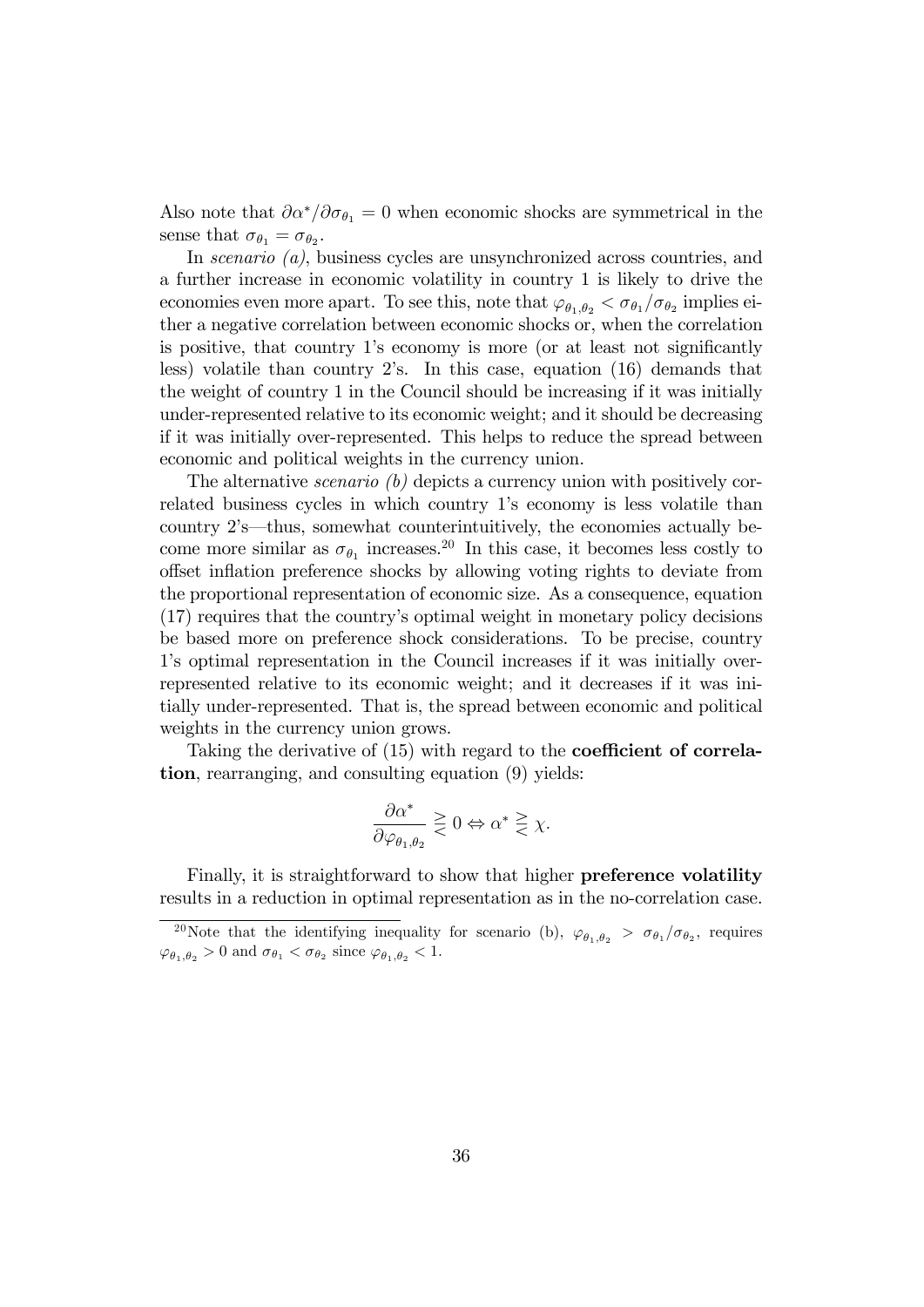Also note that $\partial \alpha^* / \partial \sigma_{\theta_1} = 0$ when economic shocks are symmetrical in the sense that $\sigma_{\theta_1} = \sigma_{\theta_2}$.

In *scenario (a)*, business cycles are unsynchronized across countries, and a further increase in economic volatility in country 1 is likely to drive the economies even more apart. To see this, note that $\varphi_{\theta_1,\theta_2} < \sigma_{\theta_1}/\sigma_{\theta_2}$ implies either a negative correlation between economic shocks or, when the correlation is positive, that country 1's economy is more (or at least not significantly less) volatile than country 2's. In this case, equation (16) demands that the weight of country 1 in the Council should be increasing if it was initially under-represented relative to its economic weight; and it should be decreasing if it was initially over-represented. This helps to reduce the spread between economic and political weights in the currency union.

The alternative *scenario (b)* depicts a currency union with positively correlated business cycles in which country 1's economy is less volatile than country 2's—thus, somewhat counterintuitively, the economies actually become more similar as $\sigma_{\theta_1}$ increases.[20] In this case, it becomes less costly to offset inflation preference shocks by allowing voting rights to deviate from the proportional representation of economic size. As a consequence, equation (17) requires that the country's optimal weight in monetary policy decisions be based more on preference shock considerations. To be precise, country 1's optimal representation in the Council increases if it was initially over-represented relative to its economic weight; and it decreases if it was initially under-represented. That is, the spread between economic and political weights in the currency union grows.

Taking the derivative of (15) with regard to the **coefficient of correlation**, rearranging, and consulting equation (9) yields:

$$\frac{\partial \alpha^*}{\partial \varphi_{\theta_1,\theta_2}} \gtreqless 0 \Leftrightarrow \alpha^* \gtreqless \chi.$$

Finally, it is straightforward to show that higher **preference volatility** results in a reduction in optimal representation as in the no-correlation case.

[20]Note that the identifying inequality for scenario (b), $\varphi_{\theta_1,\theta_2} > \sigma_{\theta_1}/\sigma_{\theta_2}$, requires $\varphi_{\theta_1,\theta_2} > 0$ and $\sigma_{\theta_1} < \sigma_{\theta_2}$ since $\varphi_{\theta_1,\theta_2} < 1$.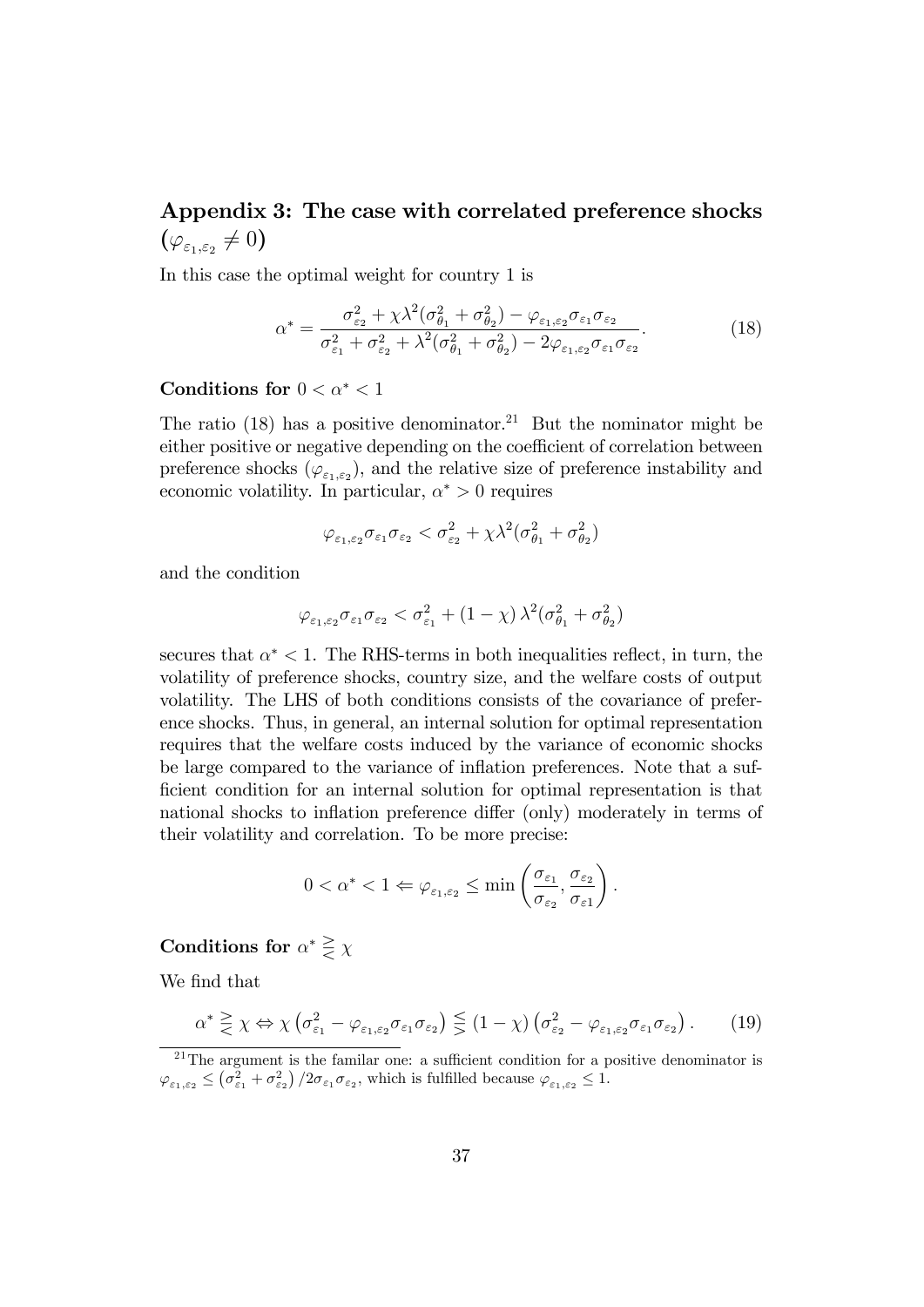## Appendix 3: The case with correlated preference shocks ($\varphi_{\varepsilon_1,\varepsilon_2} \neq 0$)

In this case the optimal weight for country 1 is

$$\alpha^* = \frac{\sigma_{\varepsilon_2}^2 + \chi\lambda^2(\sigma_{\theta_1}^2 + \sigma_{\theta_2}^2) - \varphi_{\varepsilon_1,\varepsilon_2}\sigma_{\varepsilon 1}\sigma_{\varepsilon_2}}{\sigma_{\varepsilon_1}^2 + \sigma_{\varepsilon_2}^2 + \lambda^2(\sigma_{\theta_1}^2 + \sigma_{\theta_2}^2) - 2\varphi_{\varepsilon_1,\varepsilon_2}\sigma_{\varepsilon 1}\sigma_{\varepsilon_2}}. \tag{18}$$

### Conditions for $0 < \alpha^* < 1$

The ratio (18) has a positive denominator.[21] But the nominator might be either positive or negative depending on the coefficient of correlation between preference shocks ($\varphi_{\varepsilon_1,\varepsilon_2}$), and the relative size of preference instability and economic volatility. In particular, $\alpha^* > 0$ requires

$$\varphi_{\varepsilon_1,\varepsilon_2}\sigma_{\varepsilon 1}\sigma_{\varepsilon_2} < \sigma_{\varepsilon_2}^2 + \chi\lambda^2(\sigma_{\theta_1}^2 + \sigma_{\theta_2}^2)$$

and the condition

$$\varphi_{\varepsilon_1,\varepsilon_2}\sigma_{\varepsilon 1}\sigma_{\varepsilon_2} < \sigma_{\varepsilon_1}^2 + (1-\chi)\,\lambda^2(\sigma_{\theta_1}^2 + \sigma_{\theta_2}^2)$$

secures that $\alpha^* < 1$. The RHS-terms in both inequalities reflect, in turn, the volatility of preference shocks, country size, and the welfare costs of output volatility. The LHS of both conditions consists of the covariance of preference shocks. Thus, in general, an internal solution for optimal representation requires that the welfare costs induced by the variance of economic shocks be large compared to the variance of inflation preferences. Note that a sufficient condition for an internal solution for optimal representation is that national shocks to inflation preference differ (only) moderately in terms of their volatility and correlation. To be more precise:

$$0 < \alpha^* < 1 \Leftarrow \varphi_{\varepsilon_1,\varepsilon_2} \leq \min\left(\frac{\sigma_{\varepsilon_1}}{\sigma_{\varepsilon_2}}, \frac{\sigma_{\varepsilon_2}}{\sigma_{\varepsilon 1}}\right).$$

### Conditions for $\alpha^* \gtreqless \chi$

We find that

$$\alpha^* \gtreqless \chi \Leftrightarrow \chi\left(\sigma_{\varepsilon_1}^2 - \varphi_{\varepsilon_1,\varepsilon_2}\sigma_{\varepsilon_1}\sigma_{\varepsilon_2}\right) \lesseqgtr (1-\chi)\left(\sigma_{\varepsilon_2}^2 - \varphi_{\varepsilon_1,\varepsilon_2}\sigma_{\varepsilon 1}\sigma_{\varepsilon_2}\right). \tag{19}$$

[21] The argument is the familar one: a sufficient condition for a positive denominator is $\varphi_{\varepsilon_1,\varepsilon_2} \leq \left(\sigma_{\varepsilon_1}^2 + \sigma_{\varepsilon_2}^2\right)/2\sigma_{\varepsilon_1}\sigma_{\varepsilon_2}$, which is fulfilled because $\varphi_{\varepsilon_1,\varepsilon_2} \leq 1$.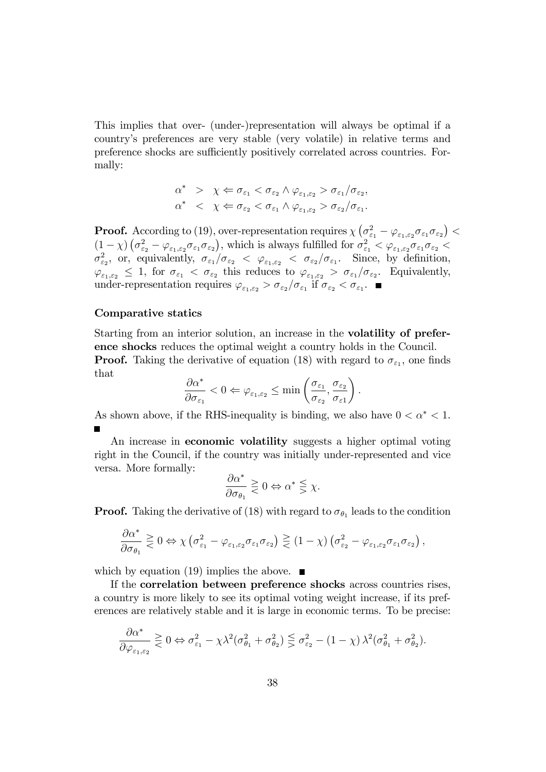This implies that over- (under-)representation will always be optimal if a country's preferences are very stable (very volatile) in relative terms and preference shocks are sufficiently positively correlated across countries. Formally:

$$
\begin{aligned}
\alpha^* &> \chi \Leftarrow \sigma_{\varepsilon_1} < \sigma_{\varepsilon_2} \wedge \varphi_{\varepsilon_1,\varepsilon_2} > \sigma_{\varepsilon_1}/\sigma_{\varepsilon_2}, \\
\alpha^* &< \chi \Leftarrow \sigma_{\varepsilon_2} < \sigma_{\varepsilon_1} \wedge \varphi_{\varepsilon_1,\varepsilon_2} > \sigma_{\varepsilon_2}/\sigma_{\varepsilon_1}.
\end{aligned}
$$

**Proof.** According to (19), over-representation requires $\chi \left(\sigma_{\varepsilon_1}^2 - \varphi_{\varepsilon_1,\varepsilon_2}\sigma_{\varepsilon_1}\sigma_{\varepsilon_2}\right) < (1-\chi)\left(\sigma_{\varepsilon_2}^2 - \varphi_{\varepsilon_1,\varepsilon_2}\sigma_{\varepsilon_1}\sigma_{\varepsilon_2}\right)$, which is always fulfilled for $\sigma_{\varepsilon_1}^2 < \varphi_{\varepsilon_1,\varepsilon_2}\sigma_{\varepsilon_1}\sigma_{\varepsilon_2} < \sigma_{\varepsilon_2}^2$, or, equivalently, $\sigma_{\varepsilon_1}/\sigma_{\varepsilon_2} < \varphi_{\varepsilon_1,\varepsilon_2} < \sigma_{\varepsilon_2}/\sigma_{\varepsilon_1}$. Since, by definition, $\varphi_{\varepsilon_1,\varepsilon_2} \leq 1$, for $\sigma_{\varepsilon_1} < \sigma_{\varepsilon_2}$ this reduces to $\varphi_{\varepsilon_1,\varepsilon_2} > \sigma_{\varepsilon_1}/\sigma_{\varepsilon_2}$. Equivalently, under-representation requires $\varphi_{\varepsilon_1,\varepsilon_2} > \sigma_{\varepsilon_2}/\sigma_{\varepsilon_1}$ if $\sigma_{\varepsilon_2} < \sigma_{\varepsilon_1}$. ■

### Comparative statics

Starting from an interior solution, an increase in the **volatility of preference shocks** reduces the optimal weight a country holds in the Council.

**Proof.** Taking the derivative of equation (18) with regard to $\sigma_{\varepsilon_1}$, one finds that

$$
\frac{\partial \alpha^*}{\partial \sigma_{\varepsilon_1}} < 0 \Leftarrow \varphi_{\varepsilon_1,\varepsilon_2} \leq \min\left(\frac{\sigma_{\varepsilon_1}}{\sigma_{\varepsilon_2}}, \frac{\sigma_{\varepsilon_2}}{\sigma_{\varepsilon 1}}\right).
$$

As shown above, if the RHS-inequality is binding, we also have $0 < \alpha^* < 1$. ■

An increase in **economic volatility** suggests a higher optimal voting right in the Council, if the country was initially under-represented and vice versa. More formally:

$$
\frac{\partial \alpha^*}{\partial \sigma_{\theta_1}} \gtreqless 0 \Leftrightarrow \alpha^* \lesseqgtr \chi.
$$

**Proof.** Taking the derivative of (18) with regard to $\sigma_{\theta_1}$ leads to the condition

$$
\frac{\partial \alpha^*}{\partial \sigma_{\theta_1}} \gtreqless 0 \Leftrightarrow \chi\left(\sigma_{\varepsilon_1}^2 - \varphi_{\varepsilon_1,\varepsilon_2}\sigma_{\varepsilon_1}\sigma_{\varepsilon_2}\right) \gtreqless (1-\chi)\left(\sigma_{\varepsilon_2}^2 - \varphi_{\varepsilon_1,\varepsilon_2}\sigma_{\varepsilon_1}\sigma_{\varepsilon_2}\right),
$$

which by equation (19) implies the above. ■

If the **correlation between preference shocks** across countries rises, a country is more likely to see its optimal voting weight increase, if its preferences are relatively stable and it is large in economic terms. To be precise:

$$
\frac{\partial \alpha^*}{\partial \varphi_{\varepsilon_1,\varepsilon_2}} \gtreqless 0 \Leftrightarrow \sigma_{\varepsilon_1}^2 - \chi\lambda^2(\sigma_{\theta_1}^2 + \sigma_{\theta_2}^2) \lesseqgtr \sigma_{\varepsilon_2}^2 - (1-\chi)\lambda^2(\sigma_{\theta_1}^2 + \sigma_{\theta_2}^2).
$$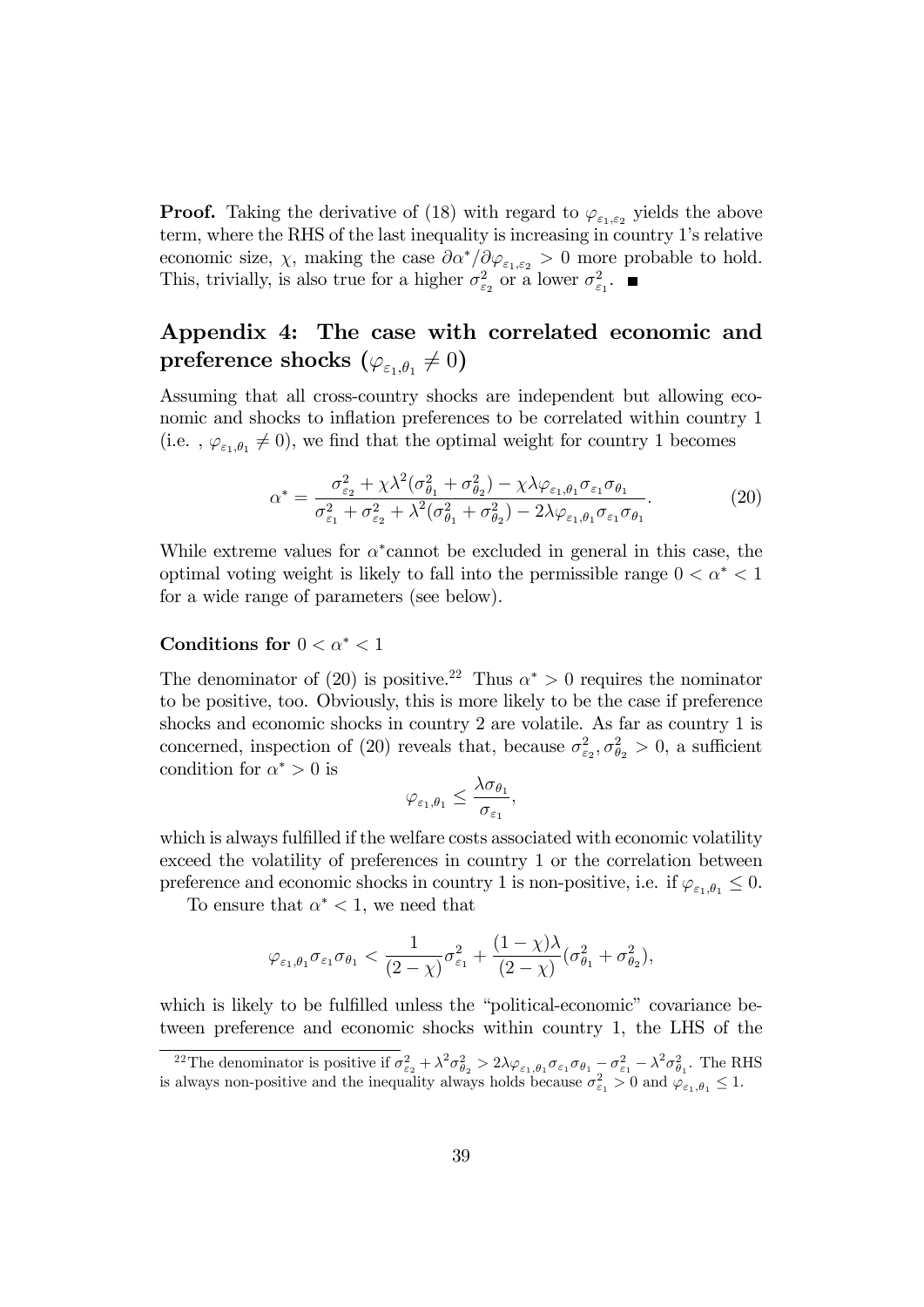**Proof.** Taking the derivative of (18) with regard to $\varphi_{\varepsilon_1,\varepsilon_2}$ yields the above term, where the RHS of the last inequality is increasing in country 1's relative economic size, $\chi$, making the case $\partial\alpha^*/\partial\varphi_{\varepsilon_1,\varepsilon_2} > 0$ more probable to hold. This, trivially, is also true for a higher $\sigma^2_{\varepsilon_2}$ or a lower $\sigma^2_{\varepsilon_1}$. ■

## Appendix 4: The case with correlated economic and preference shocks ($\varphi_{\varepsilon_1,\theta_1} \neq 0$)

Assuming that all cross-country shocks are independent but allowing economic and shocks to inflation preferences to be correlated within country 1 (i.e. , $\varphi_{\varepsilon_1,\theta_1} \neq 0$), we find that the optimal weight for country 1 becomes

$$\alpha^* = \frac{\sigma^2_{\varepsilon_2} + \chi\lambda^2(\sigma^2_{\theta_1} + \sigma^2_{\theta_2}) - \chi\lambda\varphi_{\varepsilon_1,\theta_1}\sigma_{\varepsilon_1}\sigma_{\theta_1}}{\sigma^2_{\varepsilon_1} + \sigma^2_{\varepsilon_2} + \lambda^2(\sigma^2_{\theta_1} + \sigma^2_{\theta_2}) - 2\lambda\varphi_{\varepsilon_1,\theta_1}\sigma_{\varepsilon_1}\sigma_{\theta_1}}. \tag{20}$$

While extreme values for $\alpha^*$cannot be excluded in general in this case, the optimal voting weight is likely to fall into the permissible range $0 < \alpha^* < 1$ for a wide range of parameters (see below).

### Conditions for $0 < \alpha^* < 1$

The denominator of (20) is positive.[22] Thus $\alpha^* > 0$ requires the nominator to be positive, too. Obviously, this is more likely to be the case if preference shocks and economic shocks in country 2 are volatile. As far as country 1 is concerned, inspection of (20) reveals that, because $\sigma^2_{\varepsilon_2}, \sigma^2_{\theta_2} > 0$, a sufficient condition for $\alpha^* > 0$ is

$$\varphi_{\varepsilon_1,\theta_1} \leq \frac{\lambda\sigma_{\theta_1}}{\sigma_{\varepsilon_1}},$$

which is always fulfilled if the welfare costs associated with economic volatility exceed the volatility of preferences in country 1 or the correlation between preference and economic shocks in country 1 is non-positive, i.e. if $\varphi_{\varepsilon_1,\theta_1} \leq 0$.

To ensure that $\alpha^* < 1$, we need that

$$\varphi_{\varepsilon_1,\theta_1}\sigma_{\varepsilon_1}\sigma_{\theta_1} < \frac{1}{(2-\chi)}\sigma^2_{\varepsilon_1} + \frac{(1-\chi)\lambda}{(2-\chi)}(\sigma^2_{\theta_1} + \sigma^2_{\theta_2}),$$

which is likely to be fulfilled unless the "political-economic" covariance between preference and economic shocks within country 1, the LHS of the

[22] The denominator is positive if $\sigma^2_{\varepsilon_2} + \lambda^2\sigma^2_{\theta_2} > 2\lambda\varphi_{\varepsilon_1,\theta_1}\sigma_{\varepsilon_1}\sigma_{\theta_1} - \sigma^2_{\varepsilon_1} - \lambda^2\sigma^2_{\theta_1}$. The RHS is always non-positive and the inequality always holds because $\sigma^2_{\varepsilon_1} > 0$ and $\varphi_{\varepsilon_1,\theta_1} \leq 1$.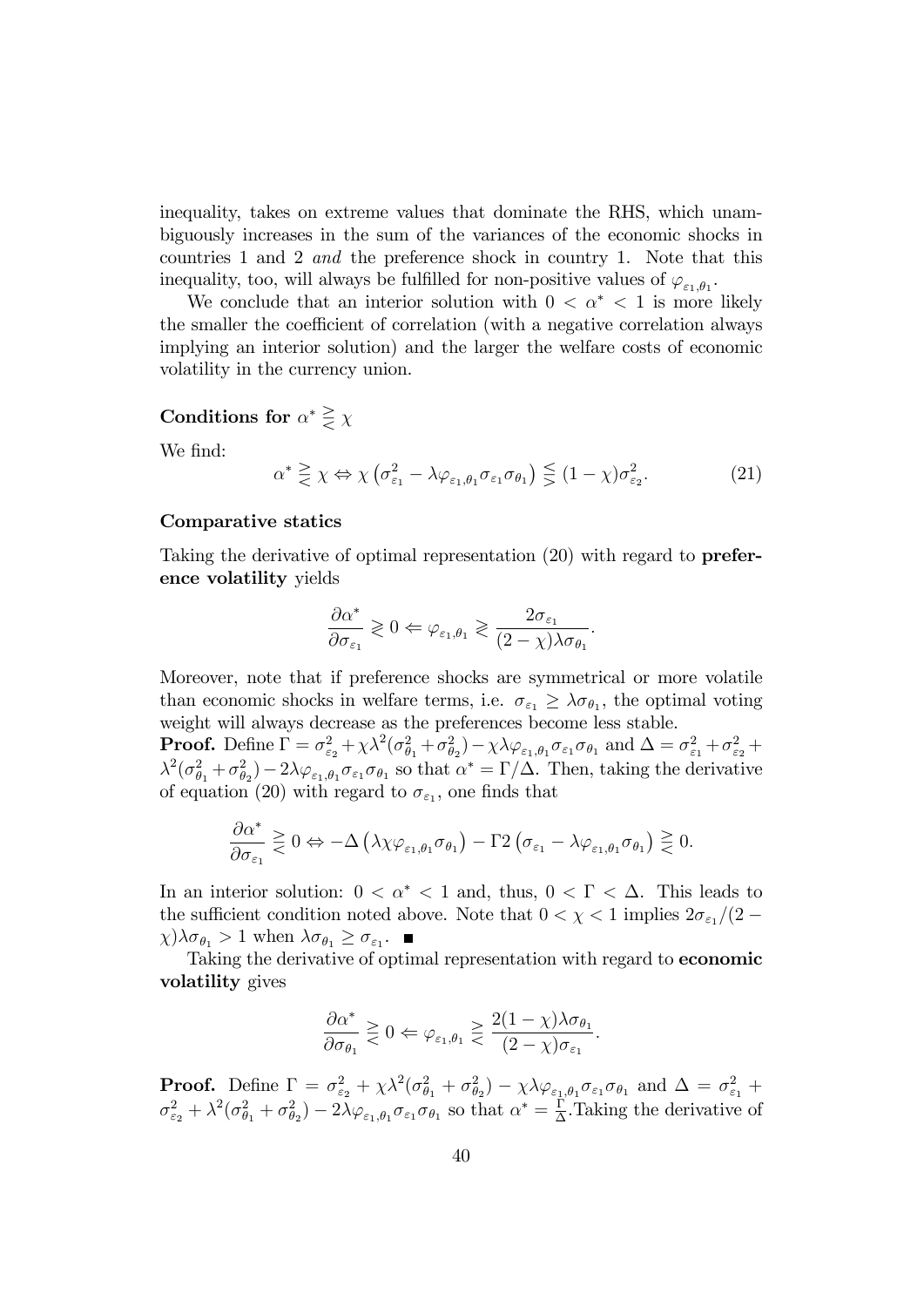inequality, takes on extreme values that dominate the RHS, which unambiguously increases in the sum of the variances of the economic shocks in countries 1 and 2 *and* the preference shock in country 1. Note that this inequality, too, will always be fulfilled for non-positive values of $\varphi_{\varepsilon_1,\theta_1}$.

We conclude that an interior solution with $0 < \alpha^* < 1$ is more likely the smaller the coefficient of correlation (with a negative correlation always implying an interior solution) and the larger the welfare costs of economic volatility in the currency union.

**Conditions for $\alpha^* \gtreqless \chi$**

We find:

$$\alpha^* \gtreqless \chi \Leftrightarrow \chi \left(\sigma_{\varepsilon_1}^2 - \lambda\varphi_{\varepsilon_1,\theta_1}\sigma_{\varepsilon_1}\sigma_{\theta_1}\right) \lesseqgtr (1-\chi)\sigma_{\varepsilon_2}^2. \tag{21}$$

**Comparative statics**

Taking the derivative of optimal representation (20) with regard to **preference volatility** yields

$$\frac{\partial \alpha^*}{\partial \sigma_{\varepsilon_1}} \gtrless 0 \Leftarrow \varphi_{\varepsilon_1,\theta_1} \gtrless \frac{2\sigma_{\varepsilon_1}}{(2-\chi)\lambda\sigma_{\theta_1}}.$$

Moreover, note that if preference shocks are symmetrical or more volatile than economic shocks in welfare terms, i.e. $\sigma_{\varepsilon_1} \geq \lambda\sigma_{\theta_1}$, the optimal voting weight will always decrease as the preferences become less stable.

**Proof.** Define $\Gamma = \sigma_{\varepsilon_2}^2 + \chi\lambda^2(\sigma_{\theta_1}^2 + \sigma_{\theta_2}^2) - \chi\lambda\varphi_{\varepsilon_1,\theta_1}\sigma_{\varepsilon_1}\sigma_{\theta_1}$ and $\Delta = \sigma_{\varepsilon_1}^2 + \sigma_{\varepsilon_2}^2 + \lambda^2(\sigma_{\theta_1}^2 + \sigma_{\theta_2}^2) - 2\lambda\varphi_{\varepsilon_1,\theta_1}\sigma_{\varepsilon_1}\sigma_{\theta_1}$ so that $\alpha^* = \Gamma/\Delta$. Then, taking the derivative of equation (20) with regard to $\sigma_{\varepsilon_1}$, one finds that

$$\frac{\partial \alpha^*}{\partial \sigma_{\varepsilon_1}} \gtreqless 0 \Leftrightarrow -\Delta\left(\lambda\chi\varphi_{\varepsilon_1,\theta_1}\sigma_{\theta_1}\right) - \Gamma 2\left(\sigma_{\varepsilon_1} - \lambda\varphi_{\varepsilon_1,\theta_1}\sigma_{\theta_1}\right) \gtreqless 0.$$

In an interior solution: $0 < \alpha^* < 1$ and, thus, $0 < \Gamma < \Delta$. This leads to the sufficient condition noted above. Note that $0 < \chi < 1$ implies $2\sigma_{\varepsilon_1}/(2-\chi)\lambda\sigma_{\theta_1} > 1$ when $\lambda\sigma_{\theta_1} \geq \sigma_{\varepsilon_1}$. ■

Taking the derivative of optimal representation with regard to **economic volatility** gives

$$\frac{\partial \alpha^*}{\partial \sigma_{\theta_1}} \gtrless 0 \Leftarrow \varphi_{\varepsilon_1,\theta_1} \gtrless \frac{2(1-\chi)\lambda\sigma_{\theta_1}}{(2-\chi)\sigma_{\varepsilon_1}}.$$

**Proof.** Define $\Gamma = \sigma_{\varepsilon_2}^2 + \chi\lambda^2(\sigma_{\theta_1}^2 + \sigma_{\theta_2}^2) - \chi\lambda\varphi_{\varepsilon_1,\theta_1}\sigma_{\varepsilon_1}\sigma_{\theta_1}$ and $\Delta = \sigma_{\varepsilon_1}^2 + \sigma_{\varepsilon_2}^2 + \lambda^2(\sigma_{\theta_1}^2 + \sigma_{\theta_2}^2) - 2\lambda\varphi_{\varepsilon_1,\theta_1}\sigma_{\varepsilon_1}\sigma_{\theta_1}$ so that $\alpha^* = \frac{\Gamma}{\Delta}$. Taking the derivative of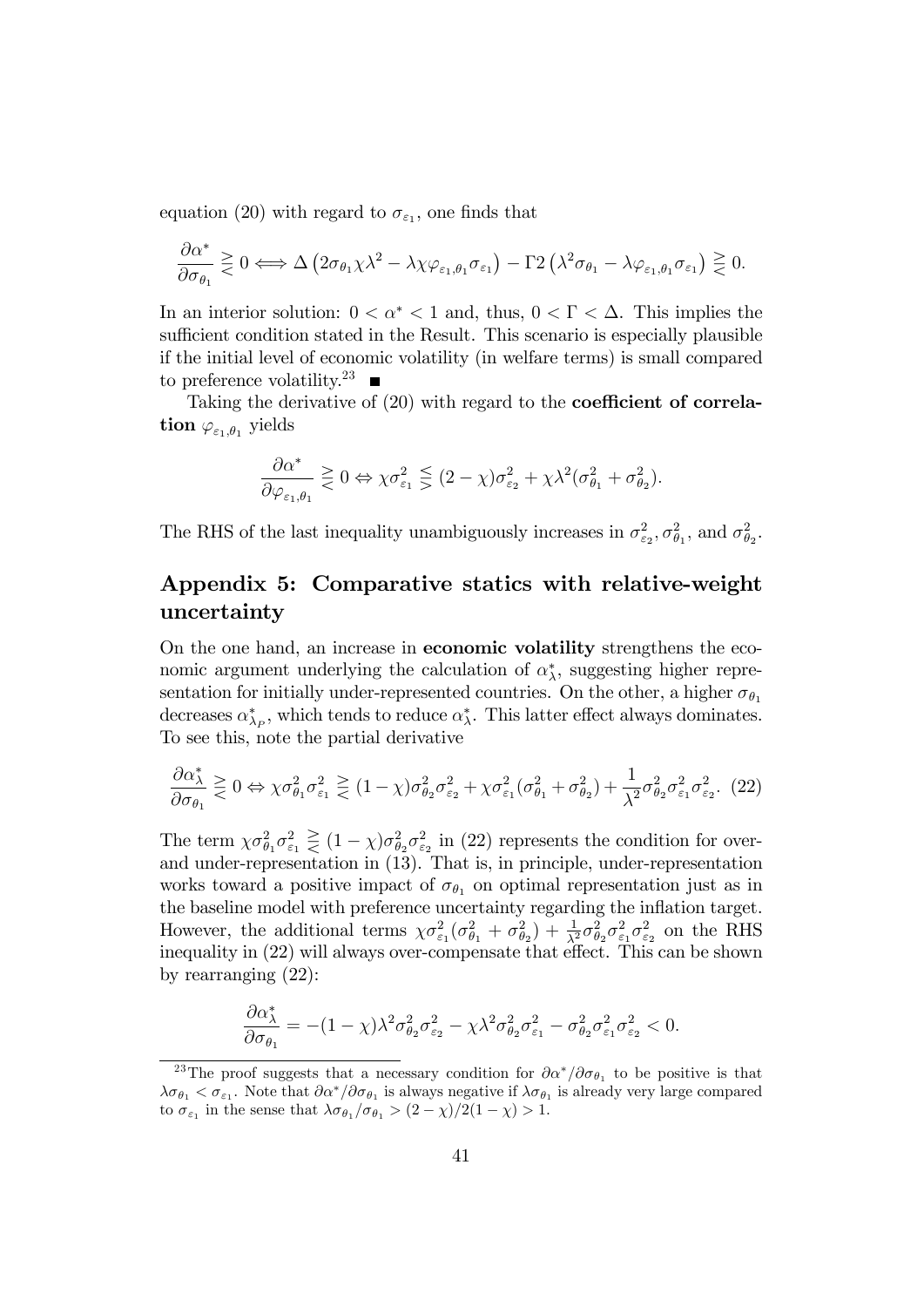equation (20) with regard to $\sigma_{\varepsilon_1}$, one finds that

$$\frac{\partial \alpha^*}{\partial \sigma_{\theta_1}} \gtreqless 0 \Longleftrightarrow \Delta \left(2\sigma_{\theta_1} \chi \lambda^2 - \lambda \chi \varphi_{\varepsilon_1, \theta_1} \sigma_{\varepsilon_1}\right) - \Gamma 2 \left(\lambda^2 \sigma_{\theta_1} - \lambda \varphi_{\varepsilon_1, \theta_1} \sigma_{\varepsilon_1}\right) \gtreqless 0.$$

In an interior solution: $0 < \alpha^* < 1$ and, thus, $0 < \Gamma < \Delta$. This implies the sufficient condition stated in the Result. This scenario is especially plausible if the initial level of economic volatility (in welfare terms) is small compared to preference volatility.[23] ■

Taking the derivative of (20) with regard to the **coefficient of correlation** $\varphi_{\varepsilon_1, \theta_1}$ yields

$$\frac{\partial \alpha^*}{\partial \varphi_{\varepsilon_1, \theta_1}} \gtreqless 0 \Leftrightarrow \chi \sigma_{\varepsilon_1}^2 \lesseqgtr (2 - \chi) \sigma_{\varepsilon_2}^2 + \chi \lambda^2 (\sigma_{\theta_1}^2 + \sigma_{\theta_2}^2).$$

The RHS of the last inequality unambiguously increases in $\sigma_{\varepsilon_2}^2$, $\sigma_{\theta_1}^2$, and $\sigma_{\theta_2}^2$.

## Appendix 5: Comparative statics with relative-weight uncertainty

On the one hand, an increase in **economic volatility** strengthens the economic argument underlying the calculation of $\alpha_\lambda^*$, suggesting higher representation for initially under-represented countries. On the other, a higher $\sigma_{\theta_1}$ decreases $\alpha_{\lambda_P}^*$, which tends to reduce $\alpha_\lambda^*$. This latter effect always dominates. To see this, note the partial derivative

$$\frac{\partial \alpha_\lambda^*}{\partial \sigma_{\theta_1}} \gtreqless 0 \Leftrightarrow \chi \sigma_{\theta_1}^2 \sigma_{\varepsilon_1}^2 \gtreqless (1 - \chi) \sigma_{\theta_2}^2 \sigma_{\varepsilon_2}^2 + \chi \sigma_{\varepsilon_1}^2 (\sigma_{\theta_1}^2 + \sigma_{\theta_2}^2) + \frac{1}{\lambda^2} \sigma_{\theta_2}^2 \sigma_{\varepsilon_1}^2 \sigma_{\varepsilon_2}^2. \quad (22)$$

The term $\chi \sigma_{\theta_1}^2 \sigma_{\varepsilon_1}^2 \gtreqless (1 - \chi) \sigma_{\theta_2}^2 \sigma_{\varepsilon_2}^2$ in (22) represents the condition for over- and under-representation in (13). That is, in principle, under-representation works toward a positive impact of $\sigma_{\theta_1}$ on optimal representation just as in the baseline model with preference uncertainty regarding the inflation target. However, the additional terms $\chi \sigma_{\varepsilon_1}^2 (\sigma_{\theta_1}^2 + \sigma_{\theta_2}^2) + \frac{1}{\lambda^2} \sigma_{\theta_2}^2 \sigma_{\varepsilon_1}^2 \sigma_{\varepsilon_2}^2$ on the RHS inequality in (22) will always over-compensate that effect. This can be shown by rearranging (22):

$$\frac{\partial \alpha_\lambda^*}{\partial \sigma_{\theta_1}} = -(1 - \chi) \lambda^2 \sigma_{\theta_2}^2 \sigma_{\varepsilon_2}^2 - \chi \lambda^2 \sigma_{\theta_2}^2 \sigma_{\varepsilon_1}^2 - \sigma_{\theta_2}^2 \sigma_{\varepsilon_1}^2 \sigma_{\varepsilon_2}^2 < 0.$$

[23] The proof suggests that a necessary condition for $\partial \alpha^* / \partial \sigma_{\theta_1}$ to be positive is that $\lambda \sigma_{\theta_1} < \sigma_{\varepsilon_1}$. Note that $\partial \alpha^* / \partial \sigma_{\theta_1}$ is always negative if $\lambda \sigma_{\theta_1}$ is already very large compared to $\sigma_{\varepsilon_1}$ in the sense that $\lambda \sigma_{\theta_1} / \sigma_{\theta_1} > (2 - \chi) / 2(1 - \chi) > 1$.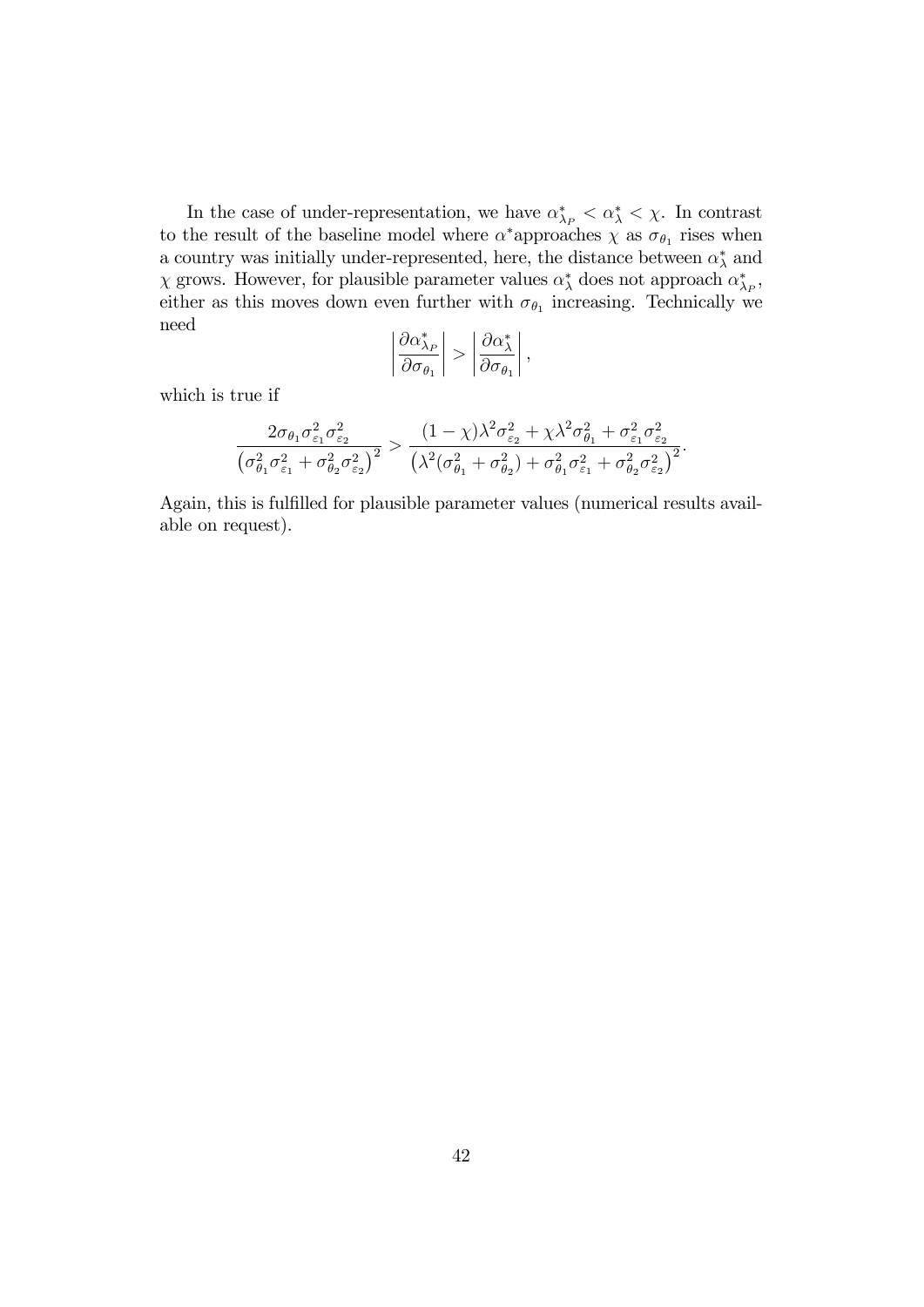In the case of under-representation, we have $\alpha^*_{\lambda_P} < \alpha^*_\lambda < \chi$. In contrast to the result of the baseline model where $\alpha^*$approaches $\chi$ as $\sigma_{\theta_1}$ rises when a country was initially under-represented, here, the distance between $\alpha^*_\lambda$ and $\chi$ grows. However, for plausible parameter values $\alpha^*_\lambda$ does not approach $\alpha^*_{\lambda_P}$, either as this moves down even further with $\sigma_{\theta_1}$ increasing. Technically we need

$$\left|\frac{\partial \alpha^*_{\lambda_P}}{\partial \sigma_{\theta_1}}\right| > \left|\frac{\partial \alpha^*_{\lambda}}{\partial \sigma_{\theta_1}}\right|,$$

which is true if

$$\frac{2\sigma_{\theta_1}\sigma^2_{\varepsilon_1}\sigma^2_{\varepsilon_2}}{\left(\sigma^2_{\theta_1}\sigma^2_{\varepsilon_1}+\sigma^2_{\theta_2}\sigma^2_{\varepsilon_2}\right)^2} > \frac{(1-\chi)\lambda^2\sigma^2_{\varepsilon_2}+\chi\lambda^2\sigma^2_{\theta_1}+\sigma^2_{\varepsilon_1}\sigma^2_{\varepsilon_2}}{\left(\lambda^2(\sigma^2_{\theta_1}+\sigma^2_{\theta_2})+\sigma^2_{\theta_1}\sigma^2_{\varepsilon_1}+\sigma^2_{\theta_2}\sigma^2_{\varepsilon_2}\right)^2}.$$

Again, this is fulfilled for plausible parameter values (numerical results available on request).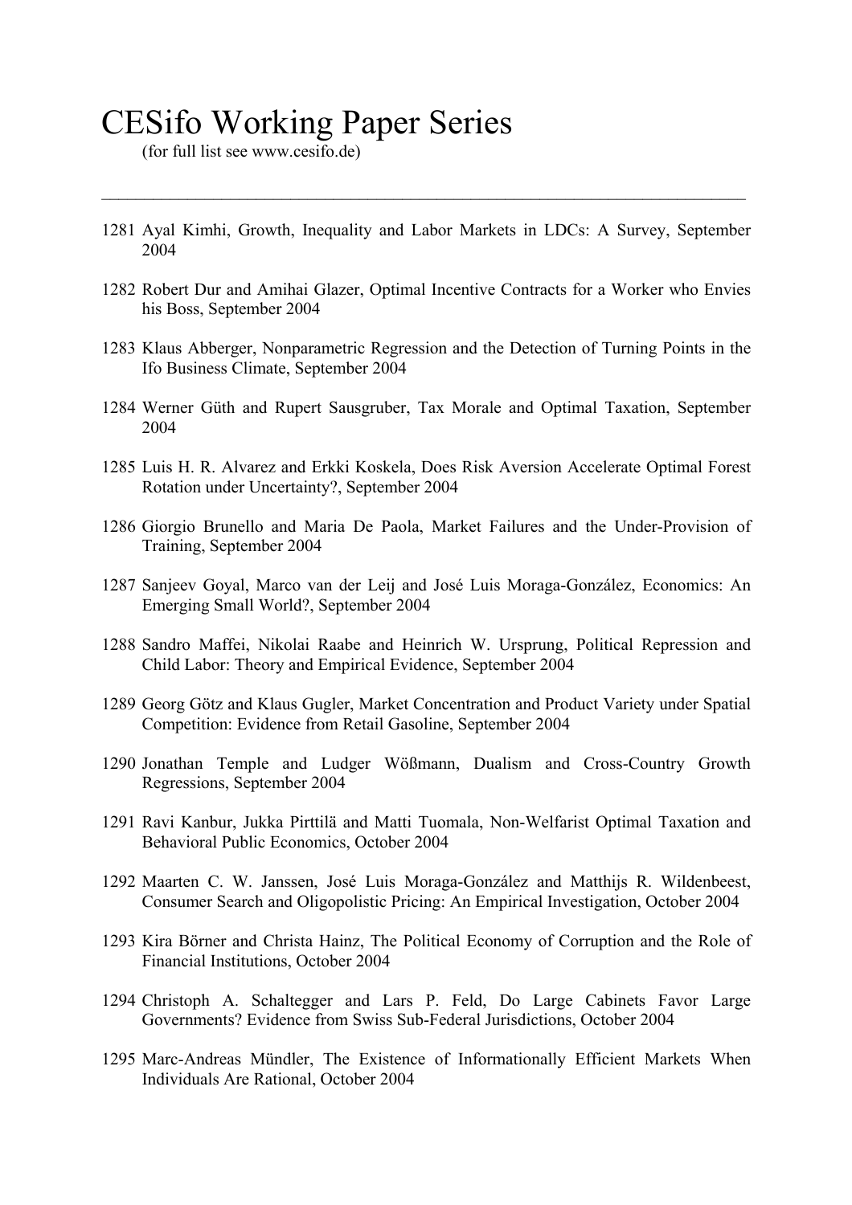# CESifo Working Paper Series

(for full list see www.cesifo.de)

---

1281 Ayal Kimhi, Growth, Inequality and Labor Markets in LDCs: A Survey, September 2004

1282 Robert Dur and Amihai Glazer, Optimal Incentive Contracts for a Worker who Envies his Boss, September 2004

1283 Klaus Abberger, Nonparametric Regression and the Detection of Turning Points in the Ifo Business Climate, September 2004

1284 Werner Güth and Rupert Sausgruber, Tax Morale and Optimal Taxation, September 2004

1285 Luis H. R. Alvarez and Erkki Koskela, Does Risk Aversion Accelerate Optimal Forest Rotation under Uncertainty?, September 2004

1286 Giorgio Brunello and Maria De Paola, Market Failures and the Under-Provision of Training, September 2004

1287 Sanjeev Goyal, Marco van der Leij and José Luis Moraga-González, Economics: An Emerging Small World?, September 2004

1288 Sandro Maffei, Nikolai Raabe and Heinrich W. Ursprung, Political Repression and Child Labor: Theory and Empirical Evidence, September 2004

1289 Georg Götz and Klaus Gugler, Market Concentration and Product Variety under Spatial Competition: Evidence from Retail Gasoline, September 2004

1290 Jonathan Temple and Ludger Wößmann, Dualism and Cross-Country Growth Regressions, September 2004

1291 Ravi Kanbur, Jukka Pirttilä and Matti Tuomala, Non-Welfarist Optimal Taxation and Behavioral Public Economics, October 2004

1292 Maarten C. W. Janssen, José Luis Moraga-González and Matthijs R. Wildenbeest, Consumer Search and Oligopolistic Pricing: An Empirical Investigation, October 2004

1293 Kira Börner and Christa Hainz, The Political Economy of Corruption and the Role of Financial Institutions, October 2004

1294 Christoph A. Schaltegger and Lars P. Feld, Do Large Cabinets Favor Large Governments? Evidence from Swiss Sub-Federal Jurisdictions, October 2004

1295 Marc-Andreas Mündler, The Existence of Informationally Efficient Markets When Individuals Are Rational, October 2004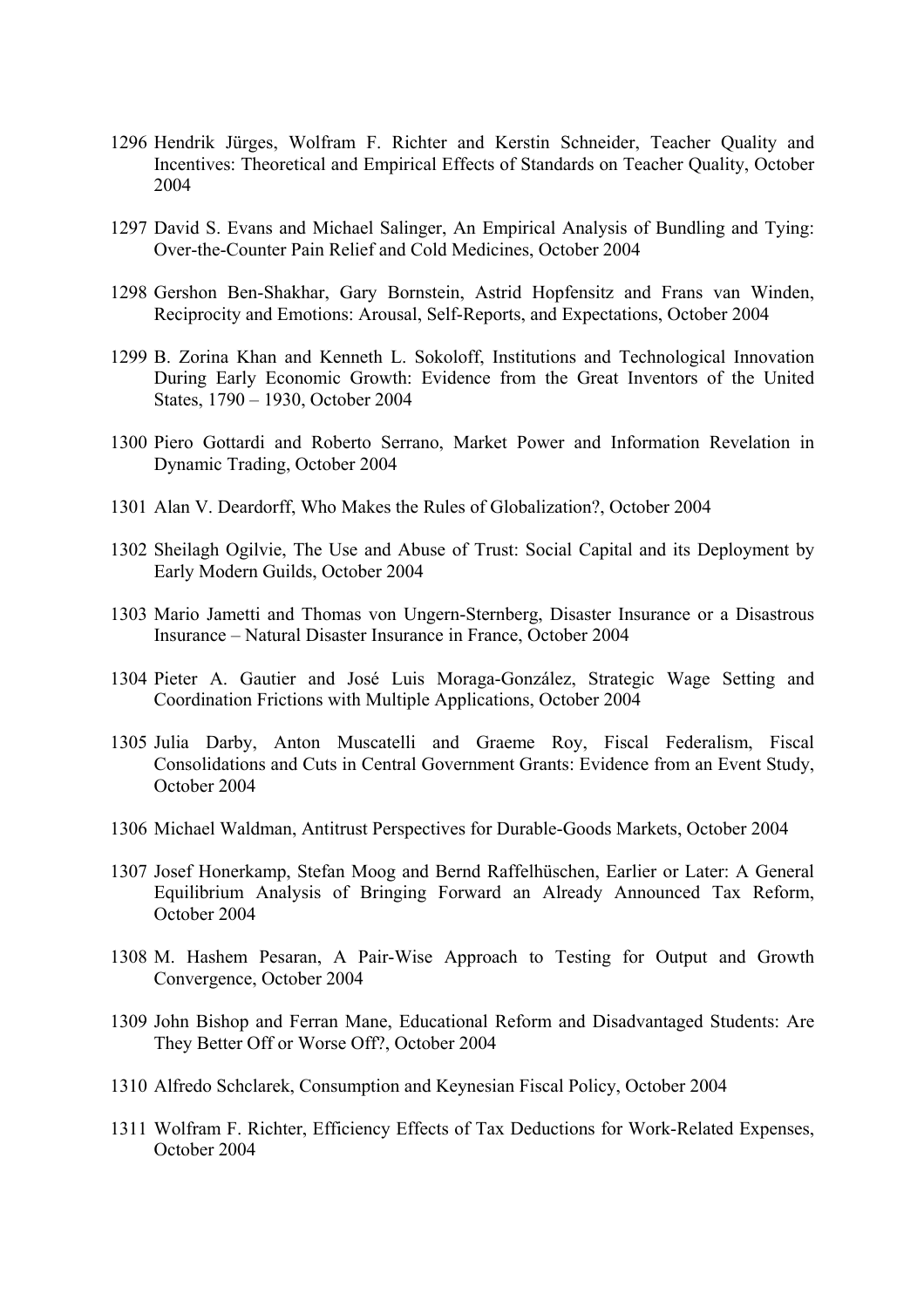1296 Hendrik Jürges, Wolfram F. Richter and Kerstin Schneider, Teacher Quality and Incentives: Theoretical and Empirical Effects of Standards on Teacher Quality, October 2004

1297 David S. Evans and Michael Salinger, An Empirical Analysis of Bundling and Tying: Over-the-Counter Pain Relief and Cold Medicines, October 2004

1298 Gershon Ben-Shakhar, Gary Bornstein, Astrid Hopfensitz and Frans van Winden, Reciprocity and Emotions: Arousal, Self-Reports, and Expectations, October 2004

1299 B. Zorina Khan and Kenneth L. Sokoloff, Institutions and Technological Innovation During Early Economic Growth: Evidence from the Great Inventors of the United States, 1790 – 1930, October 2004

1300 Piero Gottardi and Roberto Serrano, Market Power and Information Revelation in Dynamic Trading, October 2004

1301 Alan V. Deardorff, Who Makes the Rules of Globalization?, October 2004

1302 Sheilagh Ogilvie, The Use and Abuse of Trust: Social Capital and its Deployment by Early Modern Guilds, October 2004

1303 Mario Jametti and Thomas von Ungern-Sternberg, Disaster Insurance or a Disastrous Insurance – Natural Disaster Insurance in France, October 2004

1304 Pieter A. Gautier and José Luis Moraga-González, Strategic Wage Setting and Coordination Frictions with Multiple Applications, October 2004

1305 Julia Darby, Anton Muscatelli and Graeme Roy, Fiscal Federalism, Fiscal Consolidations and Cuts in Central Government Grants: Evidence from an Event Study, October 2004

1306 Michael Waldman, Antitrust Perspectives for Durable-Goods Markets, October 2004

1307 Josef Honerkamp, Stefan Moog and Bernd Raffelhüschen, Earlier or Later: A General Equilibrium Analysis of Bringing Forward an Already Announced Tax Reform, October 2004

1308 M. Hashem Pesaran, A Pair-Wise Approach to Testing for Output and Growth Convergence, October 2004

1309 John Bishop and Ferran Mane, Educational Reform and Disadvantaged Students: Are They Better Off or Worse Off?, October 2004

1310 Alfredo Schclarek, Consumption and Keynesian Fiscal Policy, October 2004

1311 Wolfram F. Richter, Efficiency Effects of Tax Deductions for Work-Related Expenses, October 2004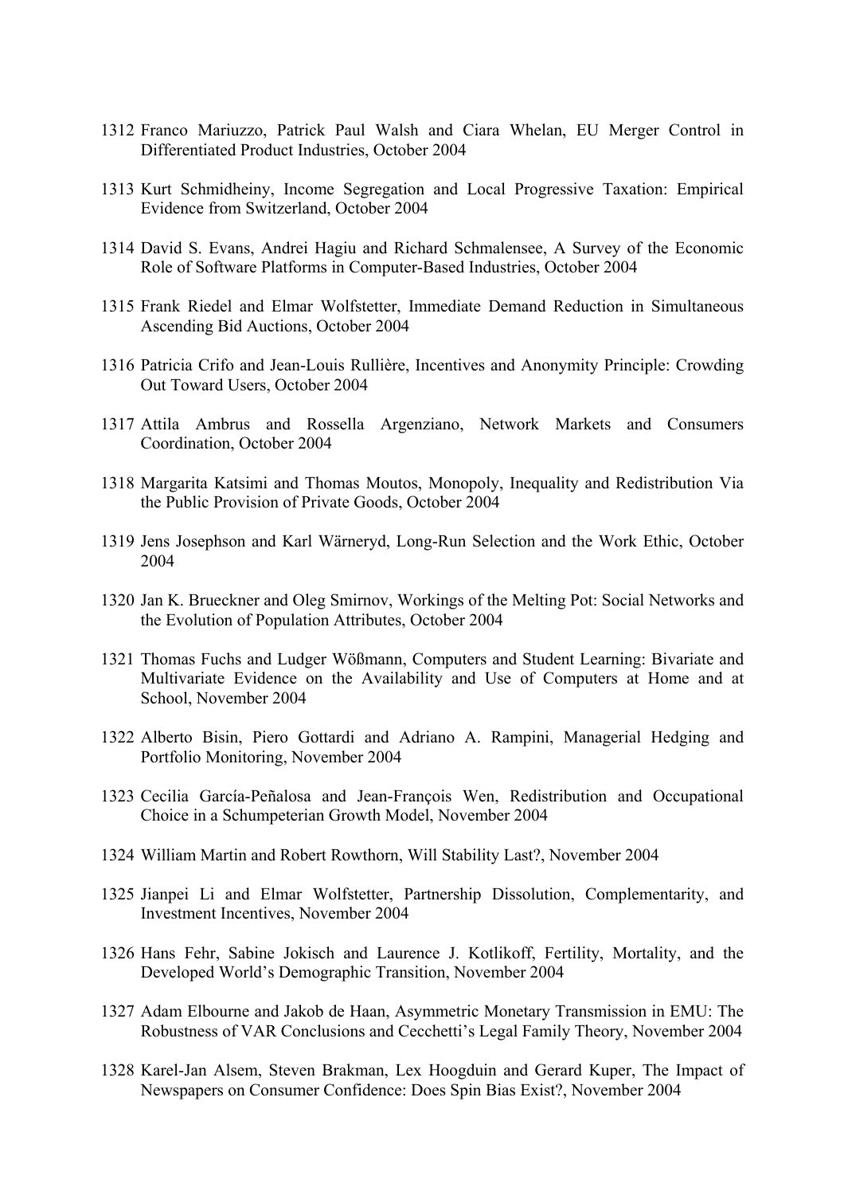1312 Franco Mariuzzo, Patrick Paul Walsh and Ciara Whelan, EU Merger Control in Differentiated Product Industries, October 2004

1313 Kurt Schmidheiny, Income Segregation and Local Progressive Taxation: Empirical Evidence from Switzerland, October 2004

1314 David S. Evans, Andrei Hagiu and Richard Schmalensee, A Survey of the Economic Role of Software Platforms in Computer-Based Industries, October 2004

1315 Frank Riedel and Elmar Wolfstetter, Immediate Demand Reduction in Simultaneous Ascending Bid Auctions, October 2004

1316 Patricia Crifo and Jean-Louis Rullière, Incentives and Anonymity Principle: Crowding Out Toward Users, October 2004

1317 Attila Ambrus and Rossella Argenziano, Network Markets and Consumers Coordination, October 2004

1318 Margarita Katsimi and Thomas Moutos, Monopoly, Inequality and Redistribution Via the Public Provision of Private Goods, October 2004

1319 Jens Josephson and Karl Wärneryd, Long-Run Selection and the Work Ethic, October 2004

1320 Jan K. Brueckner and Oleg Smirnov, Workings of the Melting Pot: Social Networks and the Evolution of Population Attributes, October 2004

1321 Thomas Fuchs and Ludger Wößmann, Computers and Student Learning: Bivariate and Multivariate Evidence on the Availability and Use of Computers at Home and at School, November 2004

1322 Alberto Bisin, Piero Gottardi and Adriano A. Rampini, Managerial Hedging and Portfolio Monitoring, November 2004

1323 Cecilia García-Peñalosa and Jean-François Wen, Redistribution and Occupational Choice in a Schumpeterian Growth Model, November 2004

1324 William Martin and Robert Rowthorn, Will Stability Last?, November 2004

1325 Jianpei Li and Elmar Wolfstetter, Partnership Dissolution, Complementarity, and Investment Incentives, November 2004

1326 Hans Fehr, Sabine Jokisch and Laurence J. Kotlikoff, Fertility, Mortality, and the Developed World's Demographic Transition, November 2004

1327 Adam Elbourne and Jakob de Haan, Asymmetric Monetary Transmission in EMU: The Robustness of VAR Conclusions and Cecchetti's Legal Family Theory, November 2004

1328 Karel-Jan Alsem, Steven Brakman, Lex Hoogduin and Gerard Kuper, The Impact of Newspapers on Consumer Confidence: Does Spin Bias Exist?, November 2004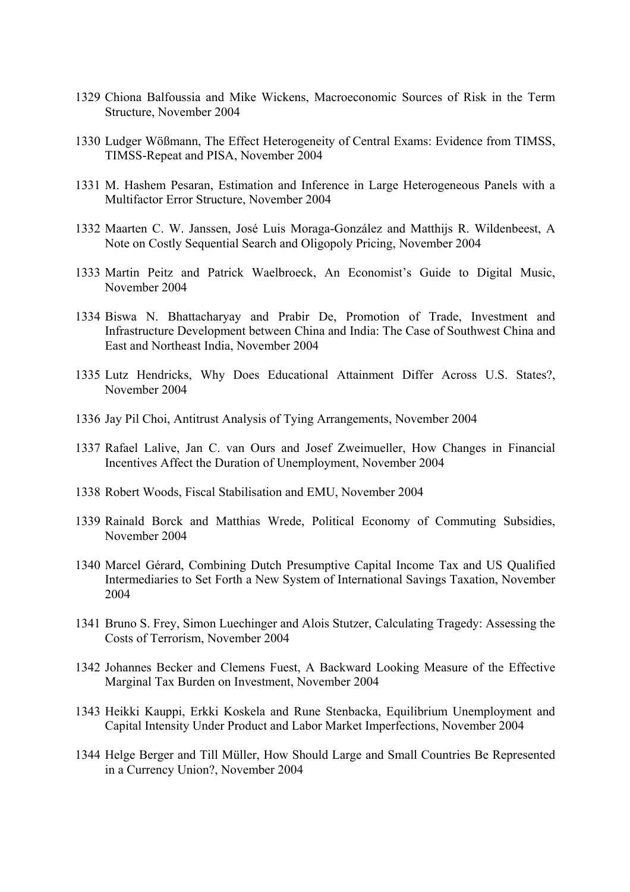1329 Chiona Balfoussia and Mike Wickens, Macroeconomic Sources of Risk in the Term Structure, November 2004

1330 Ludger Wößmann, The Effect Heterogeneity of Central Exams: Evidence from TIMSS, TIMSS-Repeat and PISA, November 2004

1331 M. Hashem Pesaran, Estimation and Inference in Large Heterogeneous Panels with a Multifactor Error Structure, November 2004

1332 Maarten C. W. Janssen, José Luis Moraga-González and Matthijs R. Wildenbeest, A Note on Costly Sequential Search and Oligopoly Pricing, November 2004

1333 Martin Peitz and Patrick Waelbroeck, An Economist's Guide to Digital Music, November 2004

1334 Biswa N. Bhattacharyay and Prabir De, Promotion of Trade, Investment and Infrastructure Development between China and India: The Case of Southwest China and East and Northeast India, November 2004

1335 Lutz Hendricks, Why Does Educational Attainment Differ Across U.S. States?, November 2004

1336 Jay Pil Choi, Antitrust Analysis of Tying Arrangements, November 2004

1337 Rafael Lalive, Jan C. van Ours and Josef Zweimueller, How Changes in Financial Incentives Affect the Duration of Unemployment, November 2004

1338 Robert Woods, Fiscal Stabilisation and EMU, November 2004

1339 Rainald Borck and Matthias Wrede, Political Economy of Commuting Subsidies, November 2004

1340 Marcel Gérard, Combining Dutch Presumptive Capital Income Tax and US Qualified Intermediaries to Set Forth a New System of International Savings Taxation, November 2004

1341 Bruno S. Frey, Simon Luechinger and Alois Stutzer, Calculating Tragedy: Assessing the Costs of Terrorism, November 2004

1342 Johannes Becker and Clemens Fuest, A Backward Looking Measure of the Effective Marginal Tax Burden on Investment, November 2004

1343 Heikki Kauppi, Erkki Koskela and Rune Stenbacka, Equilibrium Unemployment and Capital Intensity Under Product and Labor Market Imperfections, November 2004

1344 Helge Berger and Till Müller, How Should Large and Small Countries Be Represented in a Currency Union?, November 2004